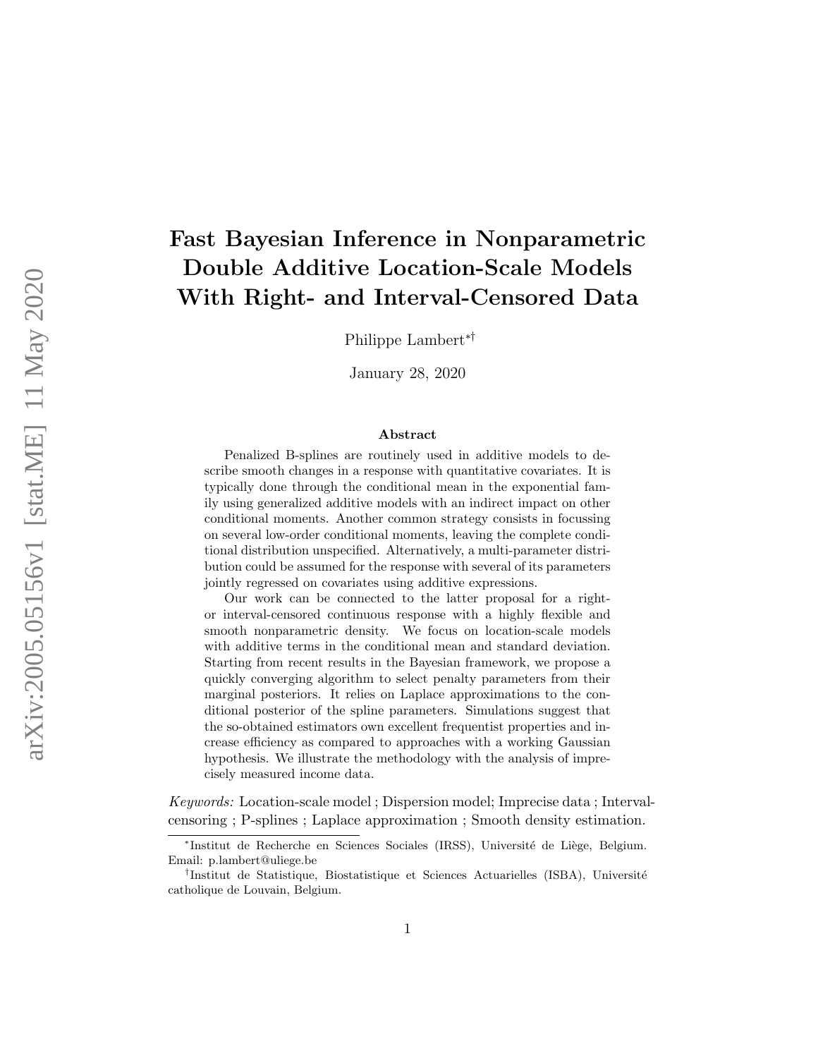# Fast Bayesian Inference in Nonparametric Double Additive Location-Scale Models With Right- and Interval-Censored Data

Philippe Lambert[*†]

January 28, 2020

### Abstract

Penalized B-splines are routinely used in additive models to describe smooth changes in a response with quantitative covariates. It is typically done through the conditional mean in the exponential family using generalized additive models with an indirect impact on other conditional moments. Another common strategy consists in focussing on several low-order conditional moments, leaving the complete conditional distribution unspecified. Alternatively, a multi-parameter distribution could be assumed for the response with several of its parameters jointly regressed on covariates using additive expressions.

Our work can be connected to the latter proposal for a right- or interval-censored continuous response with a highly flexible and smooth nonparametric density. We focus on location-scale models with additive terms in the conditional mean and standard deviation. Starting from recent results in the Bayesian framework, we propose a quickly converging algorithm to select penalty parameters from their marginal posteriors. It relies on Laplace approximations to the conditional posterior of the spline parameters. Simulations suggest that the so-obtained estimators own excellent frequentist properties and increase efficiency as compared to approaches with a working Gaussian hypothesis. We illustrate the methodology with the analysis of imprecisely measured income data.

*Keywords:* Location-scale model ; Dispersion model; Imprecise data ; Interval-censoring ; P-splines ; Laplace approximation ; Smooth density estimation.

[*]Institut de Recherche en Sciences Sociales (IRSS), Université de Liège, Belgium. Email: p.lambert@uliege.be

[†]Institut de Statistique, Biostatistique et Sciences Actuarielles (ISBA), Université catholique de Louvain, Belgium.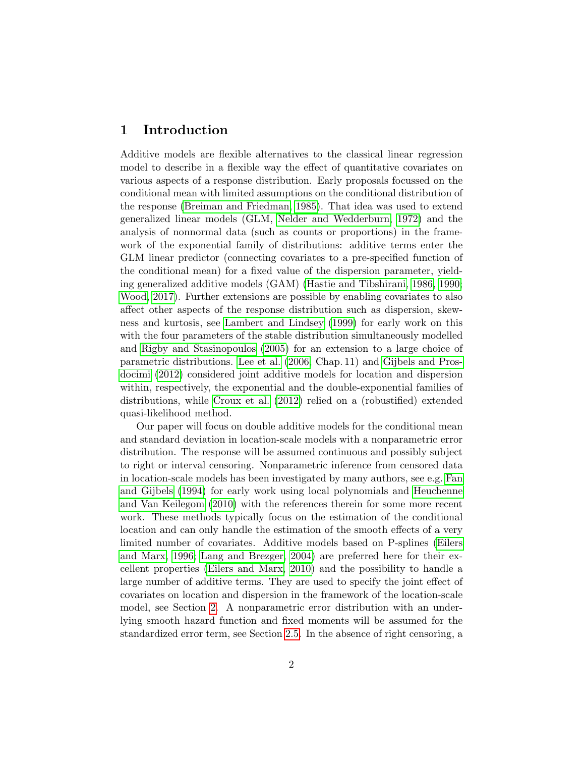# 1 Introduction

Additive models are flexible alternatives to the classical linear regression model to describe in a flexible way the effect of quantitative covariates on various aspects of a response distribution. Early proposals focussed on the conditional mean with limited assumptions on the conditional distribution of the response (Breiman and Friedman, 1985). That idea was used to extend generalized linear models (GLM, Nelder and Wedderburn, 1972) and the analysis of nonnormal data (such as counts or proportions) in the framework of the exponential family of distributions: additive terms enter the GLM linear predictor (connecting covariates to a pre-specified function of the conditional mean) for a fixed value of the dispersion parameter, yielding generalized additive models (GAM) (Hastie and Tibshirani, 1986, 1990; Wood, 2017). Further extensions are possible by enabling covariates to also affect other aspects of the response distribution such as dispersion, skewness and kurtosis, see Lambert and Lindsey (1999) for early work on this with the four parameters of the stable distribution simultaneously modelled and Rigby and Stasinopoulos (2005) for an extension to a large choice of parametric distributions. Lee et al. (2006, Chap. 11) and Gijbels and Prosdocimi (2012) considered joint additive models for location and dispersion within, respectively, the exponential and the double-exponential families of distributions, while Croux et al. (2012) relied on a (robustified) extended quasi-likelihood method.

Our paper will focus on double additive models for the conditional mean and standard deviation in location-scale models with a nonparametric error distribution. The response will be assumed continuous and possibly subject to right or interval censoring. Nonparametric inference from censored data in location-scale models has been investigated by many authors, see e.g. Fan and Gijbels (1994) for early work using local polynomials and Heuchenne and Van Keilegom (2010) with the references therein for some more recent work. These methods typically focus on the estimation of the conditional location and can only handle the estimation of the smooth effects of a very limited number of covariates. Additive models based on P-splines (Eilers and Marx, 1996; Lang and Brezger, 2004) are preferred here for their excellent properties (Eilers and Marx, 2010) and the possibility to handle a large number of additive terms. They are used to specify the joint effect of covariates on location and dispersion in the framework of the location-scale model, see Section 2. A nonparametric error distribution with an underlying smooth hazard function and fixed moments will be assumed for the standardized error term, see Section 2.5. In the absence of right censoring, a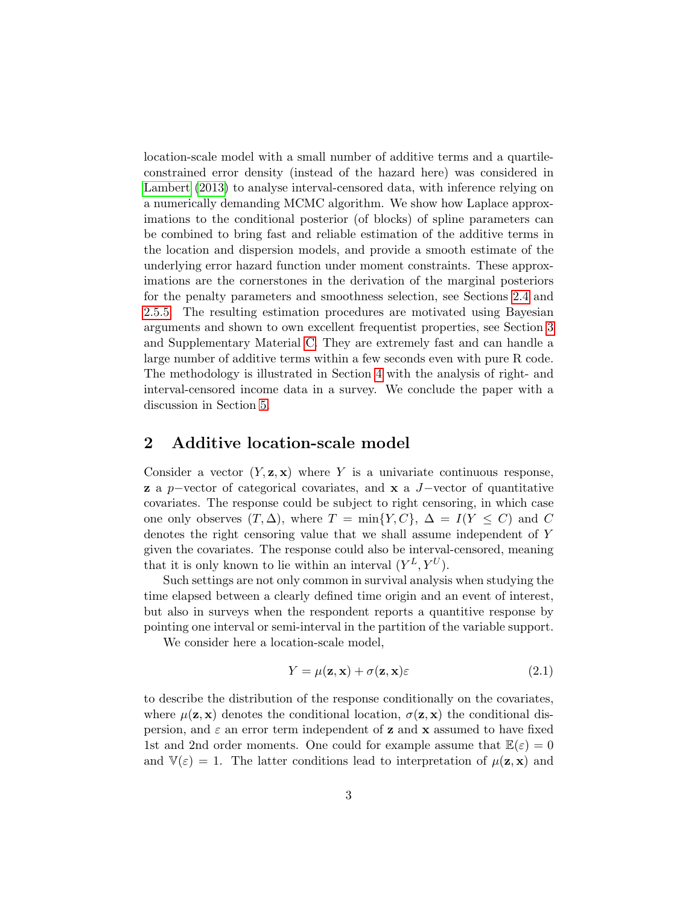location-scale model with a small number of additive terms and a quartile-constrained error density (instead of the hazard here) was considered in Lambert (2013) to analyse interval-censored data, with inference relying on a numerically demanding MCMC algorithm. We show how Laplace approximations to the conditional posterior (of blocks) of spline parameters can be combined to bring fast and reliable estimation of the additive terms in the location and dispersion models, and provide a smooth estimate of the underlying error hazard function under moment constraints. These approximations are the cornerstones in the derivation of the marginal posteriors for the penalty parameters and smoothness selection, see Sections 2.4 and 2.5.5. The resulting estimation procedures are motivated using Bayesian arguments and shown to own excellent frequentist properties, see Section 3 and Supplementary Material C. They are extremely fast and can handle a large number of additive terms within a few seconds even with pure R code. The methodology is illustrated in Section 4 with the analysis of right- and interval-censored income data in a survey. We conclude the paper with a discussion in Section 5.

## 2 Additive location-scale model

Consider a vector $(Y, \mathbf{z}, \mathbf{x})$ where $Y$ is a univariate continuous response, $\mathbf{z}$ a $p-$vector of categorical covariates, and $\mathbf{x}$ a $J-$vector of quantitative covariates. The response could be subject to right censoring, in which case one only observes $(T, \Delta)$, where $T = \min\{Y, C\}$, $\Delta = I(Y \leq C)$ and $C$ denotes the right censoring value that we shall assume independent of $Y$ given the covariates. The response could also be interval-censored, meaning that it is only known to lie within an interval $(Y^L, Y^U)$.

Such settings are not only common in survival analysis when studying the time elapsed between a clearly defined time origin and an event of interest, but also in surveys when the respondent reports a quantitive response by pointing one interval or semi-interval in the partition of the variable support.

We consider here a location-scale model,

$$Y = \mu(\mathbf{z}, \mathbf{x}) + \sigma(\mathbf{z}, \mathbf{x})\varepsilon \tag{2.1}$$

to describe the distribution of the response conditionally on the covariates, where $\mu(\mathbf{z}, \mathbf{x})$ denotes the conditional location, $\sigma(\mathbf{z}, \mathbf{x})$ the conditional dispersion, and $\varepsilon$ an error term independent of $\mathbf{z}$ and $\mathbf{x}$ assumed to have fixed 1st and 2nd order moments. One could for example assume that $\mathbb{E}(\varepsilon) = 0$ and $\mathbb{V}(\varepsilon) = 1$. The latter conditions lead to interpretation of $\mu(\mathbf{z}, \mathbf{x})$ and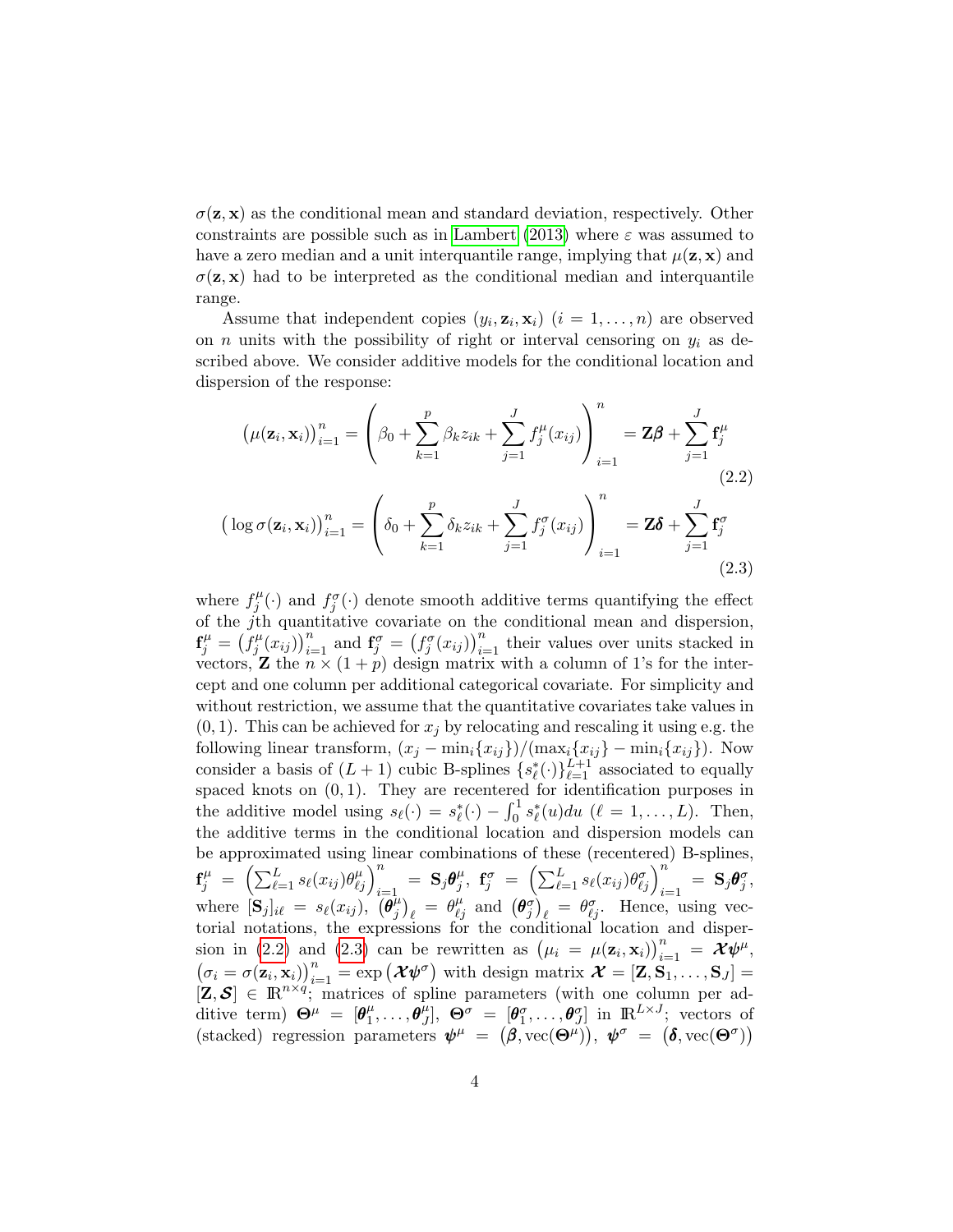$\sigma(\mathbf{z}, \mathbf{x})$ as the conditional mean and standard deviation, respectively. Other constraints are possible such as in Lambert (2013) where $\varepsilon$ was assumed to have a zero median and a unit interquantile range, implying that $\mu(\mathbf{z}, \mathbf{x})$ and $\sigma(\mathbf{z}, \mathbf{x})$ had to be interpreted as the conditional median and interquantile range.

Assume that independent copies $(y_i, \mathbf{z}_i, \mathbf{x}_i)$ $(i = 1, \ldots, n)$ are observed on $n$ units with the possibility of right or interval censoring on $y_i$ as described above. We consider additive models for the conditional location and dispersion of the response:

$$\big(\mu(\mathbf{z}_i, \mathbf{x}_i)\big)_{i=1}^n = \left(\beta_0 + \sum_{k=1}^p \beta_k z_{ik} + \sum_{j=1}^J f_j^\mu(x_{ij})\right)_{i=1}^n = \mathbf{Z}\boldsymbol{\beta} + \sum_{j=1}^J \mathbf{f}_j^\mu \tag{2.2}$$

$$\big(\log \sigma(\mathbf{z}_i, \mathbf{x}_i)\big)_{i=1}^n = \left(\delta_0 + \sum_{k=1}^p \delta_k z_{ik} + \sum_{j=1}^J f_j^\sigma(x_{ij})\right)_{i=1}^n = \mathbf{Z}\boldsymbol{\delta} + \sum_{j=1}^J \mathbf{f}_j^\sigma \tag{2.3}$$

where $f_j^\mu(\cdot)$ and $f_j^\sigma(\cdot)$ denote smooth additive terms quantifying the effect of the $j$th quantitative covariate on the conditional mean and dispersion, $\mathbf{f}_j^\mu = \big(f_j^\mu(x_{ij})\big)_{i=1}^n$ and $\mathbf{f}_j^\sigma = \big(f_j^\sigma(x_{ij})\big)_{i=1}^n$ their values over units stacked in vectors, $\mathbf{Z}$ the $n \times (1+p)$ design matrix with a column of 1's for the intercept and one column per additional categorical covariate. For simplicity and without restriction, we assume that the quantitative covariates take values in $(0, 1)$. This can be achieved for $x_j$ by relocating and rescaling it using e.g. the following linear transform, $(x_j - \min_i\{x_{ij}\})/(\max_i\{x_{ij}\} - \min_i\{x_{ij}\})$. Now consider a basis of $(L+1)$ cubic B-splines $\{s_\ell^*(\cdot)\}_{\ell=1}^{L+1}$ associated to equally spaced knots on $(0, 1)$. They are recentered for identification purposes in the additive model using $s_\ell(\cdot) = s_\ell^*(\cdot) - \int_0^1 s_\ell^*(u)du$ $(\ell = 1, \ldots, L)$. Then, the additive terms in the conditional location and dispersion models can be approximated using linear combinations of these (recentered) B-splines, $\mathbf{f}_j^\mu = \left(\sum_{\ell=1}^L s_\ell(x_{ij})\theta_{\ell j}^\mu\right)_{i=1}^n = \mathbf{S}_j\boldsymbol{\theta}_j^\mu$, $\mathbf{f}_j^\sigma = \left(\sum_{\ell=1}^L s_\ell(x_{ij})\theta_{\ell j}^\sigma\right)_{i=1}^n = \mathbf{S}_j\boldsymbol{\theta}_j^\sigma$, where $[\mathbf{S}_j]_{i\ell} = s_\ell(x_{ij})$, $\big(\boldsymbol{\theta}_j^\mu\big)_\ell = \theta_{\ell j}^\mu$ and $\big(\boldsymbol{\theta}_j^\sigma\big)_\ell = \theta_{\ell j}^\sigma$. Hence, using vectorial notations, the expressions for the conditional location and dispersion in (2.2) and (2.3) can be rewritten as $\big(\mu_i = \mu(\mathbf{z}_i, \mathbf{x}_i)\big)_{i=1}^n = \boldsymbol{\mathcal{X}}\boldsymbol{\psi}^\mu$, $\big(\sigma_i = \sigma(\mathbf{z}_i, \mathbf{x}_i)\big)_{i=1}^n = \exp\big(\boldsymbol{\mathcal{X}}\boldsymbol{\psi}^\sigma\big)$ with design matrix $\boldsymbol{\mathcal{X}} = [\mathbf{Z}, \mathbf{S}_1, \ldots, \mathbf{S}_J] = [\mathbf{Z}, \boldsymbol{\mathcal{S}}] \in \mathbb{R}^{n \times q}$; matrices of spline parameters (with one column per additive term) $\boldsymbol{\Theta}^\mu = [\boldsymbol{\theta}_1^\mu, \ldots, \boldsymbol{\theta}_J^\mu]$, $\boldsymbol{\Theta}^\sigma = [\boldsymbol{\theta}_1^\sigma, \ldots, \boldsymbol{\theta}_J^\sigma]$ in $\mathbb{R}^{L \times J}$; vectors of (stacked) regression parameters $\boldsymbol{\psi}^\mu = \big(\boldsymbol{\beta}, \mathrm{vec}(\boldsymbol{\Theta}^\mu)\big)$, $\boldsymbol{\psi}^\sigma = \big(\boldsymbol{\delta}, \mathrm{vec}(\boldsymbol{\Theta}^\sigma)\big)$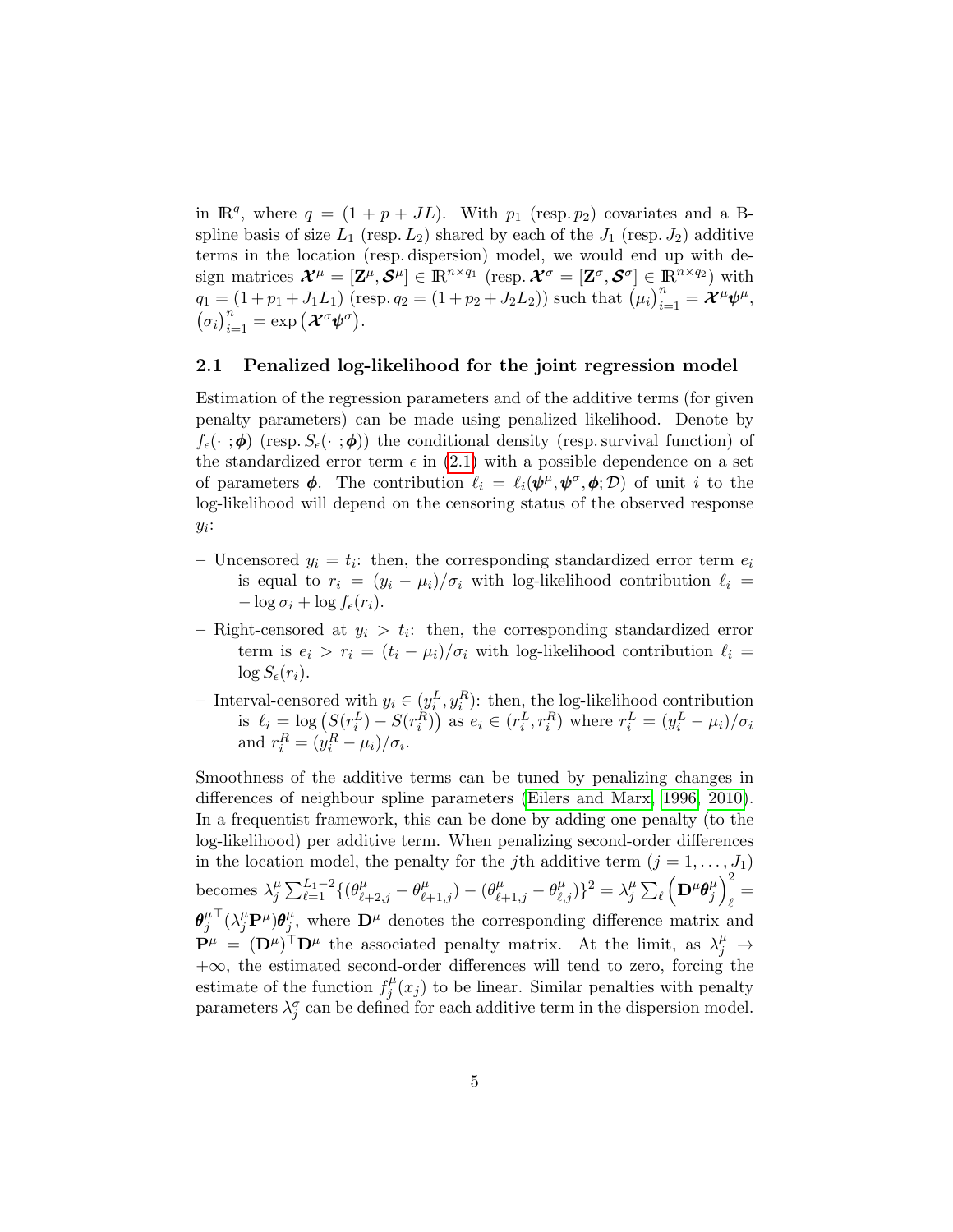in $\mathbb{R}^q$, where $q = (1 + p + JL)$. With $p_1$ (resp. $p_2$) covariates and a B-spline basis of size $L_1$ (resp. $L_2$) shared by each of the $J_1$ (resp. $J_2$) additive terms in the location (resp. dispersion) model, we would end up with design matrices $\boldsymbol{\mathcal{X}}^\mu = [\mathbf{Z}^\mu, \boldsymbol{\mathcal{S}}^\mu] \in \mathbb{R}^{n \times q_1}$ (resp. $\boldsymbol{\mathcal{X}}^\sigma = [\mathbf{Z}^\sigma, \boldsymbol{\mathcal{S}}^\sigma] \in \mathbb{R}^{n \times q_2}$) with $q_1 = (1 + p_1 + J_1 L_1)$ (resp. $q_2 = (1 + p_2 + J_2 L_2)$) such that $\left(\mu_i\right)_{i=1}^n = \boldsymbol{\mathcal{X}}^\mu \boldsymbol{\psi}^\mu$, $\left(\sigma_i\right)_{i=1}^n = \exp\left(\boldsymbol{\mathcal{X}}^\sigma \boldsymbol{\psi}^\sigma\right)$.

## 2.1 Penalized log-likelihood for the joint regression model

Estimation of the regression parameters and of the additive terms (for given penalty parameters) can be made using penalized likelihood. Denote by $f_\epsilon(\cdot\,;\boldsymbol{\phi})$ (resp. $S_\epsilon(\cdot\,;\boldsymbol{\phi})$) the conditional density (resp. survival function) of the standardized error term $\epsilon$ in (2.1) with a possible dependence on a set of parameters $\boldsymbol{\phi}$. The contribution $\ell_i = \ell_i(\boldsymbol{\psi}^\mu, \boldsymbol{\psi}^\sigma, \boldsymbol{\phi}; \mathcal{D})$ of unit $i$ to the log-likelihood will depend on the censoring status of the observed response $y_i$:

- Uncensored $y_i = t_i$: then, the corresponding standardized error term $e_i$ is equal to $r_i = (y_i - \mu_i)/\sigma_i$ with log-likelihood contribution $\ell_i = -\log \sigma_i + \log f_\epsilon(r_i)$.
- Right-censored at $y_i > t_i$: then, the corresponding standardized error term is $e_i > r_i = (t_i - \mu_i)/\sigma_i$ with log-likelihood contribution $\ell_i = \log S_\epsilon(r_i)$.
- Interval-censored with $y_i \in (y_i^L, y_i^R)$: then, the log-likelihood contribution is $\ell_i = \log\left(S(r_i^L) - S(r_i^R)\right)$ as $e_i \in (r_i^L, r_i^R)$ where $r_i^L = (y_i^L - \mu_i)/\sigma_i$ and $r_i^R = (y_i^R - \mu_i)/\sigma_i$.

Smoothness of the additive terms can be tuned by penalizing changes in differences of neighbour spline parameters (Eilers and Marx, 1996, 2010). In a frequentist framework, this can be done by adding one penalty (to the log-likelihood) per additive term. When penalizing second-order differences in the location model, the penalty for the $j$th additive term ($j = 1, \ldots, J_1$) becomes $\lambda_j^\mu \sum_{\ell=1}^{L_1-2} \{(\theta_{\ell+2,j}^\mu - \theta_{\ell+1,j}^\mu) - (\theta_{\ell+1,j}^\mu - \theta_{\ell,j}^\mu)\}^2 = \lambda_j^\mu \sum_\ell \left(\mathbf{D}^\mu \boldsymbol{\theta}_j^\mu\right)_\ell^2 = {\boldsymbol{\theta}_j^\mu}^\top (\lambda_j^\mu \mathbf{P}^\mu) \boldsymbol{\theta}_j^\mu$, where $\mathbf{D}^\mu$ denotes the corresponding difference matrix and $\mathbf{P}^\mu = (\mathbf{D}^\mu)^\top \mathbf{D}^\mu$ the associated penalty matrix. At the limit, as $\lambda_j^\mu \to +\infty$, the estimated second-order differences will tend to zero, forcing the estimate of the function $f_j^\mu(x_j)$ to be linear. Similar penalties with penalty parameters $\lambda_j^\sigma$ can be defined for each additive term in the dispersion model.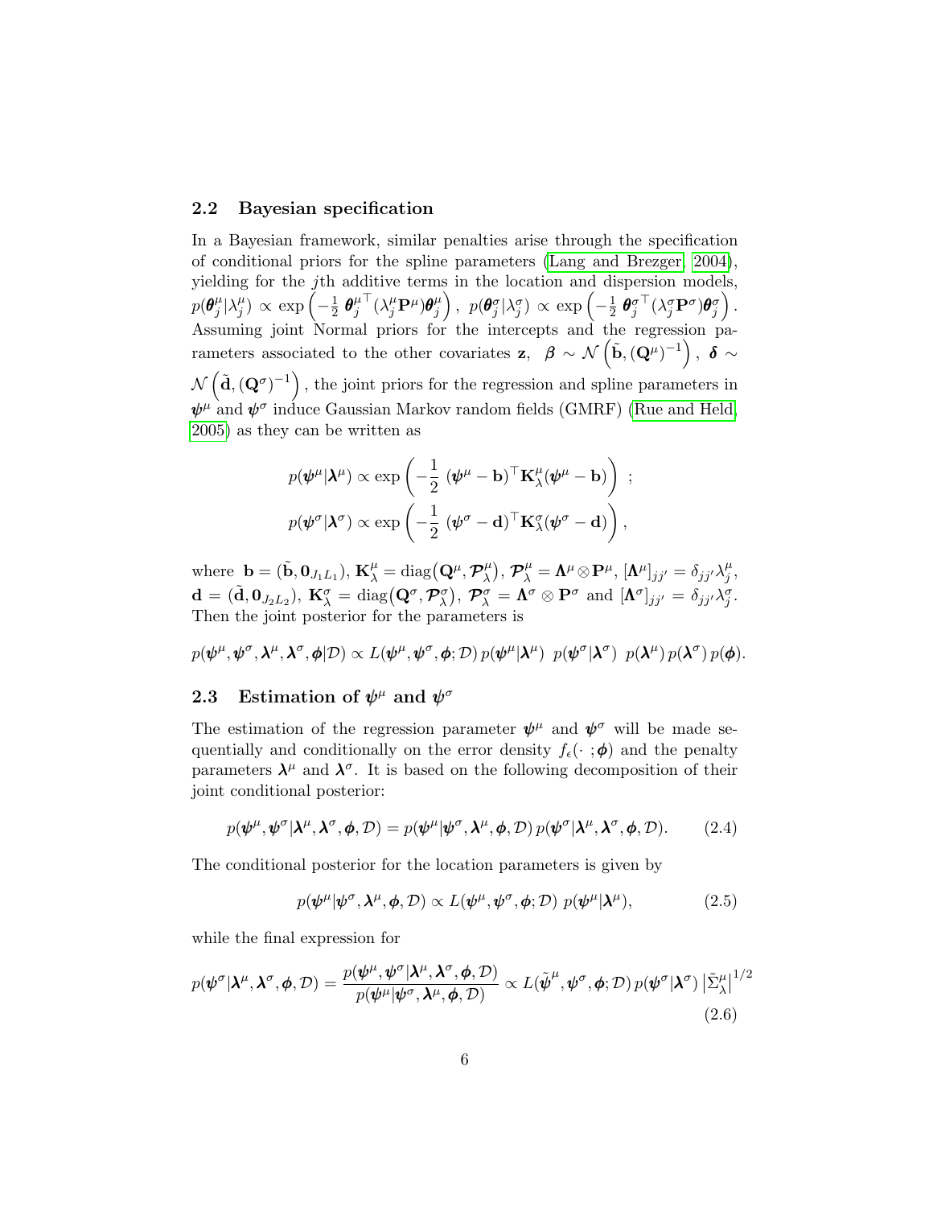### 2.2 Bayesian specification

In a Bayesian framework, similar penalties arise through the specification of conditional priors for the spline parameters (Lang and Brezger, 2004), yielding for the $j$th additive terms in the location and dispersion models, $p(\boldsymbol{\theta}_j^\mu|\lambda_j^\mu) \propto \exp\left(-\frac{1}{2}\,{\boldsymbol{\theta}_j^\mu}^\top(\lambda_j^\mu\mathbf{P}^\mu)\boldsymbol{\theta}_j^\mu\right),\; p(\boldsymbol{\theta}_j^\sigma|\lambda_j^\sigma) \propto \exp\left(-\frac{1}{2}\,{\boldsymbol{\theta}_j^\sigma}^\top(\lambda_j^\sigma\mathbf{P}^\sigma)\boldsymbol{\theta}_j^\sigma\right).$ Assuming joint Normal priors for the intercepts and the regression parameters associated to the other covariates $\mathbf{z}$, $\;\boldsymbol{\beta} \sim \mathcal{N}\left(\tilde{\mathbf{b}}, (\mathbf{Q}^\mu)^{-1}\right),\; \boldsymbol{\delta} \sim \mathcal{N}\left(\tilde{\mathbf{d}}, (\mathbf{Q}^\sigma)^{-1}\right)$, the joint priors for the regression and spline parameters in $\boldsymbol{\psi}^\mu$ and $\boldsymbol{\psi}^\sigma$ induce Gaussian Markov random fields (GMRF) (Rue and Held, 2005) as they can be written as

$$
\begin{aligned}
p(\boldsymbol{\psi}^\mu|\boldsymbol{\lambda}^\mu) &\propto \exp\left(-\frac{1}{2}\;(\boldsymbol{\psi}^\mu-\mathbf{b})^\top\mathbf{K}_\lambda^\mu(\boldsymbol{\psi}^\mu-\mathbf{b})\right)\;;\\
p(\boldsymbol{\psi}^\sigma|\boldsymbol{\lambda}^\sigma) &\propto \exp\left(-\frac{1}{2}\;(\boldsymbol{\psi}^\sigma-\mathbf{d})^\top\mathbf{K}_\lambda^\sigma(\boldsymbol{\psi}^\sigma-\mathbf{d})\right),
\end{aligned}
$$

where $\mathbf{b} = (\tilde{\mathbf{b}}, \mathbf{0}_{J_1L_1})$, $\mathbf{K}_\lambda^\mu = \mathrm{diag}\big(\mathbf{Q}^\mu, \boldsymbol{\mathcal{P}}_\lambda^\mu\big)$, $\boldsymbol{\mathcal{P}}_\lambda^\mu = \boldsymbol{\Lambda}^\mu \otimes \mathbf{P}^\mu$, $[\boldsymbol{\Lambda}^\mu]_{jj'} = \delta_{jj'}\lambda_j^\mu$, $\mathbf{d} = (\tilde{\mathbf{d}}, \mathbf{0}_{J_2L_2})$, $\mathbf{K}_\lambda^\sigma = \mathrm{diag}\big(\mathbf{Q}^\sigma, \boldsymbol{\mathcal{P}}_\lambda^\sigma\big)$, $\boldsymbol{\mathcal{P}}_\lambda^\sigma = \boldsymbol{\Lambda}^\sigma \otimes \mathbf{P}^\sigma$ and $[\boldsymbol{\Lambda}^\sigma]_{jj'} = \delta_{jj'}\lambda_j^\sigma$. Then the joint posterior for the parameters is

$$
p(\boldsymbol{\psi}^\mu, \boldsymbol{\psi}^\sigma, \boldsymbol{\lambda}^\mu, \boldsymbol{\lambda}^\sigma, \boldsymbol{\phi}|\mathcal{D}) \propto L(\boldsymbol{\psi}^\mu, \boldsymbol{\psi}^\sigma, \boldsymbol{\phi}; \mathcal{D})\, p(\boldsymbol{\psi}^\mu|\boldsymbol{\lambda}^\mu)\;\; p(\boldsymbol{\psi}^\sigma|\boldsymbol{\lambda}^\sigma)\;\; p(\boldsymbol{\lambda}^\mu)\, p(\boldsymbol{\lambda}^\sigma)\, p(\boldsymbol{\phi}).
$$

### 2.3 Estimation of $\boldsymbol{\psi}^\mu$ and $\boldsymbol{\psi}^\sigma$

The estimation of the regression parameter $\boldsymbol{\psi}^\mu$ and $\boldsymbol{\psi}^\sigma$ will be made sequentially and conditionally on the error density $f_\epsilon(\cdot\;;\boldsymbol{\phi})$ and the penalty parameters $\boldsymbol{\lambda}^\mu$ and $\boldsymbol{\lambda}^\sigma$. It is based on the following decomposition of their joint conditional posterior:

$$
p(\boldsymbol{\psi}^\mu, \boldsymbol{\psi}^\sigma|\boldsymbol{\lambda}^\mu, \boldsymbol{\lambda}^\sigma, \boldsymbol{\phi}, \mathcal{D}) = p(\boldsymbol{\psi}^\mu|\boldsymbol{\psi}^\sigma, \boldsymbol{\lambda}^\mu, \boldsymbol{\phi}, \mathcal{D})\, p(\boldsymbol{\psi}^\sigma|\boldsymbol{\lambda}^\mu, \boldsymbol{\lambda}^\sigma, \boldsymbol{\phi}, \mathcal{D}). \tag{2.4}
$$

The conditional posterior for the location parameters is given by

$$
p(\boldsymbol{\psi}^\mu|\boldsymbol{\psi}^\sigma, \boldsymbol{\lambda}^\mu, \boldsymbol{\phi}, \mathcal{D}) \propto L(\boldsymbol{\psi}^\mu, \boldsymbol{\psi}^\sigma, \boldsymbol{\phi}; \mathcal{D})\; p(\boldsymbol{\psi}^\mu|\boldsymbol{\lambda}^\mu), \tag{2.5}
$$

while the final expression for

$$
p(\boldsymbol{\psi}^\sigma|\boldsymbol{\lambda}^\mu, \boldsymbol{\lambda}^\sigma, \boldsymbol{\phi}, \mathcal{D}) = \frac{p(\boldsymbol{\psi}^\mu, \boldsymbol{\psi}^\sigma|\boldsymbol{\lambda}^\mu, \boldsymbol{\lambda}^\sigma, \boldsymbol{\phi}, \mathcal{D})}{p(\boldsymbol{\psi}^\mu|\boldsymbol{\psi}^\sigma, \boldsymbol{\lambda}^\mu, \boldsymbol{\phi}, \mathcal{D})} \propto L(\tilde{\boldsymbol{\psi}}^\mu, \boldsymbol{\psi}^\sigma, \boldsymbol{\phi}; \mathcal{D})\, p(\boldsymbol{\psi}^\sigma|\boldsymbol{\lambda}^\sigma)\, \big|\tilde{\Sigma}_\lambda^\mu\big|^{1/2} \tag{2.6}
$$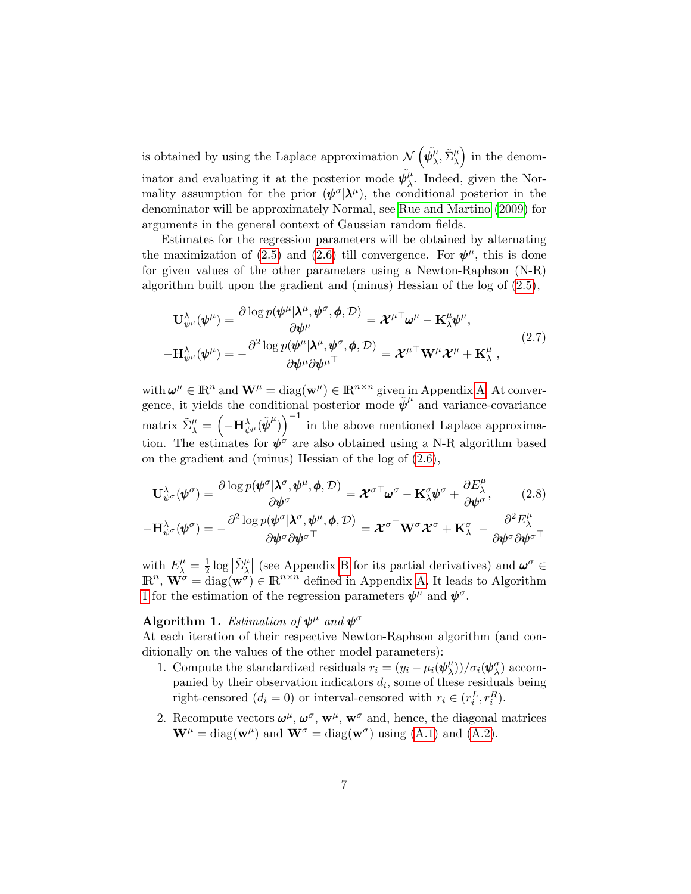is obtained by using the Laplace approximation $\mathcal{N}\left(\tilde{\boldsymbol{\psi}}^{\mu}_{\lambda}, \tilde{\Sigma}^{\mu}_{\lambda}\right)$ in the denominator and evaluating it at the posterior mode $\tilde{\boldsymbol{\psi}}^{\mu}_{\lambda}$. Indeed, given the Normality assumption for the prior $(\boldsymbol{\psi}^{\sigma}|\boldsymbol{\lambda}^{\mu})$, the conditional posterior in the denominator will be approximately Normal, see Rue and Martino (2009) for arguments in the general context of Gaussian random fields.

Estimates for the regression parameters will be obtained by alternating the maximization of (2.5) and (2.6) till convergence. For $\boldsymbol{\psi}^{\mu}$, this is done for given values of the other parameters using a Newton-Raphson (N-R) algorithm built upon the gradient and (minus) Hessian of the log of (2.5),

$$
\begin{aligned}
\mathbf{U}^{\lambda}_{\psi^{\mu}}(\boldsymbol{\psi}^{\mu}) &= \frac{\partial \log p(\boldsymbol{\psi}^{\mu}|\boldsymbol{\lambda}^{\mu}, \boldsymbol{\psi}^{\sigma}, \boldsymbol{\phi}, \mathcal{D})}{\partial \boldsymbol{\psi}^{\mu}} = \boldsymbol{\mathcal{X}}^{\mu\top}\boldsymbol{\omega}^{\mu} - \mathbf{K}^{\mu}_{\lambda}\boldsymbol{\psi}^{\mu}, \\
-\mathbf{H}^{\lambda}_{\psi^{\mu}}(\boldsymbol{\psi}^{\mu}) &= -\frac{\partial^2 \log p(\boldsymbol{\psi}^{\mu}|\boldsymbol{\lambda}^{\mu}, \boldsymbol{\psi}^{\sigma}, \boldsymbol{\phi}, \mathcal{D})}{\partial \boldsymbol{\psi}^{\mu}\partial {\boldsymbol{\psi}^{\mu}}^{\top}} = \boldsymbol{\mathcal{X}}^{\mu\top}\mathbf{W}^{\mu}\boldsymbol{\mathcal{X}}^{\mu} + \mathbf{K}^{\mu}_{\lambda}\ ,
\end{aligned}
\tag{2.7}
$$

with $\boldsymbol{\omega}^{\mu} \in \mathbb{R}^{n}$ and $\mathbf{W}^{\mu} = \mathrm{diag}(\mathbf{w}^{\mu}) \in \mathbb{R}^{n\times n}$ given in Appendix A. At convergence, it yields the conditional posterior mode $\tilde{\boldsymbol{\psi}}^{\mu}$ and variance-covariance matrix $\tilde{\Sigma}^{\mu}_{\lambda} = \left(-\mathbf{H}^{\lambda}_{\psi^{\mu}}(\tilde{\boldsymbol{\psi}}^{\mu})\right)^{-1}$ in the above mentioned Laplace approximation. The estimates for $\boldsymbol{\psi}^{\sigma}$ are also obtained using a N-R algorithm based on the gradient and (minus) Hessian of the log of (2.6),

$$
\begin{aligned}
\mathbf{U}^{\lambda}_{\psi^{\sigma}}(\boldsymbol{\psi}^{\sigma}) &= \frac{\partial \log p(\boldsymbol{\psi}^{\sigma}|\boldsymbol{\lambda}^{\sigma}, \boldsymbol{\psi}^{\mu}, \boldsymbol{\phi}, \mathcal{D})}{\partial \boldsymbol{\psi}^{\sigma}} = \boldsymbol{\mathcal{X}}^{\sigma\top}\boldsymbol{\omega}^{\sigma} - \mathbf{K}^{\sigma}_{\lambda}\boldsymbol{\psi}^{\sigma} + \frac{\partial E^{\mu}_{\lambda}}{\partial \boldsymbol{\psi}^{\sigma}}, \\
-\mathbf{H}^{\lambda}_{\psi^{\sigma}}(\boldsymbol{\psi}^{\sigma}) &= -\frac{\partial^2 \log p(\boldsymbol{\psi}^{\sigma}|\boldsymbol{\lambda}^{\sigma}, \boldsymbol{\psi}^{\mu}, \boldsymbol{\phi}, \mathcal{D})}{\partial \boldsymbol{\psi}^{\sigma}\partial {\boldsymbol{\psi}^{\sigma}}^{\top}} = \boldsymbol{\mathcal{X}}^{\sigma\top}\mathbf{W}^{\sigma}\boldsymbol{\mathcal{X}}^{\sigma} + \mathbf{K}^{\sigma}_{\lambda}\ - \frac{\partial^2 E^{\mu}_{\lambda}}{\partial \boldsymbol{\psi}^{\sigma}\partial {\boldsymbol{\psi}^{\sigma}}^{\top}}
\end{aligned}
\tag{2.8}
$$

with $E^{\mu}_{\lambda} = \frac{1}{2}\log\left|\tilde{\Sigma}^{\mu}_{\lambda}\right|$ (see Appendix B for its partial derivatives) and $\boldsymbol{\omega}^{\sigma} \in \mathbb{R}^{n}$, $\mathbf{W}^{\sigma} = \mathrm{diag}(\mathbf{w}^{\sigma}) \in \mathbb{R}^{n\times n}$ defined in Appendix A. It leads to Algorithm 1 for the estimation of the regression parameters $\boldsymbol{\psi}^{\mu}$ and $\boldsymbol{\psi}^{\sigma}$.

**Algorithm 1.** *Estimation of $\boldsymbol{\psi}^{\mu}$ and $\boldsymbol{\psi}^{\sigma}$*
At each iteration of their respective Newton-Raphson algorithm (and conditionally on the values of the other model parameters):

1. Compute the standardized residuals $r_i = (y_i - \mu_i(\boldsymbol{\psi}^{\mu}_{\lambda}))/\sigma_i(\boldsymbol{\psi}^{\sigma}_{\lambda})$ accompanied by their observation indicators $d_i$, some of these residuals being right-censored ($d_i = 0$) or interval-censored with $r_i \in (r^L_i, r^R_i)$.
2. Recompute vectors $\boldsymbol{\omega}^{\mu}$, $\boldsymbol{\omega}^{\sigma}$, $\mathbf{w}^{\mu}$, $\mathbf{w}^{\sigma}$ and, hence, the diagonal matrices $\mathbf{W}^{\mu} = \mathrm{diag}(\mathbf{w}^{\mu})$ and $\mathbf{W}^{\sigma} = \mathrm{diag}(\mathbf{w}^{\sigma})$ using (A.1) and (A.2).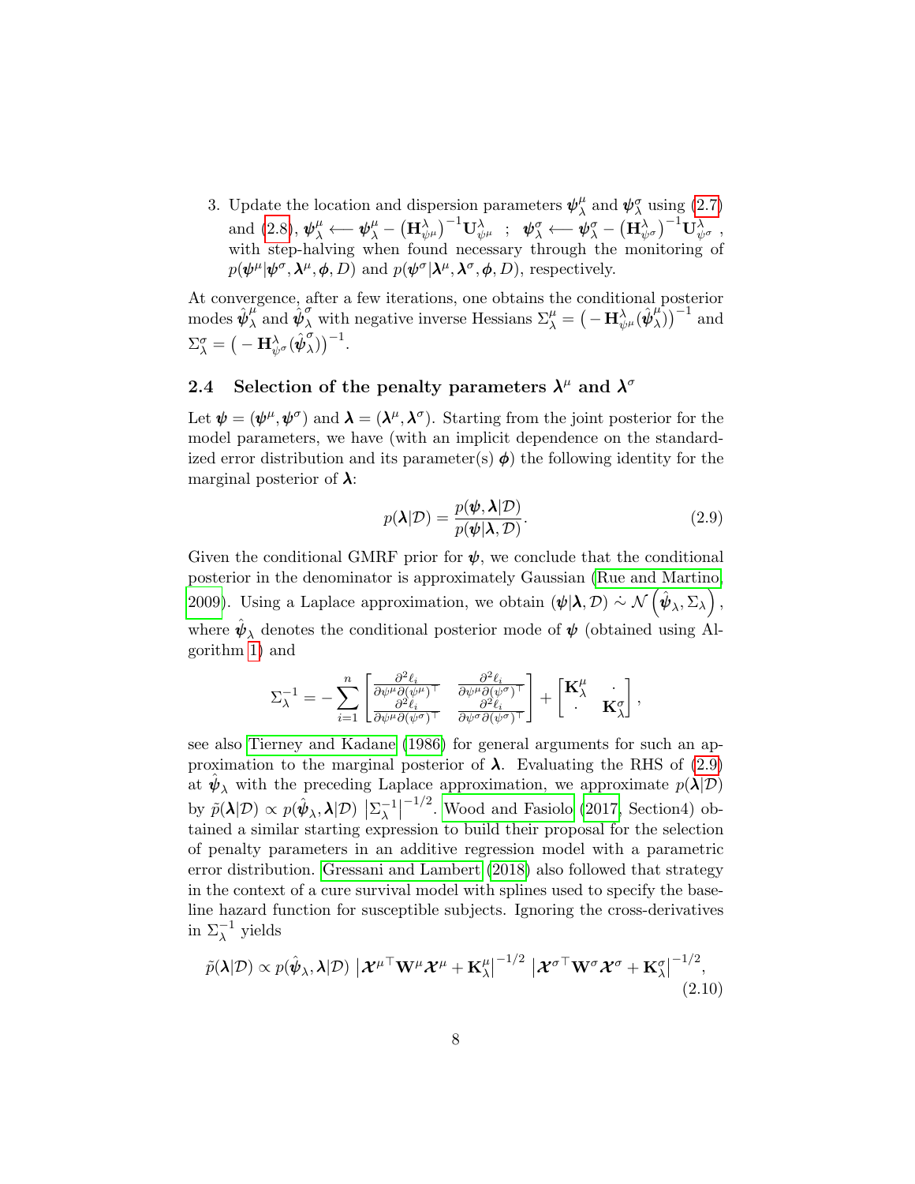3. Update the location and dispersion parameters $\boldsymbol{\psi}^{\mu}_{\lambda}$ and $\boldsymbol{\psi}^{\sigma}_{\lambda}$ using (2.7) and (2.8), $\boldsymbol{\psi}^{\mu}_{\lambda} \longleftarrow \boldsymbol{\psi}^{\mu}_{\lambda} - \left(\mathbf{H}^{\lambda}_{\psi^{\mu}}\right)^{-1}\mathbf{U}^{\lambda}_{\psi^{\mu}}$ ; $\boldsymbol{\psi}^{\sigma}_{\lambda} \longleftarrow \boldsymbol{\psi}^{\sigma}_{\lambda} - \left(\mathbf{H}^{\lambda}_{\psi^{\sigma}}\right)^{-1}\mathbf{U}^{\lambda}_{\psi^{\sigma}}$, with step-halving when found necessary through the monitoring of $p(\boldsymbol{\psi}^{\mu}|\boldsymbol{\psi}^{\sigma}, \boldsymbol{\lambda}^{\mu}, \boldsymbol{\phi}, D)$ and $p(\boldsymbol{\psi}^{\sigma}|\boldsymbol{\lambda}^{\mu}, \boldsymbol{\lambda}^{\sigma}, \boldsymbol{\phi}, D)$, respectively.

At convergence, after a few iterations, one obtains the conditional posterior modes $\hat{\boldsymbol{\psi}}^{\mu}_{\lambda}$ and $\hat{\boldsymbol{\psi}}^{\sigma}_{\lambda}$ with negative inverse Hessians $\Sigma^{\mu}_{\lambda} = \left(-\mathbf{H}^{\lambda}_{\psi^{\mu}}(\hat{\boldsymbol{\psi}}^{\mu}_{\lambda})\right)^{-1}$ and $\Sigma^{\sigma}_{\lambda} = \left(-\mathbf{H}^{\lambda}_{\psi^{\sigma}}(\hat{\boldsymbol{\psi}}^{\sigma}_{\lambda})\right)^{-1}$.

## 2.4 Selection of the penalty parameters $\boldsymbol{\lambda}^{\mu}$ and $\boldsymbol{\lambda}^{\sigma}$

Let $\boldsymbol{\psi} = (\boldsymbol{\psi}^{\mu}, \boldsymbol{\psi}^{\sigma})$ and $\boldsymbol{\lambda} = (\boldsymbol{\lambda}^{\mu}, \boldsymbol{\lambda}^{\sigma})$. Starting from the joint posterior for the model parameters, we have (with an implicit dependence on the standardized error distribution and its parameter(s) $\boldsymbol{\phi}$) the following identity for the marginal posterior of $\boldsymbol{\lambda}$:

$$p(\boldsymbol{\lambda}|\mathcal{D}) = \frac{p(\boldsymbol{\psi}, \boldsymbol{\lambda}|\mathcal{D})}{p(\boldsymbol{\psi}|\boldsymbol{\lambda}, \mathcal{D})}. \tag{2.9}$$

Given the conditional GMRF prior for $\boldsymbol{\psi}$, we conclude that the conditional posterior in the denominator is approximately Gaussian (Rue and Martino, 2009). Using a Laplace approximation, we obtain $(\boldsymbol{\psi}|\boldsymbol{\lambda}, \mathcal{D}) \dot{\sim} \mathcal{N}\left(\hat{\boldsymbol{\psi}}_{\lambda}, \Sigma_{\lambda}\right)$, where $\hat{\boldsymbol{\psi}}_{\lambda}$ denotes the conditional posterior mode of $\boldsymbol{\psi}$ (obtained using Algorithm 1) and

$$\Sigma^{-1}_{\lambda} = -\sum_{i=1}^{n} \begin{bmatrix} \frac{\partial^2 \ell_i}{\partial \psi^{\mu} \partial (\psi^{\mu})^{\top}} & \frac{\partial^2 \ell_i}{\partial \psi^{\mu} \partial (\psi^{\sigma})^{\top}} \\ \frac{\partial^2 \ell_i}{\partial \psi^{\mu} \partial (\psi^{\sigma})^{\top}} & \frac{\partial^2 \ell_i}{\partial \psi^{\sigma} \partial (\psi^{\sigma})^{\top}} \end{bmatrix} + \begin{bmatrix} \mathbf{K}^{\mu}_{\lambda} & \cdot \\ \cdot & \mathbf{K}^{\sigma}_{\lambda} \end{bmatrix},$$

see also Tierney and Kadane (1986) for general arguments for such an approximation to the marginal posterior of $\boldsymbol{\lambda}$. Evaluating the RHS of (2.9) at $\hat{\boldsymbol{\psi}}_{\lambda}$ with the preceding Laplace approximation, we approximate $p(\boldsymbol{\lambda}|\mathcal{D})$ by $\tilde{p}(\boldsymbol{\lambda}|\mathcal{D}) \propto p(\hat{\boldsymbol{\psi}}_{\lambda}, \boldsymbol{\lambda}|\mathcal{D}) \left|\Sigma^{-1}_{\lambda}\right|^{-1/2}$. Wood and Fasiolo (2017, Section4) obtained a similar starting expression to build their proposal for the selection of penalty parameters in an additive regression model with a parametric error distribution. Gressani and Lambert (2018) also followed that strategy in the context of a cure survival model with splines used to specify the baseline hazard function for susceptible subjects. Ignoring the cross-derivatives in $\Sigma^{-1}_{\lambda}$ yields

$$\tilde{p}(\boldsymbol{\lambda}|\mathcal{D}) \propto p(\hat{\boldsymbol{\psi}}_{\lambda}, \boldsymbol{\lambda}|\mathcal{D}) \left|\boldsymbol{\mathcal{X}}^{\mu\top}\mathbf{W}^{\mu}\boldsymbol{\mathcal{X}}^{\mu} + \mathbf{K}^{\mu}_{\lambda}\right|^{-1/2} \left|\boldsymbol{\mathcal{X}}^{\sigma\top}\mathbf{W}^{\sigma}\boldsymbol{\mathcal{X}}^{\sigma} + \mathbf{K}^{\sigma}_{\lambda}\right|^{-1/2}, \tag{2.10}$$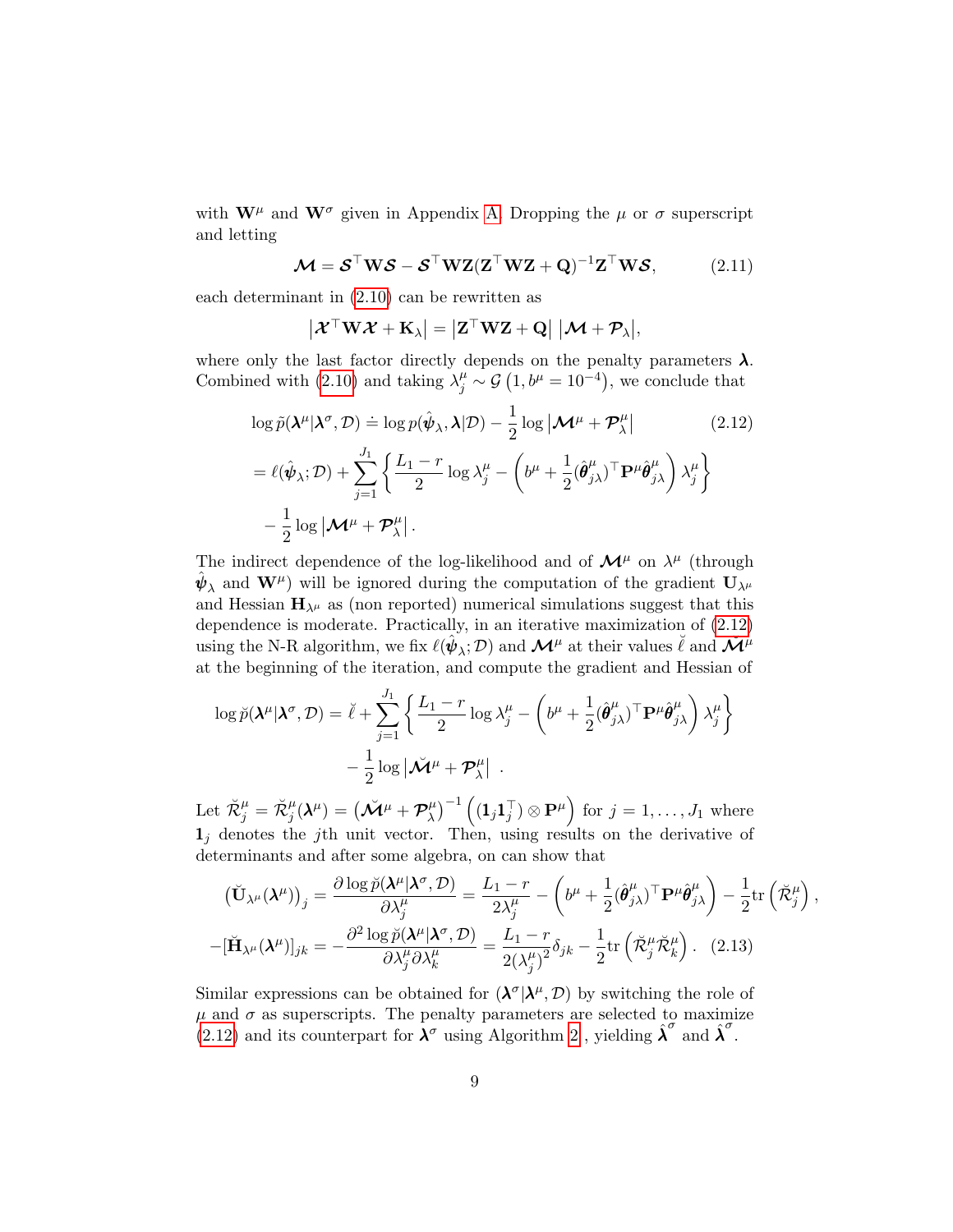with $\mathbf{W}^\mu$ and $\mathbf{W}^\sigma$ given in Appendix A. Dropping the $\mu$ or $\sigma$ superscript and letting

$$\boldsymbol{\mathcal{M}} = \boldsymbol{\mathcal{S}}^\top \mathbf{W} \boldsymbol{\mathcal{S}} - \boldsymbol{\mathcal{S}}^\top \mathbf{W} \mathbf{Z} (\mathbf{Z}^\top \mathbf{W} \mathbf{Z} + \mathbf{Q})^{-1} \mathbf{Z}^\top \mathbf{W} \boldsymbol{\mathcal{S}}, \tag{2.11}$$

each determinant in (2.10) can be rewritten as

$$\left|\boldsymbol{\mathcal{X}}^\top \mathbf{W} \boldsymbol{\mathcal{X}} + \mathbf{K}_\lambda\right| = \left|\mathbf{Z}^\top \mathbf{W} \mathbf{Z} + \mathbf{Q}\right| \left|\boldsymbol{\mathcal{M}} + \boldsymbol{\mathcal{P}}_\lambda\right|,$$

where only the last factor directly depends on the penalty parameters $\boldsymbol{\lambda}$. Combined with (2.10) and taking $\lambda_j^\mu \sim \mathcal{G}\left(1, b^\mu = 10^{-4}\right)$, we conclude that

$$\begin{aligned}
\log \tilde{p}(\boldsymbol{\lambda}^\mu | \boldsymbol{\lambda}^\sigma, \mathcal{D}) &\doteq \log p(\hat{\boldsymbol{\psi}}_\lambda, \boldsymbol{\lambda} | \mathcal{D}) - \frac{1}{2} \log \left|\boldsymbol{\mathcal{M}}^\mu + \boldsymbol{\mathcal{P}}_\lambda^\mu\right| \qquad (2.12)\\
&= \ell(\hat{\boldsymbol{\psi}}_\lambda; \mathcal{D}) + \sum_{j=1}^{J_1} \left\{ \frac{L_1 - r}{2} \log \lambda_j^\mu - \left( b^\mu + \frac{1}{2} (\hat{\boldsymbol{\theta}}_{j\lambda}^\mu)^\top \mathbf{P}^\mu \hat{\boldsymbol{\theta}}_{j\lambda}^\mu \right) \lambda_j^\mu \right\} \\
&\quad - \frac{1}{2} \log \left|\boldsymbol{\mathcal{M}}^\mu + \boldsymbol{\mathcal{P}}_\lambda^\mu\right|.
\end{aligned}$$

The indirect dependence of the log-likelihood and of $\boldsymbol{\mathcal{M}}^\mu$ on $\lambda^\mu$ (through $\hat{\boldsymbol{\psi}}_\lambda$ and $\mathbf{W}^\mu$) will be ignored during the computation of the gradient $\mathbf{U}_{\lambda^\mu}$ and Hessian $\mathbf{H}_{\lambda^\mu}$ as (non reported) numerical simulations suggest that this dependence is moderate. Practically, in an iterative maximization of (2.12) using the N-R algorithm, we fix $\ell(\hat{\boldsymbol{\psi}}_\lambda; \mathcal{D})$ and $\boldsymbol{\mathcal{M}}^\mu$ at their values $\breve{\ell}$ and $\breve{\boldsymbol{\mathcal{M}}}^\mu$ at the beginning of the iteration, and compute the gradient and Hessian of

$$\begin{aligned}
\log \breve{p}(\boldsymbol{\lambda}^\mu | \boldsymbol{\lambda}^\sigma, \mathcal{D}) = \breve{\ell} &+ \sum_{j=1}^{J_1} \left\{ \frac{L_1 - r}{2} \log \lambda_j^\mu - \left( b^\mu + \frac{1}{2} (\hat{\boldsymbol{\theta}}_{j\lambda}^\mu)^\top \mathbf{P}^\mu \hat{\boldsymbol{\theta}}_{j\lambda}^\mu \right) \lambda_j^\mu \right\} \\
&- \frac{1}{2} \log \left|\breve{\boldsymbol{\mathcal{M}}}^\mu + \boldsymbol{\mathcal{P}}_\lambda^\mu\right| \ .
\end{aligned}$$

Let $\breve{\mathcal{R}}_j^\mu = \breve{\mathcal{R}}_j^\mu(\boldsymbol{\lambda}^\mu) = \left(\breve{\boldsymbol{\mathcal{M}}}^\mu + \boldsymbol{\mathcal{P}}_\lambda^\mu\right)^{-1} \left((\mathbf{1}_j \mathbf{1}_j^\top) \otimes \mathbf{P}^\mu\right)$ for $j = 1, \ldots, J_1$ where $\mathbf{1}_j$ denotes the $j$th unit vector. Then, using results on the derivative of determinants and after some algebra, on can show that

$$\begin{aligned}
\left(\breve{\mathbf{U}}_{\lambda^\mu}(\boldsymbol{\lambda}^\mu)\right)_j &= \frac{\partial \log \breve{p}(\boldsymbol{\lambda}^\mu | \boldsymbol{\lambda}^\sigma, \mathcal{D})}{\partial \lambda_j^\mu} = \frac{L_1 - r}{2 \lambda_j^\mu} - \left( b^\mu + \frac{1}{2} (\hat{\boldsymbol{\theta}}_{j\lambda}^\mu)^\top \mathbf{P}^\mu \hat{\boldsymbol{\theta}}_{j\lambda}^\mu \right) - \frac{1}{2} \mathrm{tr}\left(\breve{\mathcal{R}}_j^\mu\right), \\
-[\breve{\mathbf{H}}_{\lambda^\mu}(\boldsymbol{\lambda}^\mu)]_{jk} &= -\frac{\partial^2 \log \breve{p}(\boldsymbol{\lambda}^\mu | \boldsymbol{\lambda}^\sigma, \mathcal{D})}{\partial \lambda_j^\mu \partial \lambda_k^\mu} = \frac{L_1 - r}{2 (\lambda_j^\mu)^2} \delta_{jk} - \frac{1}{2} \mathrm{tr}\left(\breve{\mathcal{R}}_j^\mu \breve{\mathcal{R}}_k^\mu\right). \qquad (2.13)
\end{aligned}$$

Similar expressions can be obtained for $(\boldsymbol{\lambda}^\sigma | \boldsymbol{\lambda}^\mu, \mathcal{D})$ by switching the role of $\mu$ and $\sigma$ as superscripts. The penalty parameters are selected to maximize (2.12) and its counterpart for $\boldsymbol{\lambda}^\sigma$ using Algorithm 2, yielding $\hat{\boldsymbol{\lambda}}^\sigma$ and $\hat{\boldsymbol{\lambda}}^\sigma$.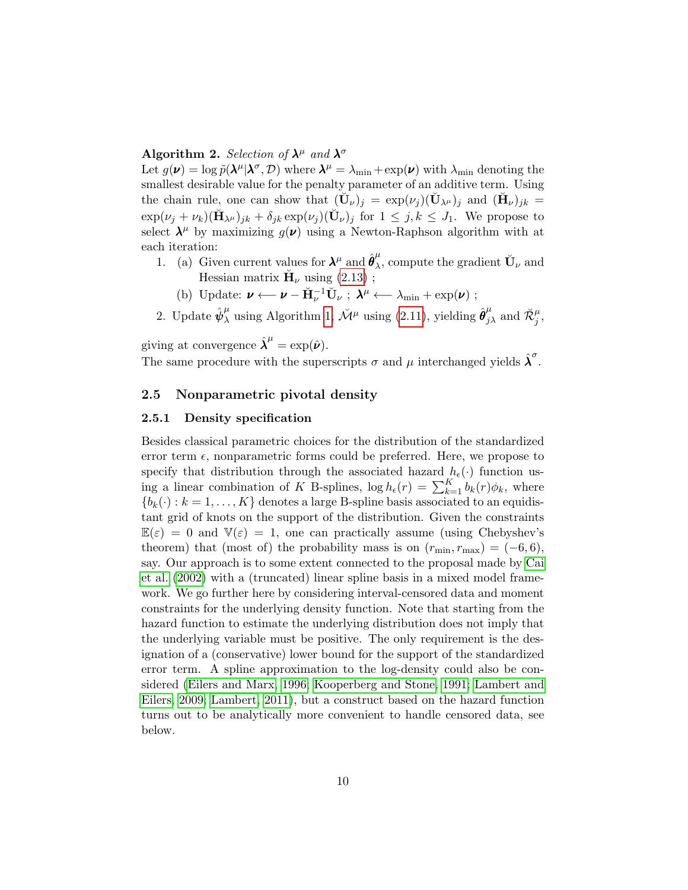**Algorithm 2.** *Selection of $\boldsymbol{\lambda}^\mu$ and $\boldsymbol{\lambda}^\sigma$*

Let $g(\boldsymbol{\nu}) = \log \tilde{p}(\boldsymbol{\lambda}^\mu|\boldsymbol{\lambda}^\sigma, \mathcal{D})$ where $\boldsymbol{\lambda}^\mu = \lambda_{\min} + \exp(\boldsymbol{\nu})$ with $\lambda_{\min}$ denoting the smallest desirable value for the penalty parameter of an additive term. Using the chain rule, one can show that $(\breve{\mathbf{U}}_\nu)_j = \exp(\nu_j)(\breve{\mathbf{U}}_{\lambda^\mu})_j$ and $(\breve{\mathbf{H}}_\nu)_{jk} = \exp(\nu_j + \nu_k)(\breve{\mathbf{H}}_{\lambda^\mu})_{jk} + \delta_{jk} \exp(\nu_j)(\breve{\mathbf{U}}_\nu)_j$ for $1 \leq j, k \leq J_1$. We propose to select $\boldsymbol{\lambda}^\mu$ by maximizing $g(\boldsymbol{\nu})$ using a Newton-Raphson algorithm with at each iteration:

1. (a) Given current values for $\boldsymbol{\lambda}^\mu$ and $\hat{\boldsymbol{\theta}}^\mu_\lambda$, compute the gradient $\breve{\mathbf{U}}_\nu$ and Hessian matrix $\breve{\mathbf{H}}_\nu$ using (2.13) ;

   (b) Update: $\boldsymbol{\nu} \longleftarrow \boldsymbol{\nu} - \breve{\mathbf{H}}_\nu^{-1} \breve{\mathbf{U}}_\nu$ ; $\boldsymbol{\lambda}^\mu \longleftarrow \lambda_{\min} + \exp(\boldsymbol{\nu})$ ;

2. Update $\hat{\boldsymbol{\psi}}^\mu_\lambda$ using Algorithm 1, $\breve{\mathcal{M}}^\mu$ using (2.11), yielding $\hat{\boldsymbol{\theta}}^\mu_{j\lambda}$ and $\breve{\mathcal{R}}^\mu_j$,

giving at convergence $\hat{\boldsymbol{\lambda}}^\mu = \exp(\hat{\boldsymbol{\nu}})$.

The same procedure with the superscripts $\sigma$ and $\mu$ interchanged yields $\hat{\boldsymbol{\lambda}}^\sigma$.

## 2.5 Nonparametric pivotal density

### 2.5.1 Density specification

Besides classical parametric choices for the distribution of the standardized error term $\epsilon$, nonparametric forms could be preferred. Here, we propose to specify that distribution through the associated hazard $h_\epsilon(\cdot)$ function using a linear combination of $K$ B-splines, $\log h_\epsilon(r) = \sum_{k=1}^K b_k(r)\phi_k$, where $\{b_k(\cdot) : k = 1, \ldots, K\}$ denotes a large B-spline basis associated to an equidistant grid of knots on the support of the distribution. Given the constraints $\mathbb{E}(\varepsilon) = 0$ and $\mathbb{V}(\varepsilon) = 1$, one can practically assume (using Chebyshev's theorem) that (most of) the probability mass is on $(r_{\min}, r_{\max}) = (-6, 6)$, say. Our approach is to some extent connected to the proposal made by Cai et al. (2002) with a (truncated) linear spline basis in a mixed model framework. We go further here by considering interval-censored data and moment constraints for the underlying density function. Note that starting from the hazard function to estimate the underlying distribution does not imply that the underlying variable must be positive. The only requirement is the designation of a (conservative) lower bound for the support of the standardized error term. A spline approximation to the log-density could also be considered (Eilers and Marx, 1996; Kooperberg and Stone, 1991; Lambert and Eilers, 2009; Lambert, 2011), but a construct based on the hazard function turns out to be analytically more convenient to handle censored data, see below.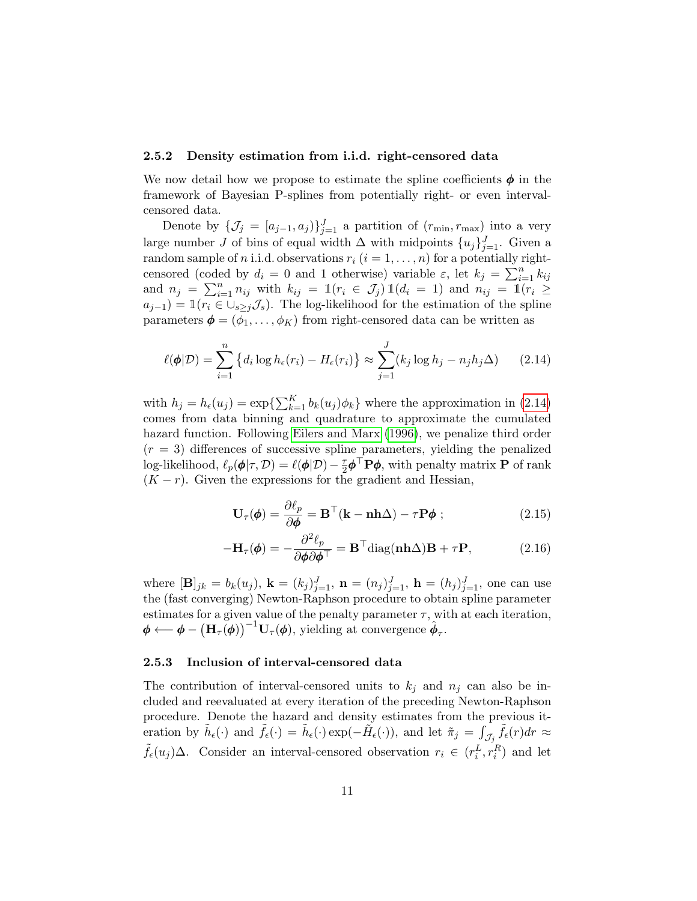### 2.5.2 Density estimation from i.i.d. right-censored data

We now detail how we propose to estimate the spline coefficients $\boldsymbol{\phi}$ in the framework of Bayesian P-splines from potentially right- or even interval-censored data.

Denote by $\{\mathcal{J}_j = [a_{j-1}, a_j)\}_{j=1}^J$ a partition of $(r_{\min}, r_{\max})$ into a very large number $J$ of bins of equal width $\Delta$ with midpoints $\{u_j\}_{j=1}^J$. Given a random sample of $n$ i.i.d. observations $r_i$ $(i = 1, \ldots, n)$ for a potentially right-censored (coded by $d_i = 0$ and 1 otherwise) variable $\varepsilon$, let $k_j = \sum_{i=1}^n k_{ij}$ and $n_j = \sum_{i=1}^n n_{ij}$ with $k_{ij} = \mathbb{1}(r_i \in \mathcal{J}_j)\,\mathbb{1}(d_i = 1)$ and $n_{ij} = \mathbb{1}(r_i \geq a_{j-1}) = \mathbb{1}(r_i \in \cup_{s \geq j} \mathcal{J}_s)$. The log-likelihood for the estimation of the spline parameters $\boldsymbol{\phi} = (\phi_1, \ldots, \phi_K)$ from right-censored data can be written as

$$\ell(\boldsymbol{\phi}|\mathcal{D}) = \sum_{i=1}^{n} \left\{ d_i \log h_\epsilon(r_i) - H_\epsilon(r_i) \right\} \approx \sum_{j=1}^{J} (k_j \log h_j - n_j h_j \Delta) \tag{2.14}$$

with $h_j = h_\epsilon(u_j) = \exp\{\sum_{k=1}^K b_k(u_j)\phi_k\}$ where the approximation in (2.14) comes from data binning and quadrature to approximate the cumulated hazard function. Following Eilers and Marx (1996), we penalize third order $(r = 3)$ differences of successive spline parameters, yielding the penalized log-likelihood, $\ell_p(\boldsymbol{\phi}|\tau, \mathcal{D}) = \ell(\boldsymbol{\phi}|\mathcal{D}) - \frac{\tau}{2}\boldsymbol{\phi}^\top \mathbf{P}\boldsymbol{\phi}$, with penalty matrix $\mathbf{P}$ of rank $(K - r)$. Given the expressions for the gradient and Hessian,

$$\mathbf{U}_\tau(\boldsymbol{\phi}) = \frac{\partial \ell_p}{\partial \boldsymbol{\phi}} = \mathbf{B}^\top(\mathbf{k} - \mathbf{nh}\Delta) - \tau \mathbf{P}\boldsymbol{\phi}\ ; \tag{2.15}$$

$$-\mathbf{H}_\tau(\boldsymbol{\phi}) = -\frac{\partial^2 \ell_p}{\partial \boldsymbol{\phi} \partial \boldsymbol{\phi}^\top} = \mathbf{B}^\top \mathrm{diag}(\mathbf{nh}\Delta)\mathbf{B} + \tau \mathbf{P}, \tag{2.16}$$

where $[\mathbf{B}]_{jk} = b_k(u_j)$, $\mathbf{k} = (k_j)_{j=1}^J$, $\mathbf{n} = (n_j)_{j=1}^J$, $\mathbf{h} = (h_j)_{j=1}^J$, one can use the (fast converging) Newton-Raphson procedure to obtain spline parameter estimates for a given value of the penalty parameter $\tau$, with at each iteration, $\boldsymbol{\phi} \longleftarrow \boldsymbol{\phi} - \left(\mathbf{H}_\tau(\boldsymbol{\phi})\right)^{-1}\mathbf{U}_\tau(\boldsymbol{\phi})$, yielding at convergence $\hat{\boldsymbol{\phi}}_\tau$.

### 2.5.3 Inclusion of interval-censored data

The contribution of interval-censored units to $k_j$ and $n_j$ can also be included and reevaluated at every iteration of the preceding Newton-Raphson procedure. Denote the hazard and density estimates from the previous iteration by $\tilde{h}_\epsilon(\cdot)$ and $\tilde{f}_\epsilon(\cdot) = \tilde{h}_\epsilon(\cdot)\exp(-\tilde{H}_\epsilon(\cdot))$, and let $\tilde{\pi}_j = \int_{\mathcal{J}_j} \tilde{f}_\epsilon(r)dr \approx \tilde{f}_\epsilon(u_j)\Delta$. Consider an interval-censored observation $r_i \in (r_i^L, r_i^R)$ and let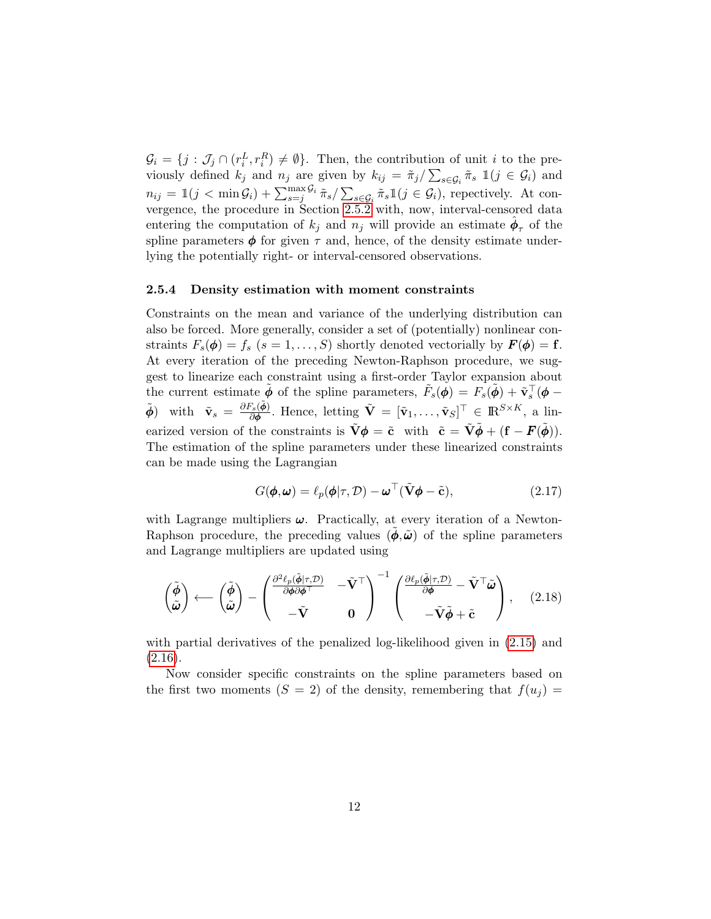$\mathcal{G}_i = \{j : \mathcal{J}_j \cap (r_i^L, r_i^R) \neq \emptyset\}$. Then, the contribution of unit $i$ to the previously defined $k_j$ and $n_j$ are given by $k_{ij} = \tilde{\pi}_j / \sum_{s \in \mathcal{G}_i} \tilde{\pi}_s \ \mathbb{1}(j \in \mathcal{G}_i)$ and $n_{ij} = \mathbb{1}(j < \min \mathcal{G}_i) + \sum_{s=j}^{\max \mathcal{G}_i} \tilde{\pi}_s / \sum_{s \in \mathcal{G}_i} \tilde{\pi}_s \mathbb{1}(j \in \mathcal{G}_i)$, repectively. At convergence, the procedure in Section 2.5.2 with, now, interval-censored data entering the computation of $k_j$ and $n_j$ will provide an estimate $\hat{\boldsymbol{\phi}}_\tau$ of the spline parameters $\boldsymbol{\phi}$ for given $\tau$ and, hence, of the density estimate underlying the potentially right- or interval-censored observations.

### 2.5.4 Density estimation with moment constraints

Constraints on the mean and variance of the underlying distribution can also be forced. More generally, consider a set of (potentially) nonlinear constraints $F_s(\boldsymbol{\phi}) = f_s$ $(s = 1, \ldots, S)$ shortly denoted vectorially by $\boldsymbol{F}(\boldsymbol{\phi}) = \mathbf{f}$. At every iteration of the preceding Newton-Raphson procedure, we suggest to linearize each constraint using a first-order Taylor expansion about the current estimate $\tilde{\boldsymbol{\phi}}$ of the spline parameters, $\tilde{F}_s(\boldsymbol{\phi}) = F_s(\tilde{\boldsymbol{\phi}}) + \tilde{\mathbf{v}}_s^\top(\boldsymbol{\phi} - \tilde{\boldsymbol{\phi}})$ with $\tilde{\mathbf{v}}_s = \frac{\partial F_s(\tilde{\boldsymbol{\phi}})}{\partial \boldsymbol{\phi}}$. Hence, letting $\tilde{\mathbf{V}} = [\tilde{\mathbf{v}}_1, \ldots, \tilde{\mathbf{v}}_S]^\top \in \mathbb{R}^{S \times K}$, a linearized version of the constraints is $\tilde{\mathbf{V}}\boldsymbol{\phi} = \tilde{\mathbf{c}}$ with $\tilde{\mathbf{c}} = \tilde{\mathbf{V}}\tilde{\boldsymbol{\phi}} + (\mathbf{f} - \boldsymbol{F}(\tilde{\boldsymbol{\phi}}))$. The estimation of the spline parameters under these linearized constraints can be made using the Lagrangian

$$
G(\boldsymbol{\phi}, \boldsymbol{\omega}) = \ell_p(\boldsymbol{\phi}|\tau, \mathcal{D}) - \boldsymbol{\omega}^\top(\tilde{\mathbf{V}}\boldsymbol{\phi} - \tilde{\mathbf{c}}), \tag{2.17}
$$

with Lagrange multipliers $\boldsymbol{\omega}$. Practically, at every iteration of a Newton-Raphson procedure, the preceding values $(\tilde{\boldsymbol{\phi}}, \tilde{\boldsymbol{\omega}})$ of the spline parameters and Lagrange multipliers are updated using

$$
\begin{pmatrix} \tilde{\boldsymbol{\phi}} \\ \tilde{\boldsymbol{\omega}} \end{pmatrix} \longleftarrow \begin{pmatrix} \tilde{\boldsymbol{\phi}} \\ \tilde{\boldsymbol{\omega}} \end{pmatrix} - \begin{pmatrix} \frac{\partial^2 \ell_p(\tilde{\boldsymbol{\phi}}|\tau, \mathcal{D})}{\partial \boldsymbol{\phi} \partial \boldsymbol{\phi}^\top} & -\tilde{\mathbf{V}}^\top \\ -\tilde{\mathbf{V}} & \mathbf{0} \end{pmatrix}^{-1} \begin{pmatrix} \frac{\partial \ell_p(\tilde{\boldsymbol{\phi}}|\tau, \mathcal{D})}{\partial \boldsymbol{\phi}} - \tilde{\mathbf{V}}^\top \tilde{\boldsymbol{\omega}} \\ -\tilde{\mathbf{V}}\tilde{\boldsymbol{\phi}} + \tilde{\mathbf{c}} \end{pmatrix}, \tag{2.18}
$$

with partial derivatives of the penalized log-likelihood given in (2.15) and (2.16).

Now consider specific constraints on the spline parameters based on the first two moments $(S = 2)$ of the density, remembering that $f(u_j) =$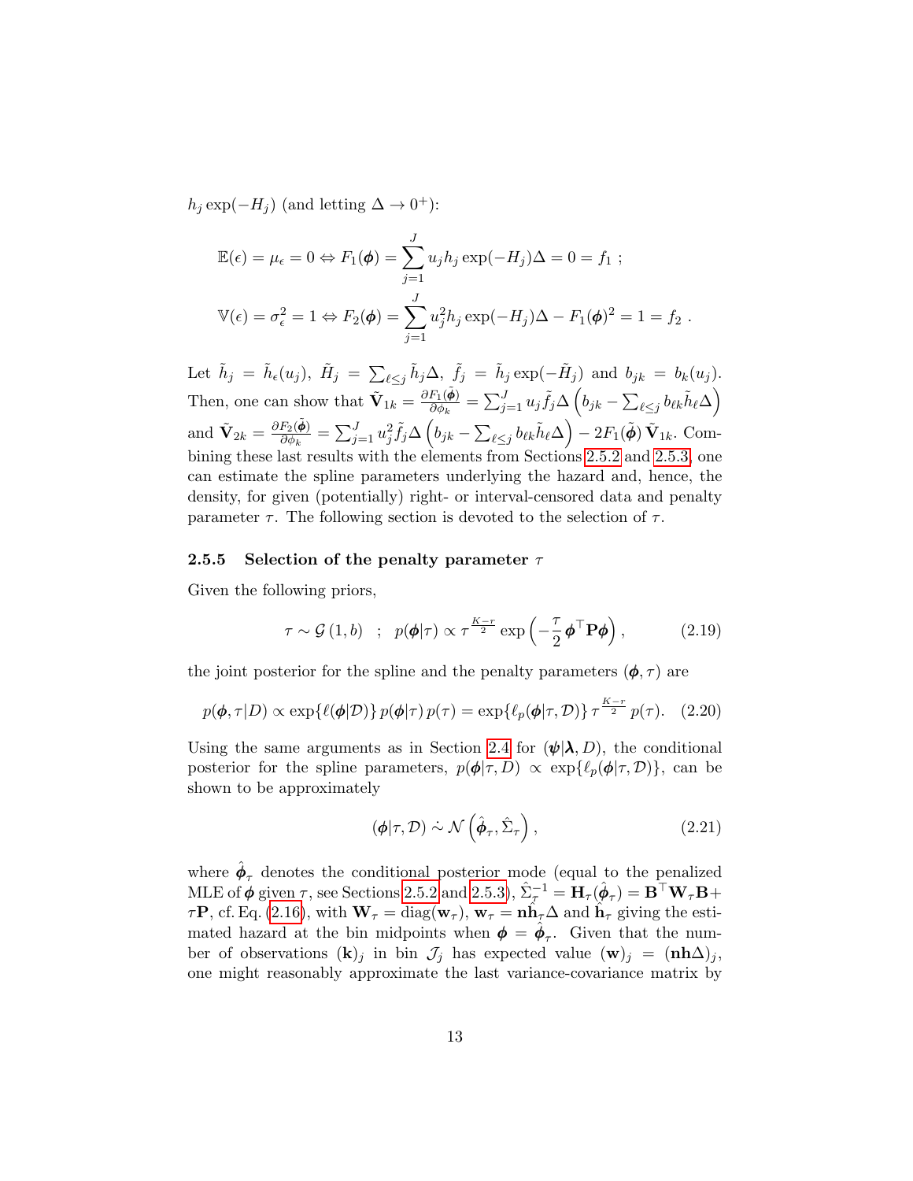$h_j \exp(-H_j)$ (and letting $\Delta \to 0^+$):

$$\mathbb{E}(\epsilon) = \mu_\epsilon = 0 \Leftrightarrow F_1(\boldsymbol{\phi}) = \sum_{j=1}^{J} u_j h_j \exp(-H_j)\Delta = 0 = f_1 \ ;$$

$$\mathbb{V}(\epsilon) = \sigma_\epsilon^2 = 1 \Leftrightarrow F_2(\boldsymbol{\phi}) = \sum_{j=1}^{J} u_j^2 h_j \exp(-H_j)\Delta - F_1(\boldsymbol{\phi})^2 = 1 = f_2 \ .$$

Let $\tilde{h}_j = \tilde{h}_\epsilon(u_j)$, $\tilde{H}_j = \sum_{\ell \le j} \tilde{h}_j \Delta$, $\tilde{f}_j = \tilde{h}_j \exp(-\tilde{H}_j)$ and $b_{jk} = b_k(u_j)$. Then, one can show that $\tilde{\mathbf{V}}_{1k} = \frac{\partial F_1(\tilde{\boldsymbol{\phi}})}{\partial \phi_k} = \sum_{j=1}^{J} u_j \tilde{f}_j \Delta \left( b_{jk} - \sum_{\ell \le j} b_{\ell k} \tilde{h}_\ell \Delta \right)$ and $\tilde{\mathbf{V}}_{2k} = \frac{\partial F_2(\tilde{\boldsymbol{\phi}})}{\partial \phi_k} = \sum_{j=1}^{J} u_j^2 \tilde{f}_j \Delta \left( b_{jk} - \sum_{\ell \le j} b_{\ell k} \tilde{h}_\ell \Delta \right) - 2F_1(\tilde{\boldsymbol{\phi}})\, \tilde{\mathbf{V}}_{1k}$. Combining these last results with the elements from Sections 2.5.2 and 2.5.3, one can estimate the spline parameters underlying the hazard and, hence, the density, for given (potentially) right- or interval-censored data and penalty parameter $\tau$. The following section is devoted to the selection of $\tau$.

### 2.5.5 Selection of the penalty parameter $\tau$

Given the following priors,

$$\tau \sim \mathcal{G}(1, b) \quad ; \quad p(\boldsymbol{\phi}|\tau) \propto \tau^{\frac{K-r}{2}} \exp\left( -\frac{\tau}{2} \boldsymbol{\phi}^\top \mathbf{P} \boldsymbol{\phi} \right), \tag{2.19}$$

the joint posterior for the spline and the penalty parameters $(\boldsymbol{\phi}, \tau)$ are

$$p(\boldsymbol{\phi}, \tau|D) \propto \exp\{\ell(\boldsymbol{\phi}|\mathcal{D})\}\, p(\boldsymbol{\phi}|\tau)\, p(\tau) = \exp\{\ell_p(\boldsymbol{\phi}|\tau, \mathcal{D})\}\, \tau^{\frac{K-r}{2}}\, p(\tau). \tag{2.20}$$

Using the same arguments as in Section 2.4 for $(\boldsymbol{\psi}|\boldsymbol{\lambda}, D)$, the conditional posterior for the spline parameters, $p(\boldsymbol{\phi}|\tau, D) \propto \exp\{\ell_p(\boldsymbol{\phi}|\tau, \mathcal{D})\}$, can be shown to be approximately

$$(\boldsymbol{\phi}|\tau, \mathcal{D}) \mathrel{\dot\sim} \mathcal{N}\left( \hat{\boldsymbol{\phi}}_\tau, \hat{\Sigma}_\tau \right), \tag{2.21}$$

where $\hat{\boldsymbol{\phi}}_\tau$ denotes the conditional posterior mode (equal to the penalized MLE of $\boldsymbol{\phi}$ given $\tau$, see Sections 2.5.2 and 2.5.3), $\hat{\Sigma}_\tau^{-1} = \mathbf{H}_\tau(\hat{\boldsymbol{\phi}}_\tau) = \mathbf{B}^\top \mathbf{W}_\tau \mathbf{B} + \tau\mathbf{P}$, cf. Eq. (2.16), with $\mathbf{W}_\tau = \mathrm{diag}(\mathbf{w}_\tau)$, $\mathbf{w}_\tau = \mathbf{n}\hat{\mathbf{h}}_\tau \Delta$ and $\hat{\mathbf{h}}_\tau$ giving the estimated hazard at the bin midpoints when $\boldsymbol{\phi} = \hat{\boldsymbol{\phi}}_\tau$. Given that the number of observations $(\mathbf{k})_j$ in bin $\mathcal{J}_j$ has expected value $(\mathbf{w})_j = (\mathbf{nh}\Delta)_j$, one might reasonably approximate the last variance-covariance matrix by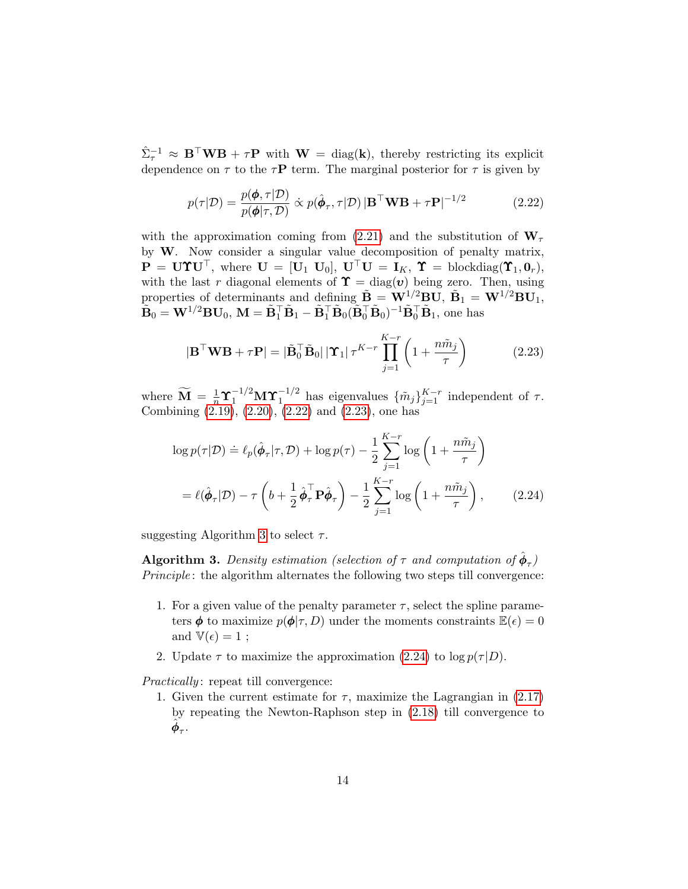$\hat{\Sigma}_\tau^{-1} \approx \mathbf{B}^\top \mathbf{W}\mathbf{B} + \tau\mathbf{P}$ with $\mathbf{W} = \text{diag}(\mathbf{k})$, thereby restricting its explicit dependence on $\tau$ to the $\tau\mathbf{P}$ term. The marginal posterior for $\tau$ is given by

$$p(\tau|\mathcal{D}) = \frac{p(\boldsymbol{\phi}, \tau|\mathcal{D})}{p(\boldsymbol{\phi}|\tau, \mathcal{D})} \dot{\propto} p(\hat{\boldsymbol{\phi}}_\tau, \tau|\mathcal{D}) \, |\mathbf{B}^\top \mathbf{W}\mathbf{B} + \tau\mathbf{P}|^{-1/2} \tag{2.22}$$

with the approximation coming from (2.21) and the substitution of $\mathbf{W}_\tau$ by $\mathbf{W}$. Now consider a singular value decomposition of penalty matrix, $\mathbf{P} = \mathbf{U}\boldsymbol{\Upsilon}\mathbf{U}^\top$, where $\mathbf{U} = [\mathbf{U}_1 \ \mathbf{U}_0]$, $\mathbf{U}^\top\mathbf{U} = \mathbf{I}_K$, $\boldsymbol{\Upsilon} = \text{blockdiag}(\boldsymbol{\Upsilon}_1, \mathbf{0}_r)$, with the last $r$ diagonal elements of $\boldsymbol{\Upsilon} = \text{diag}(\boldsymbol{\upsilon})$ being zero. Then, using properties of determinants and defining $\tilde{\mathbf{B}} = \mathbf{W}^{1/2}\mathbf{B}\mathbf{U}$, $\tilde{\mathbf{B}}_1 = \mathbf{W}^{1/2}\mathbf{B}\mathbf{U}_1$, $\tilde{\mathbf{B}}_0 = \mathbf{W}^{1/2}\mathbf{B}\mathbf{U}_0$, $\mathbf{M} = \tilde{\mathbf{B}}_1^\top\tilde{\mathbf{B}}_1 - \tilde{\mathbf{B}}_1^\top\tilde{\mathbf{B}}_0(\tilde{\mathbf{B}}_0^\top\tilde{\mathbf{B}}_0)^{-1}\tilde{\mathbf{B}}_0^\top\tilde{\mathbf{B}}_1$, one has

$$|\mathbf{B}^\top\mathbf{W}\mathbf{B} + \tau\mathbf{P}| = |\tilde{\mathbf{B}}_0^\top\tilde{\mathbf{B}}_0| \, |\boldsymbol{\Upsilon}_1| \, \tau^{K-r} \prod_{j=1}^{K-r} \left(1 + \frac{n\tilde{m}_j}{\tau}\right) \tag{2.23}$$

where $\widetilde{\mathbf{M}} = \frac{1}{n}\boldsymbol{\Upsilon}_1^{-1/2}\mathbf{M}\boldsymbol{\Upsilon}_1^{-1/2}$ has eigenvalues $\{\tilde{m}_j\}_{j=1}^{K-r}$ independent of $\tau$. Combining (2.19), (2.20), (2.22) and (2.23), one has

$$\begin{aligned}
\log p(\tau|\mathcal{D}) &\doteq \ell_p(\hat{\boldsymbol{\phi}}_\tau|\tau, \mathcal{D}) + \log p(\tau) - \frac{1}{2}\sum_{j=1}^{K-r} \log\left(1 + \frac{n\tilde{m}_j}{\tau}\right) \\
&= \ell(\hat{\boldsymbol{\phi}}_\tau|\mathcal{D}) - \tau\left(b + \frac{1}{2}\hat{\boldsymbol{\phi}}_\tau^\top\mathbf{P}\hat{\boldsymbol{\phi}}_\tau\right) - \frac{1}{2}\sum_{j=1}^{K-r} \log\left(1 + \frac{n\tilde{m}_j}{\tau}\right),
\end{aligned} \tag{2.24}$$

suggesting Algorithm 3 to select $\tau$.

**Algorithm 3.** *Density estimation (selection of $\tau$ and computation of $\hat{\boldsymbol{\phi}}_\tau$)*
*Principle*: the algorithm alternates the following two steps till convergence:

1. For a given value of the penalty parameter $\tau$, select the spline parameters $\boldsymbol{\phi}$ to maximize $p(\boldsymbol{\phi}|\tau, D)$ under the moments constraints $\mathbb{E}(\epsilon) = 0$ and $\mathbb{V}(\epsilon) = 1$ ;
2. Update $\tau$ to maximize the approximation (2.24) to $\log p(\tau|D)$.

*Practically*: repeat till convergence:

1. Given the current estimate for $\tau$, maximize the Lagrangian in (2.17) by repeating the Newton-Raphson step in (2.18) till convergence to $\hat{\boldsymbol{\phi}}_\tau$.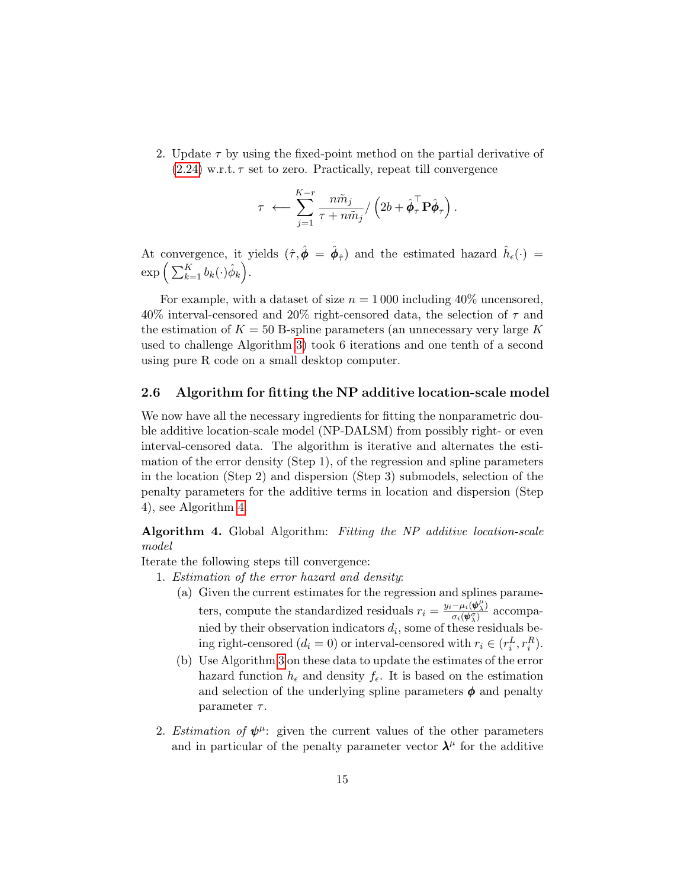2. Update $\tau$ by using the fixed-point method on the partial derivative of (2.24) w.r.t. $\tau$ set to zero. Practically, repeat till convergence

$$\tau \longleftarrow \sum_{j=1}^{K-r} \frac{n\tilde{m}_j}{\tau + n\tilde{m}_j} / \left(2b + \hat{\boldsymbol{\phi}}_\tau^\top \mathbf{P} \hat{\boldsymbol{\phi}}_\tau\right).$$

At convergence, it yields $(\hat{\tau}, \hat{\boldsymbol{\phi}} = \hat{\boldsymbol{\phi}}_{\hat{\tau}})$ and the estimated hazard $\hat{h}_\epsilon(\cdot) = \exp\left(\sum_{k=1}^K b_k(\cdot)\hat{\phi}_k\right)$.

For example, with a dataset of size $n = 1\,000$ including 40% uncensored, 40% interval-censored and 20% right-censored data, the selection of $\tau$ and the estimation of $K = 50$ B-spline parameters (an unnecessary very large $K$ used to challenge Algorithm 3) took 6 iterations and one tenth of a second using pure R code on a small desktop computer.

## 2.6 Algorithm for fitting the NP additive location-scale model

We now have all the necessary ingredients for fitting the nonparametric double additive location-scale model (NP-DALSM) from possibly right- or even interval-censored data. The algorithm is iterative and alternates the estimation of the error density (Step 1), of the regression and spline parameters in the location (Step 2) and dispersion (Step 3) submodels, selection of the penalty parameters for the additive terms in location and dispersion (Step 4), see Algorithm 4.

**Algorithm 4.** Global Algorithm: *Fitting the NP additive location-scale model*

Iterate the following steps till convergence:

1. *Estimation of the error hazard and density*:
   (a) Given the current estimates for the regression and splines parameters, compute the standardized residuals $r_i = \frac{y_i - \mu_i(\boldsymbol{\psi}_\lambda^\mu)}{\sigma_i(\boldsymbol{\psi}_\lambda^\sigma)}$ accompanied by their observation indicators $d_i$, some of these residuals being right-censored ($d_i = 0$) or interval-censored with $r_i \in (r_i^L, r_i^R)$.
   (b) Use Algorithm 3 on these data to update the estimates of the error hazard function $h_\epsilon$ and density $f_\epsilon$. It is based on the estimation and selection of the underlying spline parameters $\boldsymbol{\phi}$ and penalty parameter $\tau$.

2. *Estimation of* $\boldsymbol{\psi}^\mu$: given the current values of the other parameters and in particular of the penalty parameter vector $\boldsymbol{\lambda}^\mu$ for the additive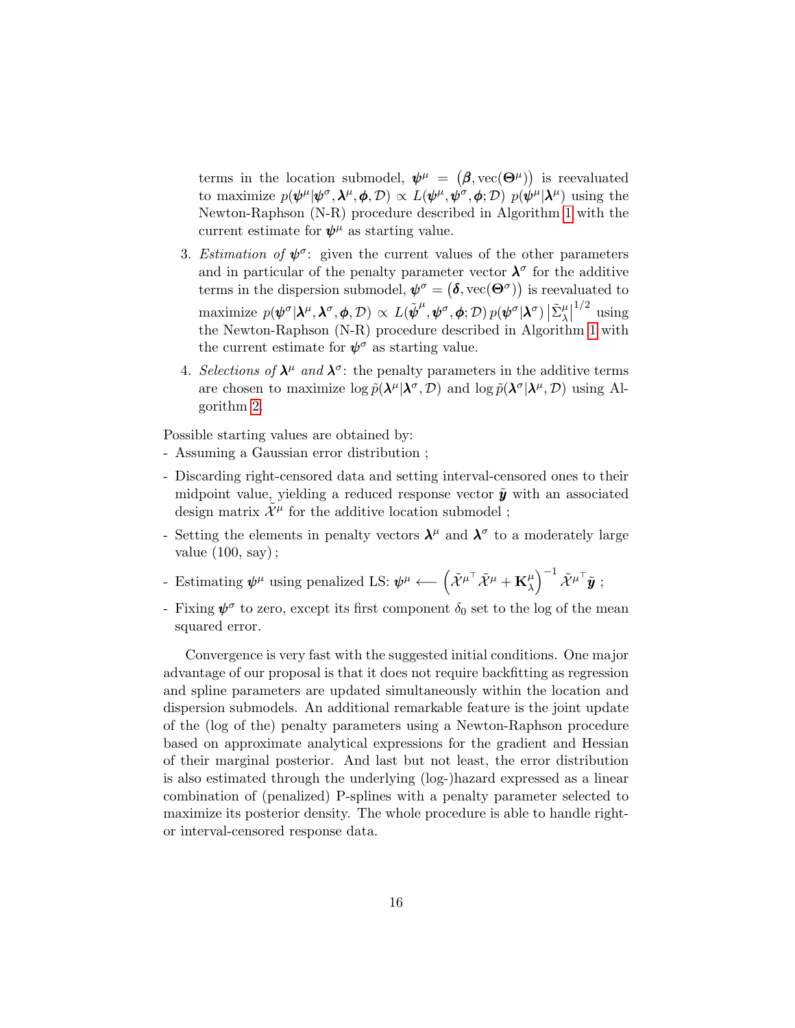terms in the location submodel, $\boldsymbol{\psi}^\mu = \big(\boldsymbol{\beta}, \mathrm{vec}(\boldsymbol{\Theta}^\mu)\big)$ is reevaluated to maximize $p(\boldsymbol{\psi}^\mu|\boldsymbol{\psi}^\sigma, \boldsymbol{\lambda}^\mu, \boldsymbol{\phi}, \mathcal{D}) \propto L(\boldsymbol{\psi}^\mu, \boldsymbol{\psi}^\sigma, \boldsymbol{\phi}; \mathcal{D})\ p(\boldsymbol{\psi}^\mu|\boldsymbol{\lambda}^\mu)$ using the Newton-Raphson (N-R) procedure described in Algorithm 1 with the current estimate for $\boldsymbol{\psi}^\mu$ as starting value.

3. *Estimation of* $\boldsymbol{\psi}^\sigma$: given the current values of the other parameters and in particular of the penalty parameter vector $\boldsymbol{\lambda}^\sigma$ for the additive terms in the dispersion submodel, $\boldsymbol{\psi}^\sigma = \big(\boldsymbol{\delta}, \mathrm{vec}(\boldsymbol{\Theta}^\sigma)\big)$ is reevaluated to maximize $p(\boldsymbol{\psi}^\sigma|\boldsymbol{\lambda}^\mu, \boldsymbol{\lambda}^\sigma, \boldsymbol{\phi}, \mathcal{D}) \propto L(\tilde{\boldsymbol{\psi}}^\mu, \boldsymbol{\psi}^\sigma, \boldsymbol{\phi}; \mathcal{D})\, p(\boldsymbol{\psi}^\sigma|\boldsymbol{\lambda}^\sigma)\, \big|\tilde{\Sigma}^\mu_\lambda\big|^{1/2}$ using the Newton-Raphson (N-R) procedure described in Algorithm 1 with the current estimate for $\boldsymbol{\psi}^\sigma$ as starting value.

4. *Selections of* $\boldsymbol{\lambda}^\mu$ *and* $\boldsymbol{\lambda}^\sigma$: the penalty parameters in the additive terms are chosen to maximize $\log \tilde{p}(\boldsymbol{\lambda}^\mu|\boldsymbol{\lambda}^\sigma, \mathcal{D})$ and $\log \tilde{p}(\boldsymbol{\lambda}^\sigma|\boldsymbol{\lambda}^\mu, \mathcal{D})$ using Algorithm 2.

Possible starting values are obtained by:

- Assuming a Gaussian error distribution ;
- Discarding right-censored data and setting interval-censored ones to their midpoint value, yielding a reduced response vector $\tilde{\boldsymbol{y}}$ with an associated design matrix $\tilde{\mathcal{X}}^\mu$ for the additive location submodel ;
- Setting the elements in penalty vectors $\boldsymbol{\lambda}^\mu$ and $\boldsymbol{\lambda}^\sigma$ to a moderately large value (100, say) ;
- Estimating $\boldsymbol{\psi}^\mu$ using penalized LS: $\boldsymbol{\psi}^\mu \longleftarrow \left(\tilde{\mathcal{X}}^{\mu\top}\tilde{\mathcal{X}}^\mu + \mathbf{K}^\mu_\lambda\right)^{-1}\tilde{\mathcal{X}}^{\mu\top}\tilde{\boldsymbol{y}}$ ;
- Fixing $\boldsymbol{\psi}^\sigma$ to zero, except its first component $\delta_0$ set to the log of the mean squared error.

Convergence is very fast with the suggested initial conditions. One major advantage of our proposal is that it does not require backfitting as regression and spline parameters are updated simultaneously within the location and dispersion submodels. An additional remarkable feature is the joint update of the (log of the) penalty parameters using a Newton-Raphson procedure based on approximate analytical expressions for the gradient and Hessian of their marginal posterior. And last but not least, the error distribution is also estimated through the underlying (log-)hazard expressed as a linear combination of (penalized) P-splines with a penalty parameter selected to maximize its posterior density. The whole procedure is able to handle right- or interval-censored response data.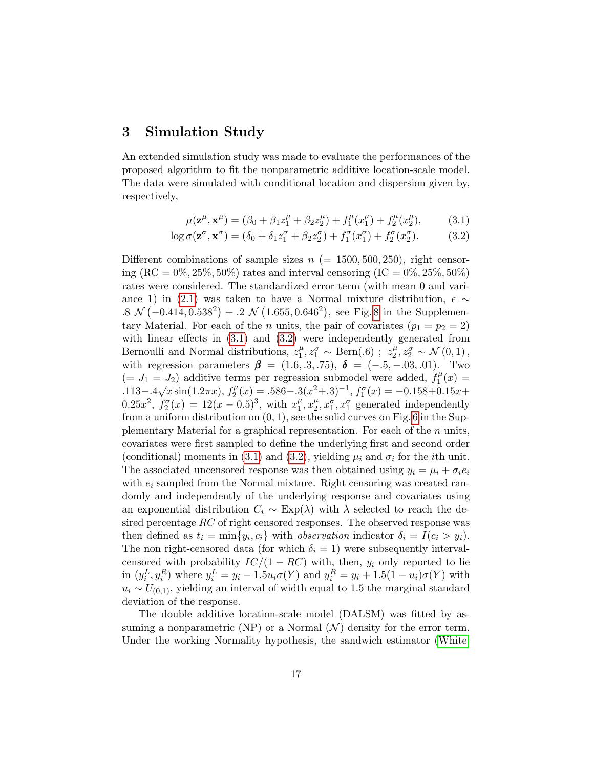## 3 Simulation Study

An extended simulation study was made to evaluate the performances of the proposed algorithm to fit the nonparametric additive location-scale model. The data were simulated with conditional location and dispersion given by, respectively,

$$\mu(\mathbf{z}^{\mu}, \mathbf{x}^{\mu}) = (\beta_0 + \beta_1 z_1^{\mu} + \beta_2 z_2^{\mu}) + f_1^{\mu}(x_1^{\mu}) + f_2^{\mu}(x_2^{\mu}), \tag{3.1}$$

$$\log \sigma(\mathbf{z}^{\sigma}, \mathbf{x}^{\sigma}) = (\delta_0 + \delta_1 z_1^{\sigma} + \beta_2 z_2^{\sigma}) + f_1^{\sigma}(x_1^{\sigma}) + f_2^{\sigma}(x_2^{\sigma}). \tag{3.2}$$

Different combinations of sample sizes $n$ $(= 1500, 500, 250)$, right censoring (RC $= 0\%, 25\%, 50\%$) rates and interval censoring (IC $= 0\%, 25\%, 50\%$) rates were considered. The standardized error term (with mean 0 and variance 1) in (2.1) was taken to have a Normal mixture distribution, $\epsilon \sim .8\ \mathcal{N}\left(-0.414, 0.538^2\right) + .2\ \mathcal{N}\left(1.655, 0.646^2\right)$, see Fig. 8 in the Supplementary Material. For each of the $n$ units, the pair of covariates $(p_1 = p_2 = 2)$ with linear effects in (3.1) and (3.2) were independently generated from Bernoulli and Normal distributions, $z_1^{\mu}, z_1^{\sigma} \sim \text{Bern}(.6)$ ; $z_2^{\mu}, z_2^{\sigma} \sim \mathcal{N}(0, 1)$, with regression parameters $\boldsymbol{\beta} = (1.6, .3, .75)$, $\boldsymbol{\delta} = (-.5, -.03, .01)$. Two $(= J_1 = J_2)$ additive terms per regression submodel were added, $f_1^{\mu}(x) = .113 - .4\sqrt{x}\sin(1.2\pi x)$, $f_2^{\mu}(x) = .586 - .3(x^2 + .3)^{-1}$, $f_1^{\sigma}(x) = -0.158 + 0.15x + 0.25x^2$, $f_2^{\sigma}(x) = 12(x - 0.5)^3$, with $x_1^{\mu}, x_2^{\mu}, x_1^{\sigma}, x_1^{\sigma}$ generated independently from a uniform distribution on $(0, 1)$, see the solid curves on Fig. 6 in the Supplementary Material for a graphical representation. For each of the $n$ units, covariates were first sampled to define the underlying first and second order (conditional) moments in (3.1) and (3.2), yielding $\mu_i$ and $\sigma_i$ for the $i$th unit. The associated uncensored response was then obtained using $y_i = \mu_i + \sigma_i e_i$ with $e_i$ sampled from the Normal mixture. Right censoring was created randomly and independently of the underlying response and covariates using an exponential distribution $C_i \sim \text{Exp}(\lambda)$ with $\lambda$ selected to reach the desired percentage $RC$ of right censored responses. The observed response was then defined as $t_i = \min\{y_i, c_i\}$ with *observation* indicator $\delta_i = I(c_i > y_i)$. The non right-censored data (for which $\delta_i = 1$) were subsequently interval-censored with probability $IC/(1 - RC)$ with, then, $y_i$ only reported to lie in $(y_i^L, y_i^R)$ where $y_i^L = y_i - 1.5u_i\sigma(Y)$ and $y_i^R = y_i + 1.5(1 - u_i)\sigma(Y)$ with $u_i \sim U_{(0,1)}$, yielding an interval of width equal to 1.5 the marginal standard deviation of the response.

The double additive location-scale model (DALSM) was fitted by assuming a nonparametric (NP) or a Normal ($\mathcal{N}$) density for the error term. Under the working Normality hypothesis, the sandwich estimator (White,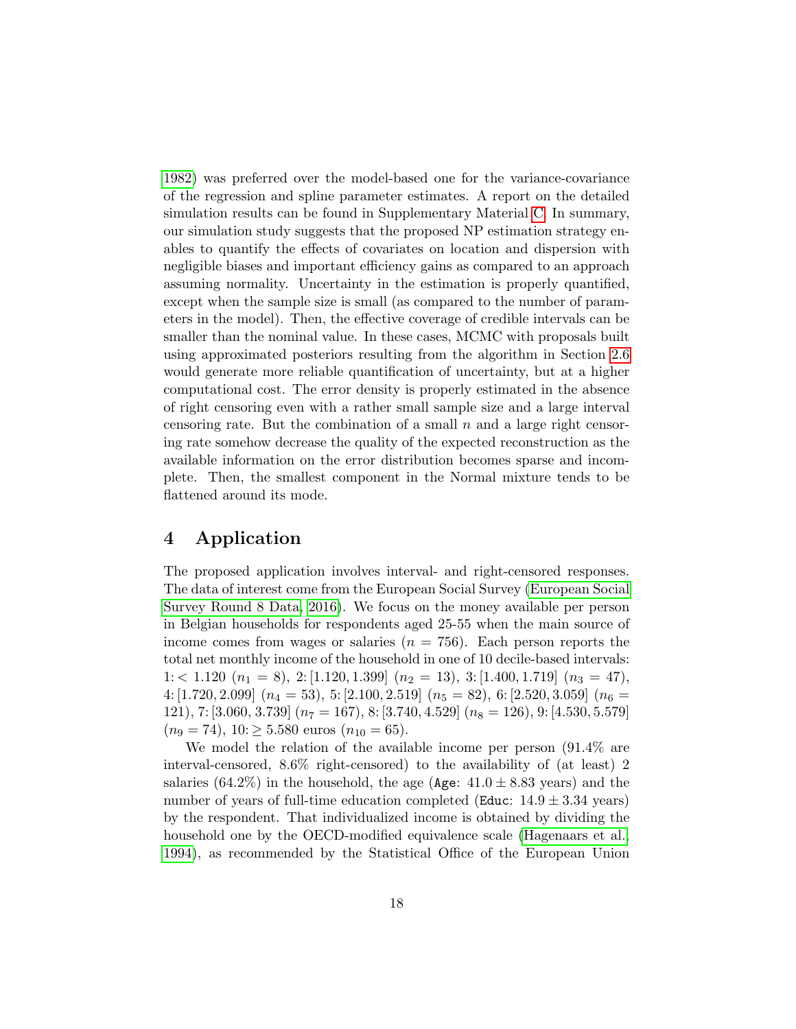1982) was preferred over the model-based one for the variance-covariance of the regression and spline parameter estimates. A report on the detailed simulation results can be found in Supplementary Material C. In summary, our simulation study suggests that the proposed NP estimation strategy enables to quantify the effects of covariates on location and dispersion with negligible biases and important efficiency gains as compared to an approach assuming normality. Uncertainty in the estimation is properly quantified, except when the sample size is small (as compared to the number of parameters in the model). Then, the effective coverage of credible intervals can be smaller than the nominal value. In these cases, MCMC with proposals built using approximated posteriors resulting from the algorithm in Section 2.6 would generate more reliable quantification of uncertainty, but at a higher computational cost. The error density is properly estimated in the absence of right censoring even with a rather small sample size and a large interval censoring rate. But the combination of a small $n$ and a large right censoring rate somehow decrease the quality of the expected reconstruction as the available information on the error distribution becomes sparse and incomplete. Then, the smallest component in the Normal mixture tends to be flattened around its mode.

# 4 Application

The proposed application involves interval- and right-censored responses. The data of interest come from the European Social Survey (European Social Survey Round 8 Data, 2016). We focus on the money available per person in Belgian households for respondents aged 25-55 when the main source of income comes from wages or salaries ($n = 756$). Each person reports the total net monthly income of the household in one of 10 decile-based intervals: 1: $< 1.120$ ($n_1 = 8$), 2: $[1.120, 1.399]$ ($n_2 = 13$), 3: $[1.400, 1.719]$ ($n_3 = 47$), 4: $[1.720, 2.099]$ ($n_4 = 53$), 5: $[2.100, 2.519]$ ($n_5 = 82$), 6: $[2.520, 3.059]$ ($n_6 = 121$), 7: $[3.060, 3.739]$ ($n_7 = 167$), 8: $[3.740, 4.529]$ ($n_8 = 126$), 9: $[4.530, 5.579]$ ($n_9 = 74$), 10: $\geq 5.580$ euros ($n_{10} = 65$).

We model the relation of the available income per person (91.4% are interval-censored, 8.6% right-censored) to the availability of (at least) 2 salaries (64.2%) in the household, the age (`Age`: $41.0 \pm 8.83$ years) and the number of years of full-time education completed (`Educ`: $14.9 \pm 3.34$ years) by the respondent. That individualized income is obtained by dividing the household one by the OECD-modified equivalence scale (Hagenaars et al., 1994), as recommended by the Statistical Office of the European Union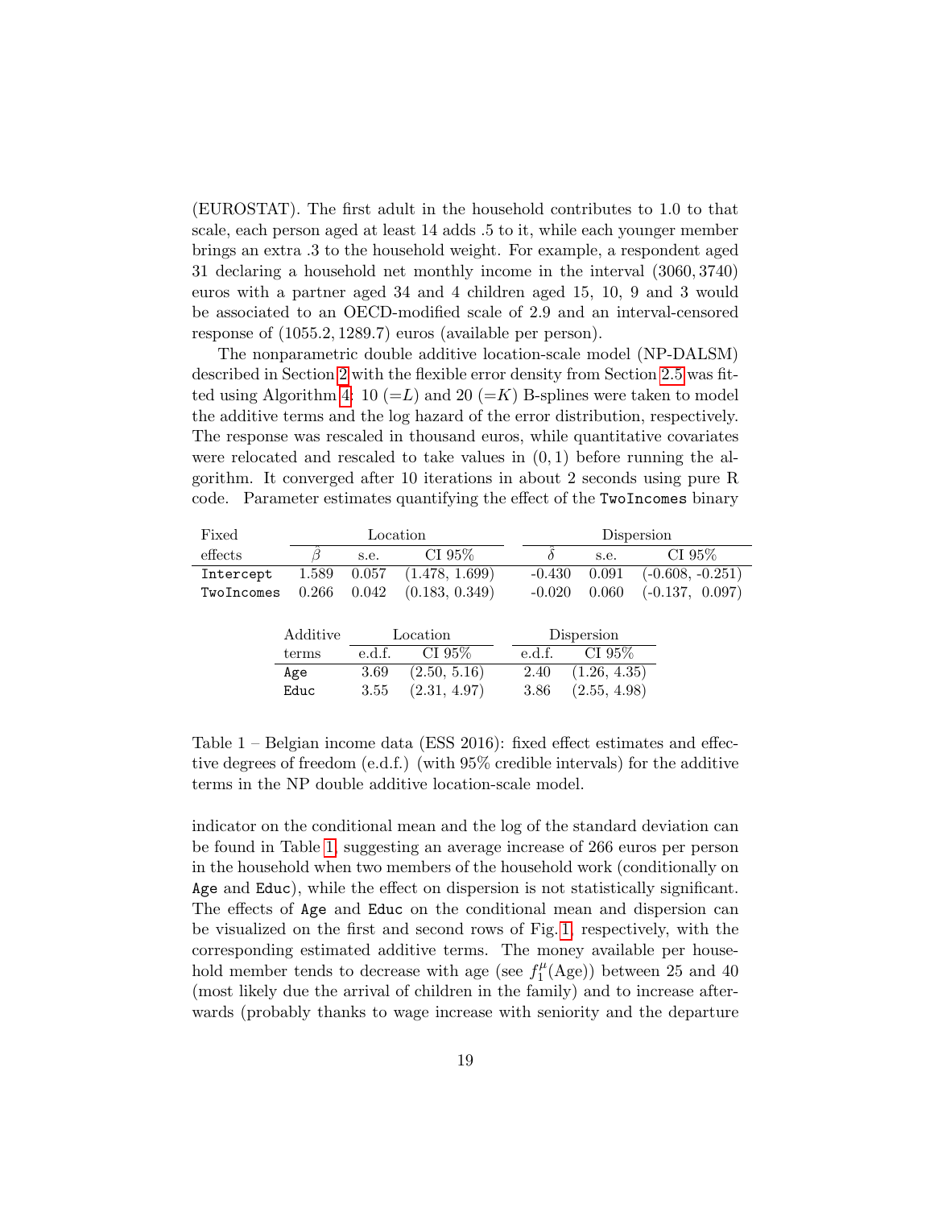(EUROSTAT). The first adult in the household contributes to 1.0 to that scale, each person aged at least 14 adds .5 to it, while each younger member brings an extra .3 to the household weight. For example, a respondent aged 31 declaring a household net monthly income in the interval $(3060, 3740)$ euros with a partner aged 34 and 4 children aged 15, 10, 9 and 3 would be associated to an OECD-modified scale of 2.9 and an interval-censored response of $(1055.2, 1289.7)$ euros (available per person).

The nonparametric double additive location-scale model (NP-DALSM) described in Section 2 with the flexible error density from Section 2.5 was fitted using Algorithm 4: 10 (=$L$) and 20 (=$K$) B-splines were taken to model the additive terms and the log hazard of the error distribution, respectively. The response was rescaled in thousand euros, while quantitative covariates were relocated and rescaled to take values in $(0, 1)$ before running the algorithm. It converged after 10 iterations in about 2 seconds using pure R code. Parameter estimates quantifying the effect of the `TwoIncomes` binary

| Fixed effects | Location | | | Dispersion | | |
|---|---|---|---|---|---|---|
| | $\hat{\beta}$ | s.e. | CI 95% | $\hat{\delta}$ | s.e. | CI 95% |
| `Intercept` | 1.589 | 0.057 | (1.478, 1.699) | -0.430 | 0.091 | (-0.608, -0.251) |
| `TwoIncomes` | 0.266 | 0.042 | (0.183, 0.349) | -0.020 | 0.060 | (-0.137, 0.097) |

| Additive terms | Location | | Dispersion | |
|---|---|---|---|---|
| | e.d.f. | CI 95% | e.d.f. | CI 95% |
| `Age` | 3.69 | (2.50, 5.16) | 2.40 | (1.26, 4.35) |
| `Educ` | 3.55 | (2.31, 4.97) | 3.86 | (2.55, 4.98) |

Table 1 – Belgian income data (ESS 2016): fixed effect estimates and effective degrees of freedom (e.d.f.) (with 95% credible intervals) for the additive terms in the NP double additive location-scale model.

indicator on the conditional mean and the log of the standard deviation can be found in Table 1, suggesting an average increase of 266 euros per person in the household when two members of the household work (conditionally on `Age` and `Educ`), while the effect on dispersion is not statistically significant. The effects of `Age` and `Educ` on the conditional mean and dispersion can be visualized on the first and second rows of Fig. 1, respectively, with the corresponding estimated additive terms. The money available per household member tends to decrease with age (see $f_1^{\mu}(\text{Age})$) between 25 and 40 (most likely due the arrival of children in the family) and to increase afterwards (probably thanks to wage increase with seniority and the departure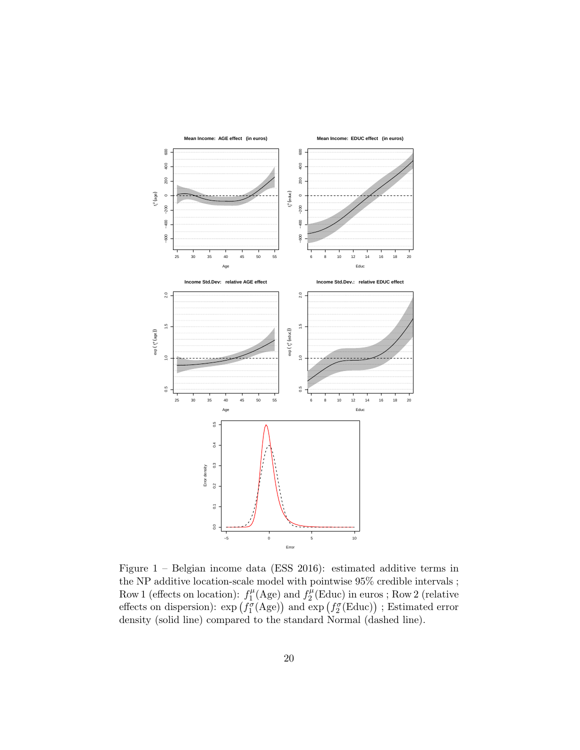Figure 1 – Belgian income data (ESS 2016): estimated additive terms in the NP additive location-scale model with pointwise 95% credible intervals ; Row 1 (effects on location): $f_1^\mu(\text{Age})$ and $f_2^\mu(\text{Educ})$ in euros ; Row 2 (relative effects on dispersion): $\exp\left(f_1^\sigma(\text{Age})\right)$ and $\exp\left(f_2^\sigma(\text{Educ})\right)$ ; Estimated error density (solid line) compared to the standard Normal (dashed line).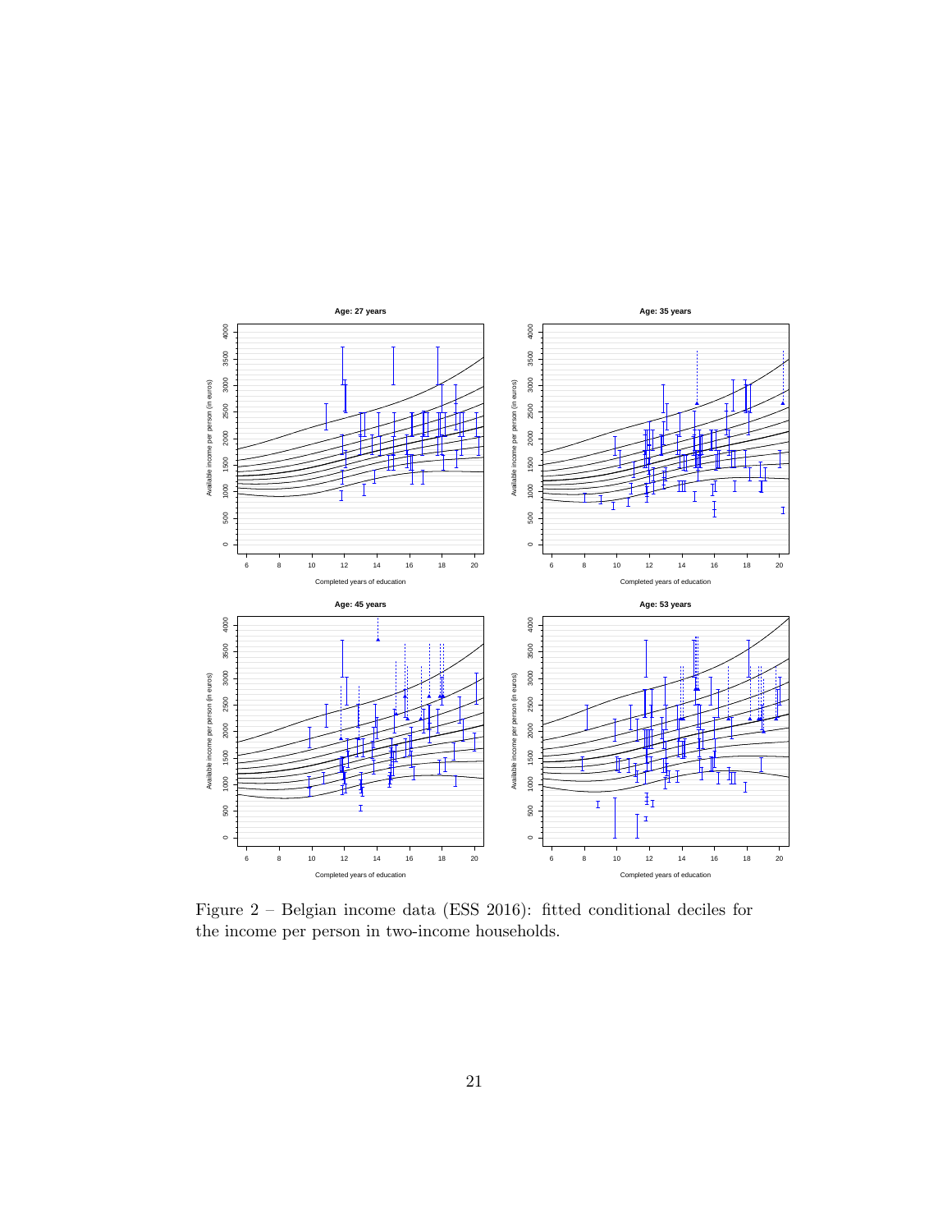Figure 2 – Belgian income data (ESS 2016): fitted conditional deciles for the income per person in two-income households.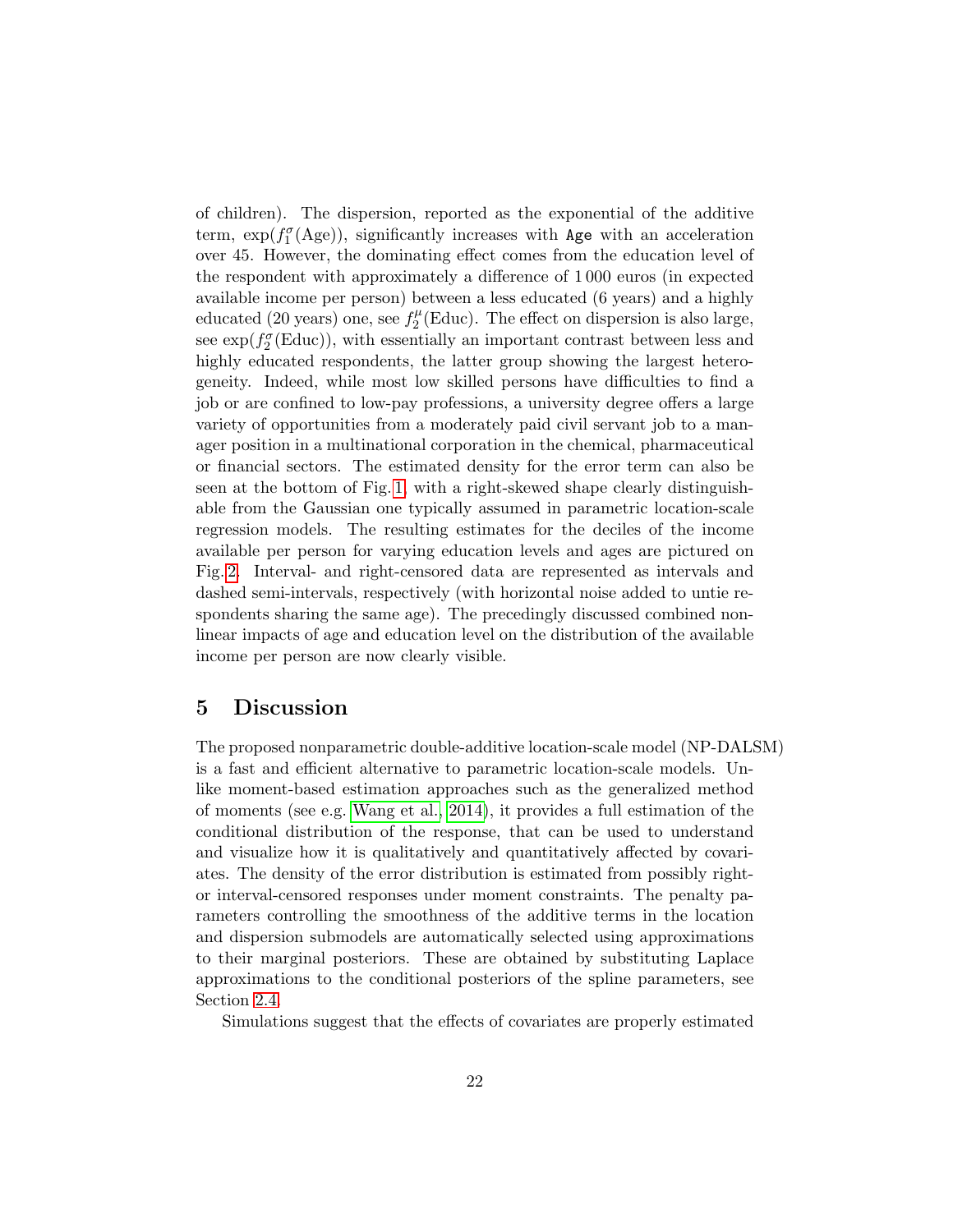of children). The dispersion, reported as the exponential of the additive term, $\exp(f_1^\sigma(\text{Age}))$, significantly increases with `Age` with an acceleration over 45. However, the dominating effect comes from the education level of the respondent with approximately a difference of 1 000 euros (in expected available income per person) between a less educated (6 years) and a highly educated (20 years) one, see $f_2^\mu(\text{Educ})$. The effect on dispersion is also large, see $\exp(f_2^\sigma(\text{Educ}))$, with essentially an important contrast between less and highly educated respondents, the latter group showing the largest heterogeneity. Indeed, while most low skilled persons have difficulties to find a job or are confined to low-pay professions, a university degree offers a large variety of opportunities from a moderately paid civil servant job to a manager position in a multinational corporation in the chemical, pharmaceutical or financial sectors. The estimated density for the error term can also be seen at the bottom of Fig. 1, with a right-skewed shape clearly distinguishable from the Gaussian one typically assumed in parametric location-scale regression models. The resulting estimates for the deciles of the income available per person for varying education levels and ages are pictured on Fig. 2. Interval- and right-censored data are represented as intervals and dashed semi-intervals, respectively (with horizontal noise added to untie respondents sharing the same age). The precedingly discussed combined nonlinear impacts of age and education level on the distribution of the available income per person are now clearly visible.

## 5 Discussion

The proposed nonparametric double-additive location-scale model (NP-DALSM) is a fast and efficient alternative to parametric location-scale models. Unlike moment-based estimation approaches such as the generalized method of moments (see e.g. Wang et al., 2014), it provides a full estimation of the conditional distribution of the response, that can be used to understand and visualize how it is qualitatively and quantitatively affected by covariates. The density of the error distribution is estimated from possibly right- or interval-censored responses under moment constraints. The penalty parameters controlling the smoothness of the additive terms in the location and dispersion submodels are automatically selected using approximations to their marginal posteriors. These are obtained by substituting Laplace approximations to the conditional posteriors of the spline parameters, see Section 2.4.

Simulations suggest that the effects of covariates are properly estimated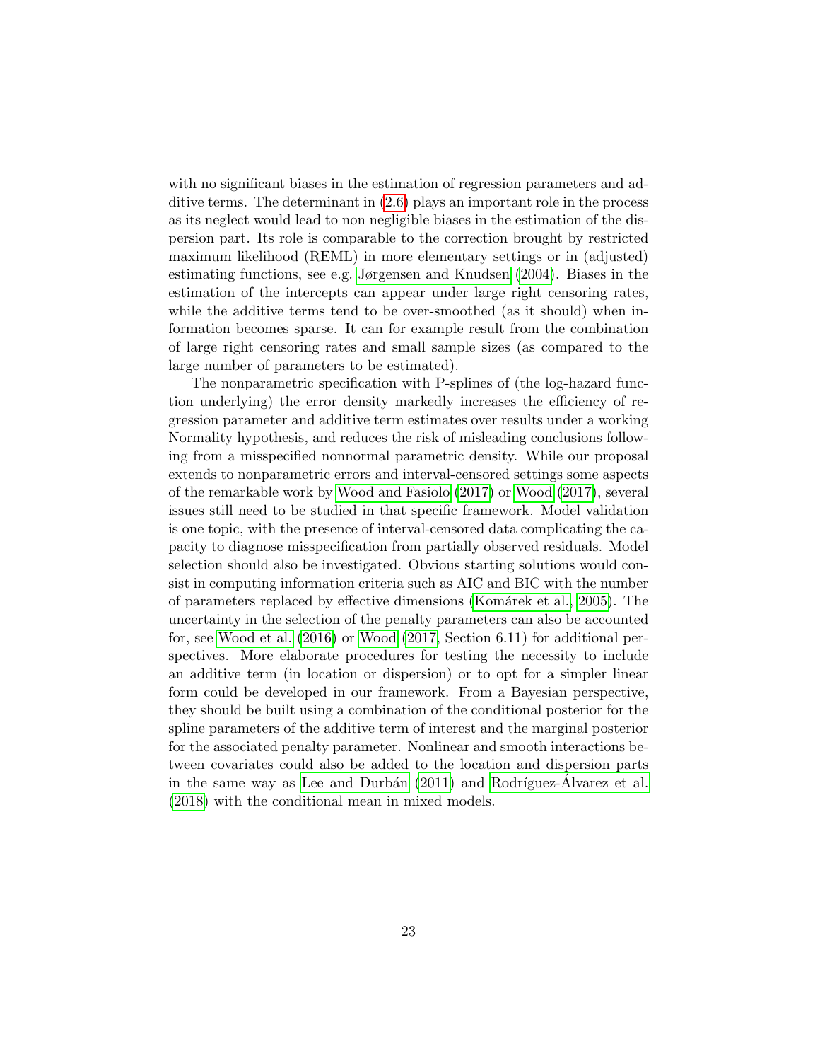with no significant biases in the estimation of regression parameters and additive terms. The determinant in (2.6) plays an important role in the process as its neglect would lead to non negligible biases in the estimation of the dispersion part. Its role is comparable to the correction brought by restricted maximum likelihood (REML) in more elementary settings or in (adjusted) estimating functions, see e.g. Jørgensen and Knudsen (2004). Biases in the estimation of the intercepts can appear under large right censoring rates, while the additive terms tend to be over-smoothed (as it should) when information becomes sparse. It can for example result from the combination of large right censoring rates and small sample sizes (as compared to the large number of parameters to be estimated).

The nonparametric specification with P-splines of (the log-hazard function underlying) the error density markedly increases the efficiency of regression parameter and additive term estimates over results under a working Normality hypothesis, and reduces the risk of misleading conclusions following from a misspecified nonnormal parametric density. While our proposal extends to nonparametric errors and interval-censored settings some aspects of the remarkable work by Wood and Fasiolo (2017) or Wood (2017), several issues still need to be studied in that specific framework. Model validation is one topic, with the presence of interval-censored data complicating the capacity to diagnose misspecification from partially observed residuals. Model selection should also be investigated. Obvious starting solutions would consist in computing information criteria such as AIC and BIC with the number of parameters replaced by effective dimensions (Komárek et al., 2005). The uncertainty in the selection of the penalty parameters can also be accounted for, see Wood et al. (2016) or Wood (2017, Section 6.11) for additional perspectives. More elaborate procedures for testing the necessity to include an additive term (in location or dispersion) or to opt for a simpler linear form could be developed in our framework. From a Bayesian perspective, they should be built using a combination of the conditional posterior for the spline parameters of the additive term of interest and the marginal posterior for the associated penalty parameter. Nonlinear and smooth interactions between covariates could also be added to the location and dispersion parts in the same way as Lee and Durbán (2011) and Rodríguez-Álvarez et al. (2018) with the conditional mean in mixed models.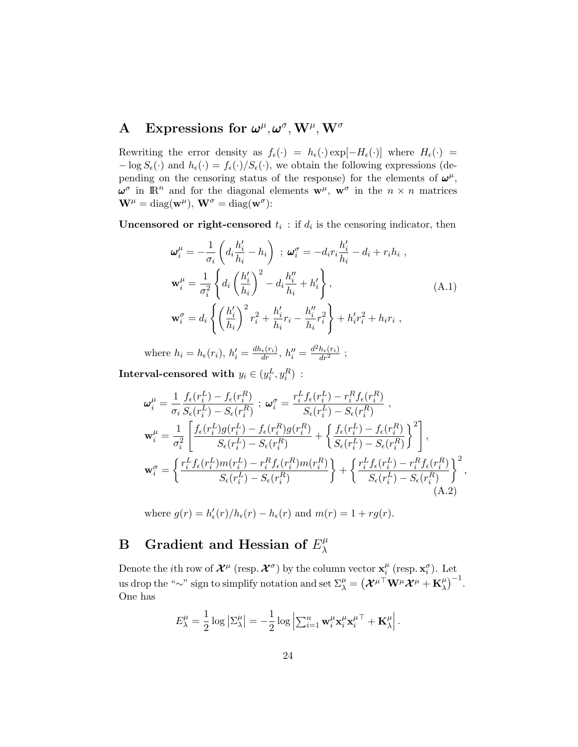## A Expressions for $\boldsymbol{\omega}^\mu, \boldsymbol{\omega}^\sigma, \mathbf{W}^\mu, \mathbf{W}^\sigma$

Rewriting the error density as $f_\epsilon(\cdot) = h_\epsilon(\cdot) \exp[-H_\epsilon(\cdot)]$ where $H_\epsilon(\cdot) = -\log S_\epsilon(\cdot)$ and $h_\epsilon(\cdot) = f_\epsilon(\cdot)/S_\epsilon(\cdot)$, we obtain the following expressions (depending on the censoring status of the response) for the elements of $\boldsymbol{\omega}^\mu$, $\boldsymbol{\omega}^\sigma$ in $\mathbb{R}^n$ and for the diagonal elements $\mathbf{w}^\mu$, $\mathbf{w}^\sigma$ in the $n \times n$ matrices $\mathbf{W}^\mu = \mathrm{diag}(\mathbf{w}^\mu)$, $\mathbf{W}^\sigma = \mathrm{diag}(\mathbf{w}^\sigma)$:

**Uncensored or right-censored** $t_i$ : if $d_i$ is the censoring indicator, then

$$
\begin{aligned}
\boldsymbol{\omega}_i^\mu &= -\frac{1}{\sigma_i}\left(d_i \frac{h_i'}{h_i} - h_i\right) \; ; \; \boldsymbol{\omega}_i^\sigma = -d_i r_i \frac{h_i'}{h_i} - d_i + r_i h_i \; , \\
\mathbf{w}_i^\mu &= \frac{1}{\sigma_i^2}\left\{ d_i \left(\frac{h_i'}{h_i}\right)^2 - d_i \frac{h_i''}{h_i} + h_i' \right\} , \\
\mathbf{w}_i^\sigma &= d_i \left\{ \left(\frac{h_i'}{h_i}\right)^2 r_i^2 + \frac{h_i'}{h_i} r_i - \frac{h_i''}{h_i} r_i^2 \right\} + h_i' r_i^2 + h_i r_i \; ,
\end{aligned}
\tag{A.1}
$$

where $h_i = h_\epsilon(r_i)$, $h_i' = \frac{dh_\epsilon(r_i)}{dr}$, $h_i'' = \frac{d^2 h_\epsilon(r_i)}{dr^2}$ ;

**Interval-censored with** $y_i \in (y_i^L, y_i^R)$ :

$$
\begin{aligned}
\boldsymbol{\omega}_i^\mu &= \frac{1}{\sigma_i} \frac{f_\epsilon(r_i^L) - f_\epsilon(r_i^R)}{S_\epsilon(r_i^L) - S_\epsilon(r_i^R)} \; ; \; \boldsymbol{\omega}_i^\sigma = \frac{r_i^L f_\epsilon(r_i^L) - r_i^R f_\epsilon(r_i^R)}{S_\epsilon(r_i^L) - S_\epsilon(r_i^R)} \; , \\
\mathbf{w}_i^\mu &= \frac{1}{\sigma_i^2}\left[ \frac{f_\epsilon(r_i^L) g(r_i^L) - f_\epsilon(r_i^R) g(r_i^R)}{S_\epsilon(r_i^L) - S_\epsilon(r_i^R)} + \left\{ \frac{f_\epsilon(r_i^L) - f_\epsilon(r_i^R)}{S_\epsilon(r_i^L) - S_\epsilon(r_i^R)} \right\}^2 \right] , \\
\mathbf{w}_i^\sigma &= \left\{ \frac{r_i^L f_\epsilon(r_i^L) m(r_i^L) - r_i^R f_\epsilon(r_i^R) m(r_i^R)}{S_\epsilon(r_i^L) - S_\epsilon(r_i^R)} \right\} + \left\{ \frac{r_i^L f_\epsilon(r_i^L) - r_i^R f_\epsilon(r_i^R)}{S_\epsilon(r_i^L) - S_\epsilon(r_i^R)} \right\}^2 ,
\end{aligned}
\tag{A.2}
$$

where $g(r) = h_\epsilon'(r)/h_\epsilon(r) - h_\epsilon(r)$ and $m(r) = 1 + r g(r)$.

## B Gradient and Hessian of $E_\lambda^\mu$

Denote the $i$th row of $\boldsymbol{\mathcal{X}}^\mu$ (resp. $\boldsymbol{\mathcal{X}}^\sigma$) by the column vector $\mathbf{x}_i^\mu$ (resp. $\mathbf{x}_i^\sigma$). Let us drop the "$\sim$" sign to simplify notation and set $\Sigma_\lambda^\mu = \left(\boldsymbol{\mathcal{X}}^{\mu\top} \mathbf{W}^\mu \boldsymbol{\mathcal{X}}^\mu + \mathbf{K}_\lambda^\mu\right)^{-1}$. One has

$$
E_\lambda^\mu = \frac{1}{2} \log \left| \Sigma_\lambda^\mu \right| = -\frac{1}{2} \log \left| \textstyle\sum_{i=1}^n \mathbf{w}_i^\mu \mathbf{x}_i^\mu \mathbf{x}_i^{\mu\top} + \mathbf{K}_\lambda^\mu \right| .
$$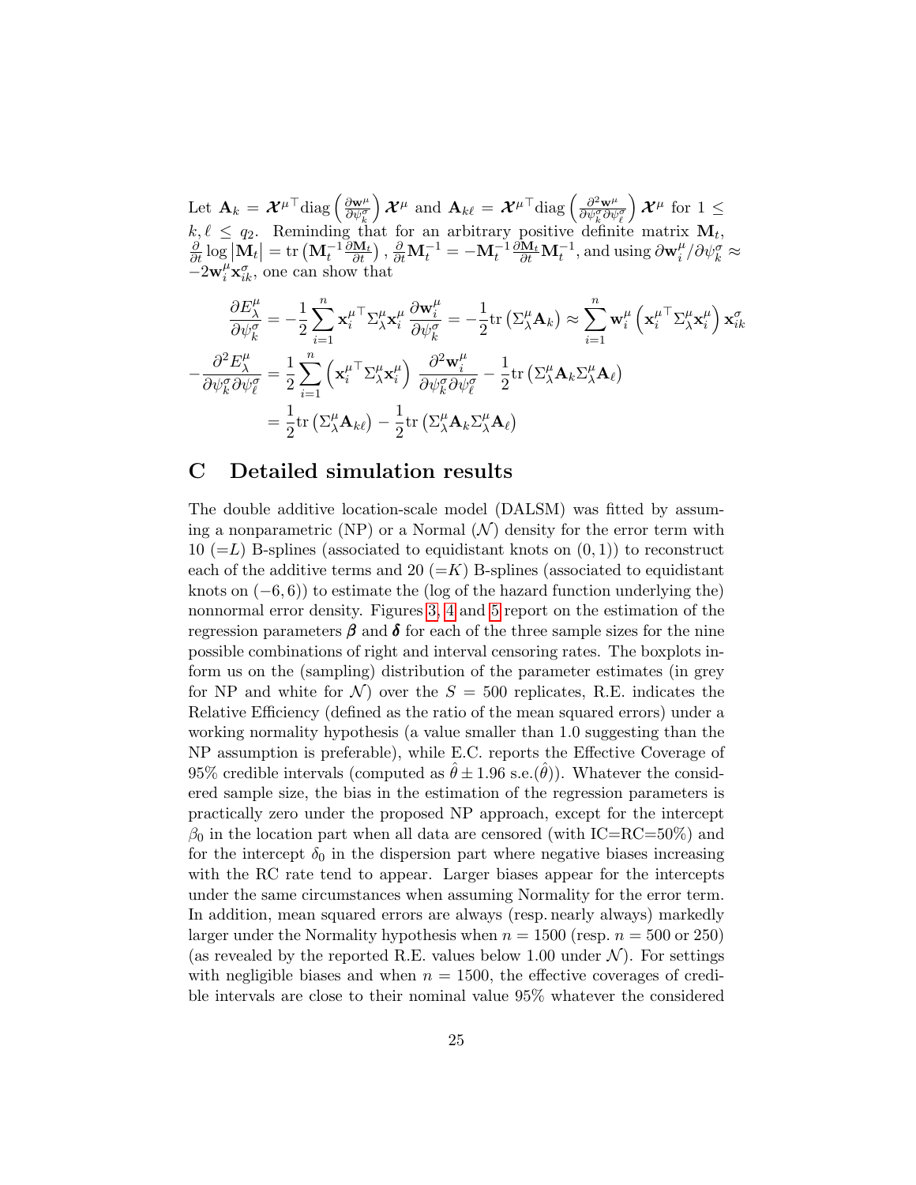Let $\mathbf{A}_k = \boldsymbol{\mathcal{X}}^{\mu\top}\text{diag}\left(\frac{\partial \mathbf{w}^\mu}{\partial \psi_k^\sigma}\right)\boldsymbol{\mathcal{X}}^\mu$ and $\mathbf{A}_{k\ell} = \boldsymbol{\mathcal{X}}^{\mu\top}\text{diag}\left(\frac{\partial^2 \mathbf{w}^\mu}{\partial \psi_k^\sigma \partial \psi_\ell^\sigma}\right)\boldsymbol{\mathcal{X}}^\mu$ for $1 \leq k, \ell \leq q_2$. Reminding that for an arbitrary positive definite matrix $\mathbf{M}_t$, $\frac{\partial}{\partial t}\log|\mathbf{M}_t| = \text{tr}\left(\mathbf{M}_t^{-1}\frac{\partial \mathbf{M}_t}{\partial t}\right)$, $\frac{\partial}{\partial t}\mathbf{M}_t^{-1} = -\mathbf{M}_t^{-1}\frac{\partial \mathbf{M}_t}{\partial t}\mathbf{M}_t^{-1}$, and using $\partial \mathbf{w}_i^\mu / \partial \psi_k^\sigma \approx -2\mathbf{w}_i^\mu \mathbf{x}_{ik}^\sigma$, one can show that

$$
\frac{\partial E_\lambda^\mu}{\partial \psi_k^\sigma} = -\frac{1}{2}\sum_{i=1}^n \mathbf{x}_i^{\mu\top}\Sigma_\lambda^\mu \mathbf{x}_i^\mu \,\frac{\partial \mathbf{w}_i^\mu}{\partial \psi_k^\sigma} = -\frac{1}{2}\text{tr}\left(\Sigma_\lambda^\mu \mathbf{A}_k\right) \approx \sum_{i=1}^n \mathbf{w}_i^\mu\left(\mathbf{x}_i^{\mu\top}\Sigma_\lambda^\mu \mathbf{x}_i^\mu\right)\mathbf{x}_{ik}^\sigma
$$

$$
\begin{aligned}
-\frac{\partial^2 E_\lambda^\mu}{\partial \psi_k^\sigma \partial \psi_\ell^\sigma} &= \frac{1}{2}\sum_{i=1}^n \left(\mathbf{x}_i^{\mu\top}\Sigma_\lambda^\mu \mathbf{x}_i^\mu\right)\,\frac{\partial^2 \mathbf{w}_i^\mu}{\partial \psi_k^\sigma \partial \psi_\ell^\sigma} - \frac{1}{2}\text{tr}\left(\Sigma_\lambda^\mu \mathbf{A}_k \Sigma_\lambda^\mu \mathbf{A}_\ell\right) \\
&= \frac{1}{2}\text{tr}\left(\Sigma_\lambda^\mu \mathbf{A}_{k\ell}\right) - \frac{1}{2}\text{tr}\left(\Sigma_\lambda^\mu \mathbf{A}_k \Sigma_\lambda^\mu \mathbf{A}_\ell\right)
\end{aligned}
$$

# C Detailed simulation results

The double additive location-scale model (DALSM) was fitted by assuming a nonparametric (NP) or a Normal ($\mathcal{N}$) density for the error term with 10 ($=L$) B-splines (associated to equidistant knots on $(0,1)$) to reconstruct each of the additive terms and 20 ($=K$) B-splines (associated to equidistant knots on $(-6,6)$) to estimate the (log of the hazard function underlying the) nonnormal error density. Figures 3, 4 and 5 report on the estimation of the regression parameters $\boldsymbol{\beta}$ and $\boldsymbol{\delta}$ for each of the three sample sizes for the nine possible combinations of right and interval censoring rates. The boxplots inform us on the (sampling) distribution of the parameter estimates (in grey for NP and white for $\mathcal{N}$) over the $S = 500$ replicates, R.E. indicates the Relative Efficiency (defined as the ratio of the mean squared errors) under a working normality hypothesis (a value smaller than 1.0 suggesting than the NP assumption is preferable), while E.C. reports the Effective Coverage of 95% credible intervals (computed as $\hat{\theta} \pm 1.96$ s.e.$(\hat{\theta})$). Whatever the considered sample size, the bias in the estimation of the regression parameters is practically zero under the proposed NP approach, except for the intercept $\beta_0$ in the location part when all data are censored (with IC=RC=50%) and for the intercept $\delta_0$ in the dispersion part where negative biases increasing with the RC rate tend to appear. Larger biases appear for the intercepts under the same circumstances when assuming Normality for the error term. In addition, mean squared errors are always (resp. nearly always) markedly larger under the Normality hypothesis when $n = 1500$ (resp. $n = 500$ or 250) (as revealed by the reported R.E. values below 1.00 under $\mathcal{N}$). For settings with negligible biases and when $n = 1500$, the effective coverages of credible intervals are close to their nominal value 95% whatever the considered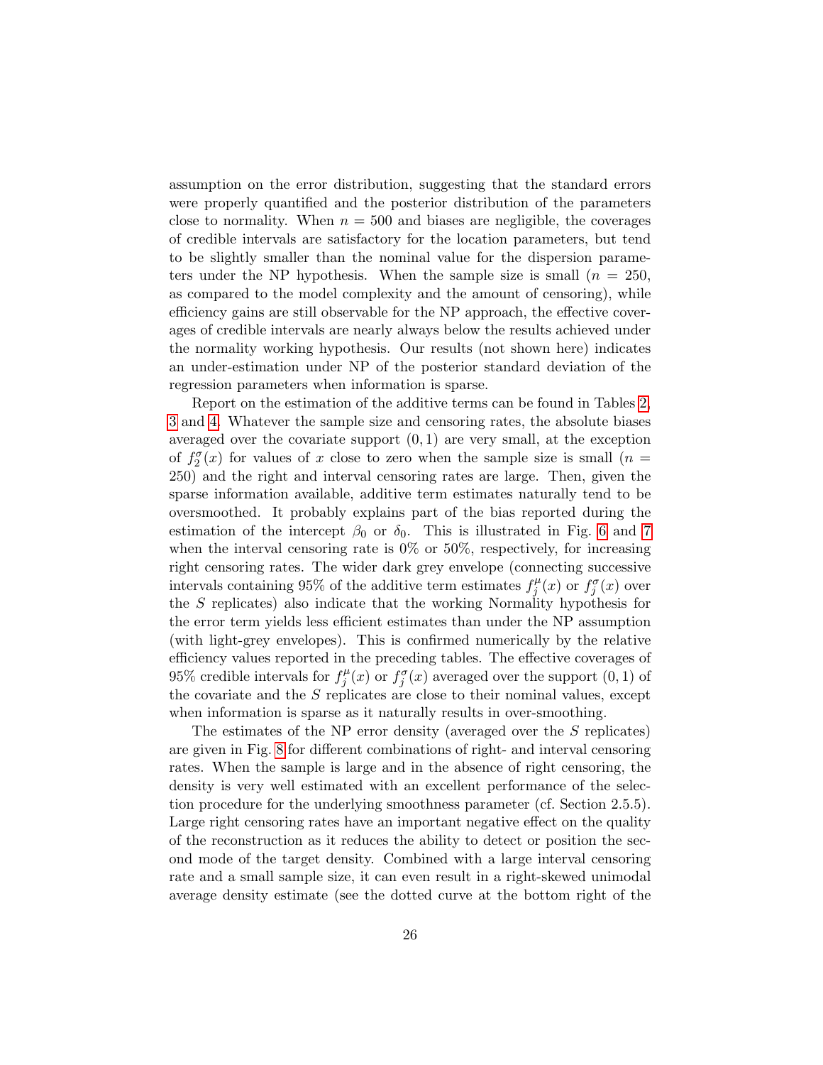assumption on the error distribution, suggesting that the standard errors were properly quantified and the posterior distribution of the parameters close to normality. When $n = 500$ and biases are negligible, the coverages of credible intervals are satisfactory for the location parameters, but tend to be slightly smaller than the nominal value for the dispersion parameters under the NP hypothesis. When the sample size is small ($n = 250$, as compared to the model complexity and the amount of censoring), while efficiency gains are still observable for the NP approach, the effective coverages of credible intervals are nearly always below the results achieved under the normality working hypothesis. Our results (not shown here) indicates an under-estimation under NP of the posterior standard deviation of the regression parameters when information is sparse.

Report on the estimation of the additive terms can be found in Tables 2, 3 and 4. Whatever the sample size and censoring rates, the absolute biases averaged over the covariate support $(0, 1)$ are very small, at the exception of $f_2^\sigma(x)$ for values of $x$ close to zero when the sample size is small ($n = 250$) and the right and interval censoring rates are large. Then, given the sparse information available, additive term estimates naturally tend to be oversmoothed. It probably explains part of the bias reported during the estimation of the intercept $\beta_0$ or $\delta_0$. This is illustrated in Fig. 6 and 7 when the interval censoring rate is 0% or 50%, respectively, for increasing right censoring rates. The wider dark grey envelope (connecting successive intervals containing 95% of the additive term estimates $f_j^\mu(x)$ or $f_j^\sigma(x)$ over the $S$ replicates) also indicate that the working Normality hypothesis for the error term yields less efficient estimates than under the NP assumption (with light-grey envelopes). This is confirmed numerically by the relative efficiency values reported in the preceding tables. The effective coverages of 95% credible intervals for $f_j^\mu(x)$ or $f_j^\sigma(x)$ averaged over the support $(0, 1)$ of the covariate and the $S$ replicates are close to their nominal values, except when information is sparse as it naturally results in over-smoothing.

The estimates of the NP error density (averaged over the $S$ replicates) are given in Fig. 8 for different combinations of right- and interval censoring rates. When the sample is large and in the absence of right censoring, the density is very well estimated with an excellent performance of the selection procedure for the underlying smoothness parameter (cf. Section 2.5.5). Large right censoring rates have an important negative effect on the quality of the reconstruction as it reduces the ability to detect or position the second mode of the target density. Combined with a large interval censoring rate and a small sample size, it can even result in a right-skewed unimodal average density estimate (see the dotted curve at the bottom right of the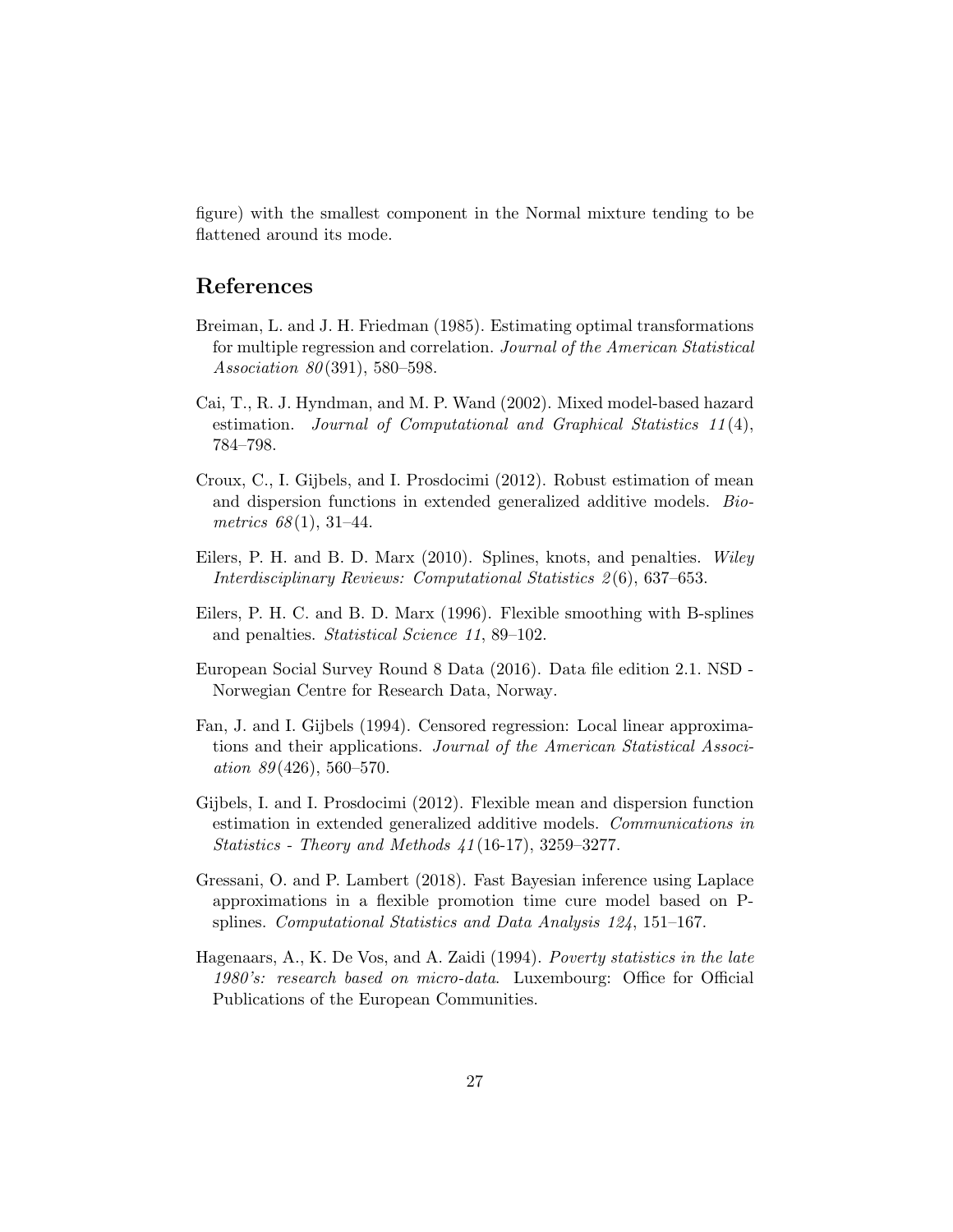figure) with the smallest component in the Normal mixture tending to be flattened around its mode.

## References

Breiman, L. and J. H. Friedman (1985). Estimating optimal transformations for multiple regression and correlation. *Journal of the American Statistical Association 80*(391), 580–598.

Cai, T., R. J. Hyndman, and M. P. Wand (2002). Mixed model-based hazard estimation. *Journal of Computational and Graphical Statistics 11*(4), 784–798.

Croux, C., I. Gijbels, and I. Prosdocimi (2012). Robust estimation of mean and dispersion functions in extended generalized additive models. *Biometrics 68*(1), 31–44.

Eilers, P. H. and B. D. Marx (2010). Splines, knots, and penalties. *Wiley Interdisciplinary Reviews: Computational Statistics 2*(6), 637–653.

Eilers, P. H. C. and B. D. Marx (1996). Flexible smoothing with B-splines and penalties. *Statistical Science 11*, 89–102.

European Social Survey Round 8 Data (2016). Data file edition 2.1. NSD - Norwegian Centre for Research Data, Norway.

Fan, J. and I. Gijbels (1994). Censored regression: Local linear approximations and their applications. *Journal of the American Statistical Association 89*(426), 560–570.

Gijbels, I. and I. Prosdocimi (2012). Flexible mean and dispersion function estimation in extended generalized additive models. *Communications in Statistics - Theory and Methods 41*(16-17), 3259–3277.

Gressani, O. and P. Lambert (2018). Fast Bayesian inference using Laplace approximations in a flexible promotion time cure model based on P-splines. *Computational Statistics and Data Analysis 124*, 151–167.

Hagenaars, A., K. De Vos, and A. Zaidi (1994). *Poverty statistics in the late 1980's: research based on micro-data*. Luxembourg: Office for Official Publications of the European Communities.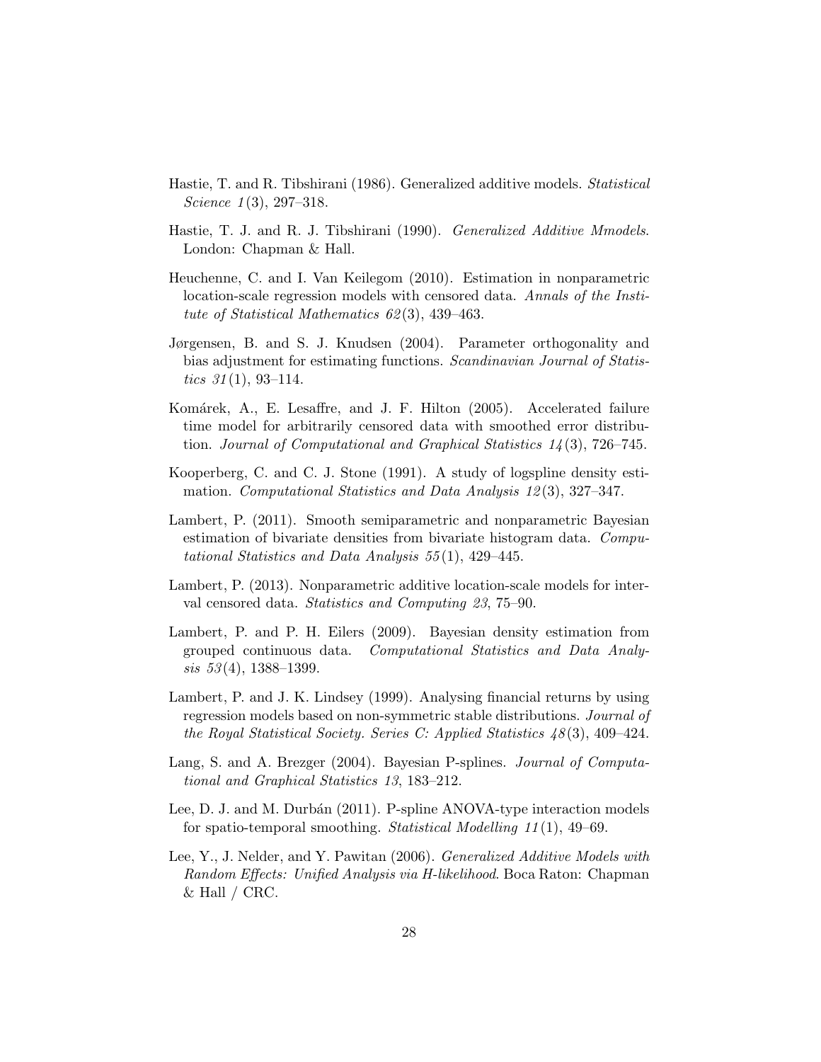Hastie, T. and R. Tibshirani (1986). Generalized additive models. *Statistical Science 1*(3), 297–318.

Hastie, T. J. and R. J. Tibshirani (1990). *Generalized Additive Mmodels*. London: Chapman & Hall.

Heuchenne, C. and I. Van Keilegom (2010). Estimation in nonparametric location-scale regression models with censored data. *Annals of the Institute of Statistical Mathematics 62*(3), 439–463.

Jørgensen, B. and S. J. Knudsen (2004). Parameter orthogonality and bias adjustment for estimating functions. *Scandinavian Journal of Statistics 31*(1), 93–114.

Komárek, A., E. Lesaffre, and J. F. Hilton (2005). Accelerated failure time model for arbitrarily censored data with smoothed error distribution. *Journal of Computational and Graphical Statistics 14*(3), 726–745.

Kooperberg, C. and C. J. Stone (1991). A study of logspline density estimation. *Computational Statistics and Data Analysis 12*(3), 327–347.

Lambert, P. (2011). Smooth semiparametric and nonparametric Bayesian estimation of bivariate densities from bivariate histogram data. *Computational Statistics and Data Analysis 55*(1), 429–445.

Lambert, P. (2013). Nonparametric additive location-scale models for interval censored data. *Statistics and Computing 23*, 75–90.

Lambert, P. and P. H. Eilers (2009). Bayesian density estimation from grouped continuous data. *Computational Statistics and Data Analysis 53*(4), 1388–1399.

Lambert, P. and J. K. Lindsey (1999). Analysing financial returns by using regression models based on non-symmetric stable distributions. *Journal of the Royal Statistical Society. Series C: Applied Statistics 48*(3), 409–424.

Lang, S. and A. Brezger (2004). Bayesian P-splines. *Journal of Computational and Graphical Statistics 13*, 183–212.

Lee, D. J. and M. Durbán (2011). P-spline ANOVA-type interaction models for spatio-temporal smoothing. *Statistical Modelling 11*(1), 49–69.

Lee, Y., J. Nelder, and Y. Pawitan (2006). *Generalized Additive Models with Random Effects: Unified Analysis via H-likelihood*. Boca Raton: Chapman & Hall / CRC.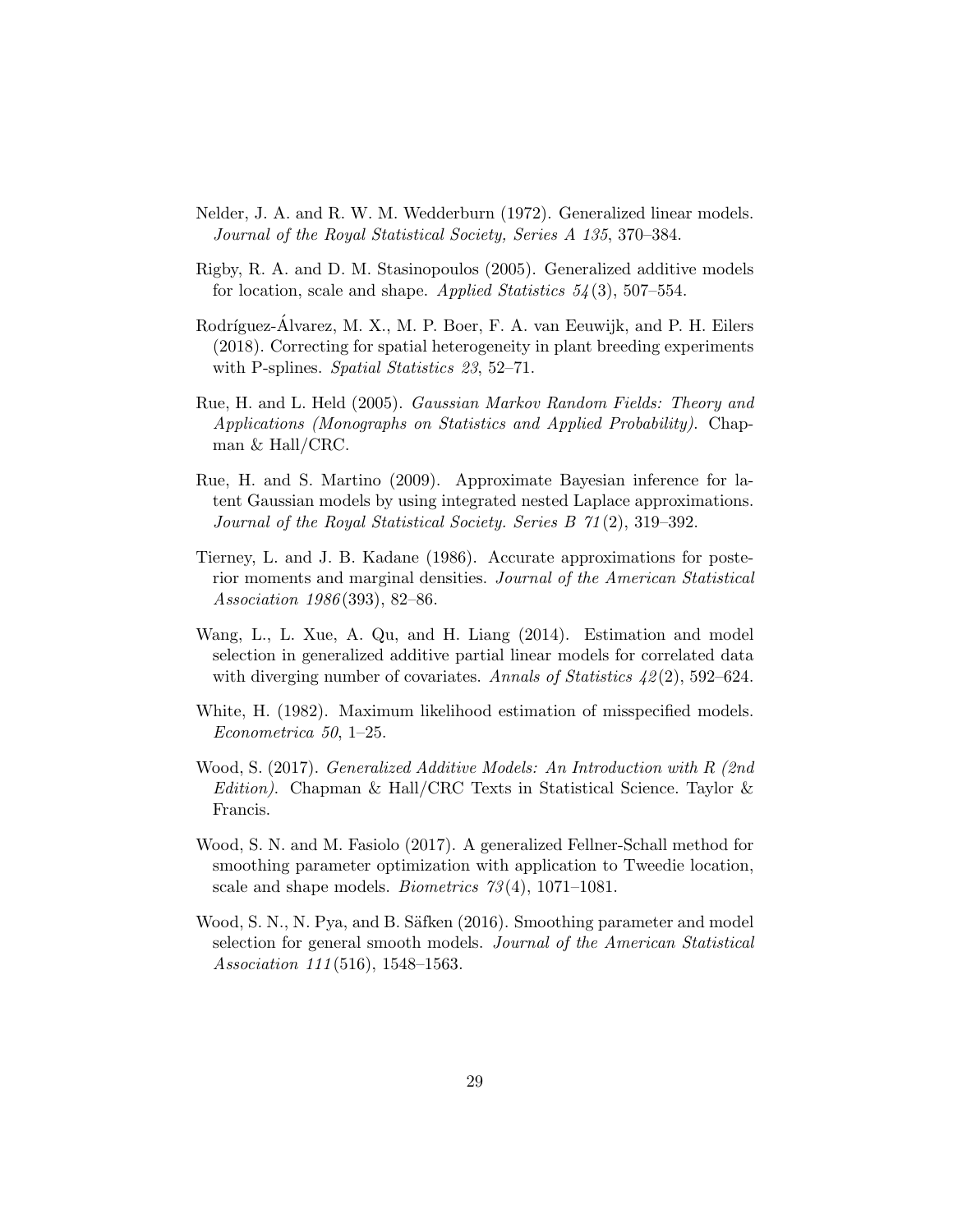Nelder, J. A. and R. W. M. Wedderburn (1972). Generalized linear models. *Journal of the Royal Statistical Society, Series A 135*, 370–384.

Rigby, R. A. and D. M. Stasinopoulos (2005). Generalized additive models for location, scale and shape. *Applied Statistics 54*(3), 507–554.

Rodríguez-Álvarez, M. X., M. P. Boer, F. A. van Eeuwijk, and P. H. Eilers (2018). Correcting for spatial heterogeneity in plant breeding experiments with P-splines. *Spatial Statistics 23*, 52–71.

Rue, H. and L. Held (2005). *Gaussian Markov Random Fields: Theory and Applications (Monographs on Statistics and Applied Probability)*. Chapman & Hall/CRC.

Rue, H. and S. Martino (2009). Approximate Bayesian inference for latent Gaussian models by using integrated nested Laplace approximations. *Journal of the Royal Statistical Society. Series B 71*(2), 319–392.

Tierney, L. and J. B. Kadane (1986). Accurate approximations for posterior moments and marginal densities. *Journal of the American Statistical Association 1986*(393), 82–86.

Wang, L., L. Xue, A. Qu, and H. Liang (2014). Estimation and model selection in generalized additive partial linear models for correlated data with diverging number of covariates. *Annals of Statistics 42*(2), 592–624.

White, H. (1982). Maximum likelihood estimation of misspecified models. *Econometrica 50*, 1–25.

Wood, S. (2017). *Generalized Additive Models: An Introduction with R (2nd Edition)*. Chapman & Hall/CRC Texts in Statistical Science. Taylor & Francis.

Wood, S. N. and M. Fasiolo (2017). A generalized Fellner-Schall method for smoothing parameter optimization with application to Tweedie location, scale and shape models. *Biometrics 73*(4), 1071–1081.

Wood, S. N., N. Pya, and B. Säfken (2016). Smoothing parameter and model selection for general smooth models. *Journal of the American Statistical Association 111*(516), 1548–1563.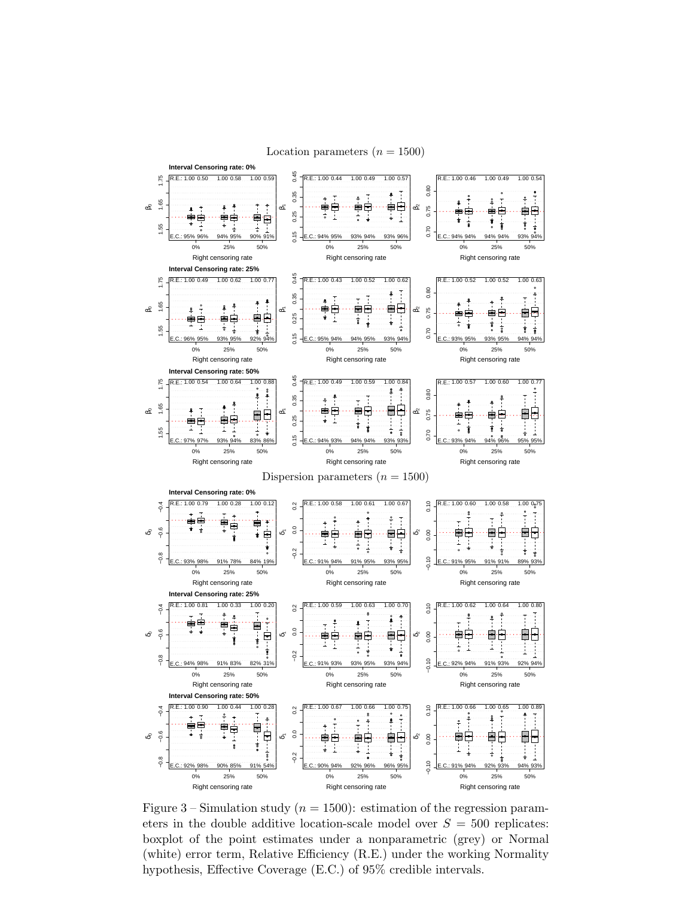Location parameters ($n = 1500$)

Dispersion parameters ($n = 1500$)

Figure 3 – Simulation study ($n = 1500$): estimation of the regression parameters in the double additive location-scale model over $S = 500$ replicates: boxplot of the point estimates under a nonparametric (grey) or Normal (white) error term, Relative Efficiency (R.E.) under the working Normality hypothesis, Effective Coverage (E.C.) of 95% credible intervals.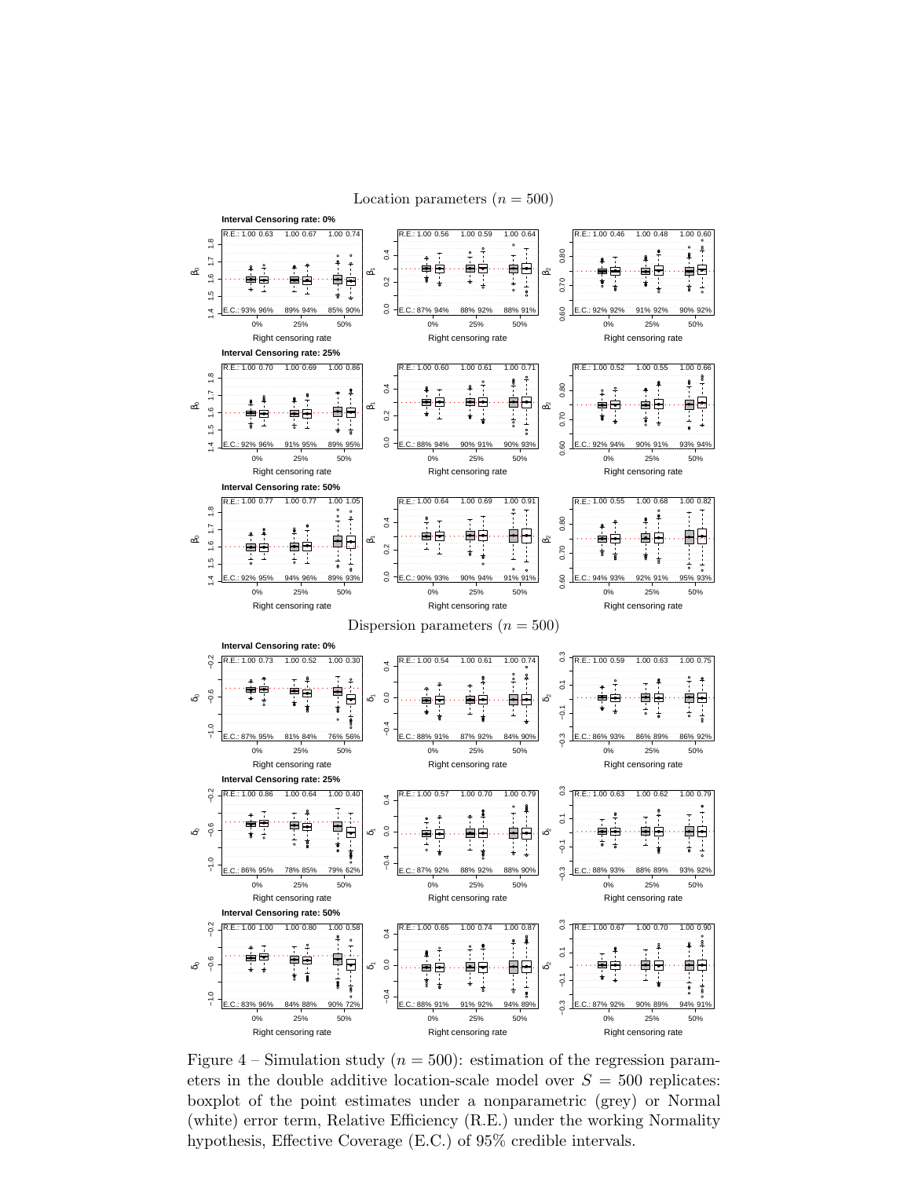Location parameters ($n = 500$)

Dispersion parameters ($n = 500$)

Figure 4 – Simulation study ($n = 500$): estimation of the regression parameters in the double additive location-scale model over $S = 500$ replicates: boxplot of the point estimates under a nonparametric (grey) or Normal (white) error term, Relative Efficiency (R.E.) under the working Normality hypothesis, Effective Coverage (E.C.) of 95% credible intervals.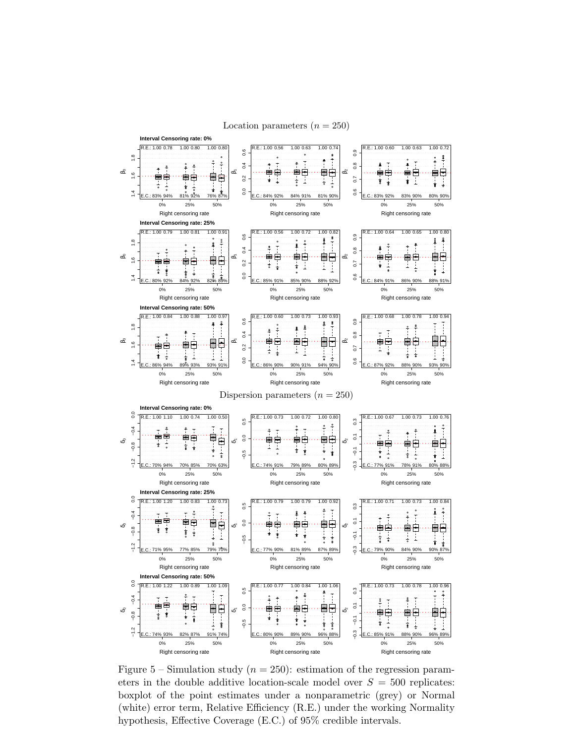Figure 5 – Simulation study ($n = 250$): estimation of the regression parameters in the double additive location-scale model over $S = 500$ replicates: boxplot of the point estimates under a nonparametric (grey) or Normal (white) error term, Relative Efficiency (R.E.) under the working Normality hypothesis, Effective Coverage (E.C.) of 95% credible intervals.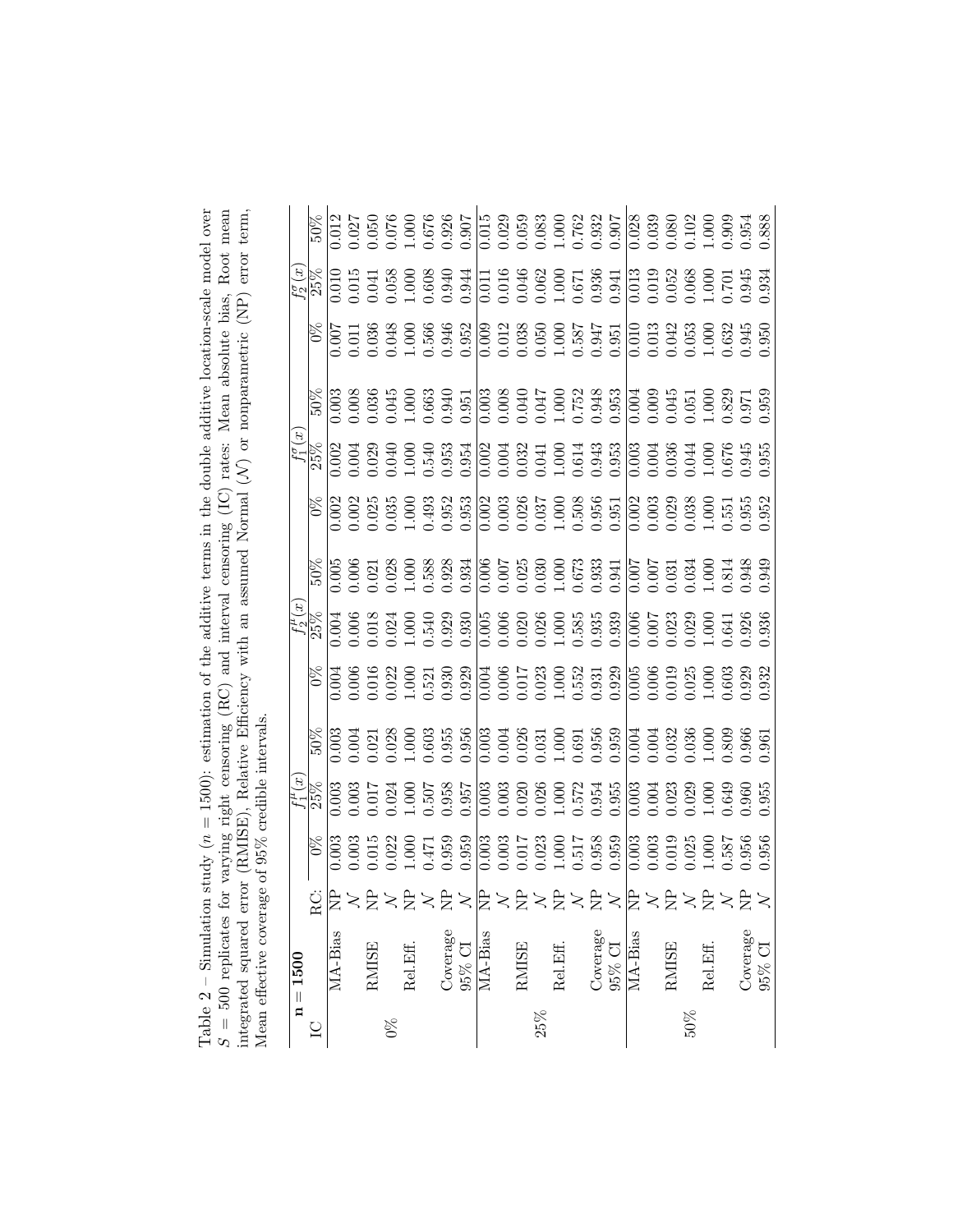Table 2 – Simulation study ($n = 1500$): estimation of the additive terms in the double additive location-scale model over $S = 500$ replicates for varying right censoring (RC) and interval censoring (IC) rates: Mean absolute bias, Root mean integrated squared error (RMISE), Relative Efficiency with an assumed Normal ($\mathcal{N}$) or nonparametric (NP) error term, Mean effective coverage of 95% credible intervals.

| $\mathbf{n = 1500}$ | | | $f_1^\mu(x)$ | | | $f_2^\mu(x)$ | | | $f_1^\sigma(x)$ | | | $f_2^\sigma(x)$ | |
|---|---|---|---|---|---|---|---|---|---|---|---|---|---|---|
| IC | | RC: | 0% | 25% | 50% | 0% | 25% | 50% | 0% | 25% | 50% | 0% | 25% | 50% |
| 0% | MA-Bias | NP | 0.003 | 0.003 | 0.003 | 0.004 | 0.004 | 0.005 | 0.002 | 0.002 | 0.003 | 0.007 | 0.010 | 0.012 |
| | | $\mathcal{N}$ | 0.003 | 0.003 | 0.004 | 0.006 | 0.006 | 0.006 | 0.002 | 0.004 | 0.008 | 0.011 | 0.015 | 0.027 |
| | RMISE | NP | 0.015 | 0.017 | 0.021 | 0.016 | 0.018 | 0.021 | 0.025 | 0.029 | 0.036 | 0.036 | 0.041 | 0.050 |
| | | $\mathcal{N}$ | 0.022 | 0.024 | 0.028 | 0.022 | 0.024 | 0.028 | 0.035 | 0.040 | 0.045 | 0.048 | 0.058 | 0.076 |
| | Rel.Eff. | NP | 1.000 | 1.000 | 1.000 | 1.000 | 1.000 | 1.000 | 1.000 | 1.000 | 1.000 | 1.000 | 1.000 | 1.000 |
| | | $\mathcal{N}$ | 0.471 | 0.507 | 0.603 | 0.521 | 0.540 | 0.588 | 0.493 | 0.540 | 0.663 | 0.566 | 0.608 | 0.676 |
| | Coverage | NP | 0.959 | 0.958 | 0.955 | 0.930 | 0.929 | 0.928 | 0.952 | 0.953 | 0.940 | 0.946 | 0.940 | 0.926 |
| | 95% CI | $\mathcal{N}$ | 0.959 | 0.957 | 0.956 | 0.929 | 0.930 | 0.934 | 0.953 | 0.954 | 0.951 | 0.952 | 0.944 | 0.907 |
| 25% | MA-Bias | NP | 0.003 | 0.003 | 0.003 | 0.004 | 0.005 | 0.006 | 0.002 | 0.002 | 0.003 | 0.009 | 0.011 | 0.015 |
| | | $\mathcal{N}$ | 0.003 | 0.003 | 0.004 | 0.006 | 0.006 | 0.007 | 0.003 | 0.004 | 0.008 | 0.012 | 0.016 | 0.029 |
| | RMISE | NP | 0.017 | 0.020 | 0.026 | 0.017 | 0.020 | 0.025 | 0.026 | 0.032 | 0.040 | 0.038 | 0.046 | 0.059 |
| | | $\mathcal{N}$ | 0.023 | 0.026 | 0.031 | 0.023 | 0.026 | 0.030 | 0.037 | 0.041 | 0.047 | 0.050 | 0.062 | 0.083 |
| | Rel.Eff. | NP | 1.000 | 1.000 | 1.000 | 1.000 | 1.000 | 1.000 | 1.000 | 1.000 | 1.000 | 1.000 | 1.000 | 1.000 |
| | | $\mathcal{N}$ | 0.517 | 0.572 | 0.691 | 0.552 | 0.585 | 0.673 | 0.508 | 0.614 | 0.752 | 0.587 | 0.671 | 0.762 |
| | Coverage | NP | 0.958 | 0.954 | 0.956 | 0.931 | 0.935 | 0.933 | 0.956 | 0.943 | 0.948 | 0.947 | 0.936 | 0.932 |
| | 95% CI | $\mathcal{N}$ | 0.959 | 0.955 | 0.959 | 0.929 | 0.939 | 0.941 | 0.951 | 0.953 | 0.953 | 0.951 | 0.941 | 0.907 |
| 50% | MA-Bias | NP | 0.003 | 0.003 | 0.004 | 0.005 | 0.006 | 0.007 | 0.002 | 0.003 | 0.004 | 0.010 | 0.013 | 0.028 |
| | | $\mathcal{N}$ | 0.003 | 0.004 | 0.004 | 0.006 | 0.007 | 0.007 | 0.003 | 0.004 | 0.009 | 0.013 | 0.019 | 0.039 |
| | RMISE | NP | 0.019 | 0.023 | 0.032 | 0.019 | 0.023 | 0.031 | 0.029 | 0.036 | 0.045 | 0.042 | 0.052 | 0.080 |
| | | $\mathcal{N}$ | 0.025 | 0.029 | 0.036 | 0.025 | 0.029 | 0.034 | 0.038 | 0.044 | 0.051 | 0.053 | 0.068 | 0.102 |
| | Rel.Eff. | NP | 1.000 | 1.000 | 1.000 | 1.000 | 1.000 | 1.000 | 1.000 | 1.000 | 1.000 | 1.000 | 1.000 | 1.000 |
| | | $\mathcal{N}$ | 0.587 | 0.649 | 0.809 | 0.603 | 0.641 | 0.814 | 0.551 | 0.676 | 0.829 | 0.632 | 0.701 | 0.909 |
| | Coverage | NP | 0.956 | 0.960 | 0.966 | 0.929 | 0.926 | 0.948 | 0.955 | 0.945 | 0.971 | 0.945 | 0.945 | 0.954 |
| | 95% CI | $\mathcal{N}$ | 0.956 | 0.955 | 0.961 | 0.932 | 0.936 | 0.949 | 0.952 | 0.955 | 0.959 | 0.950 | 0.934 | 0.888 |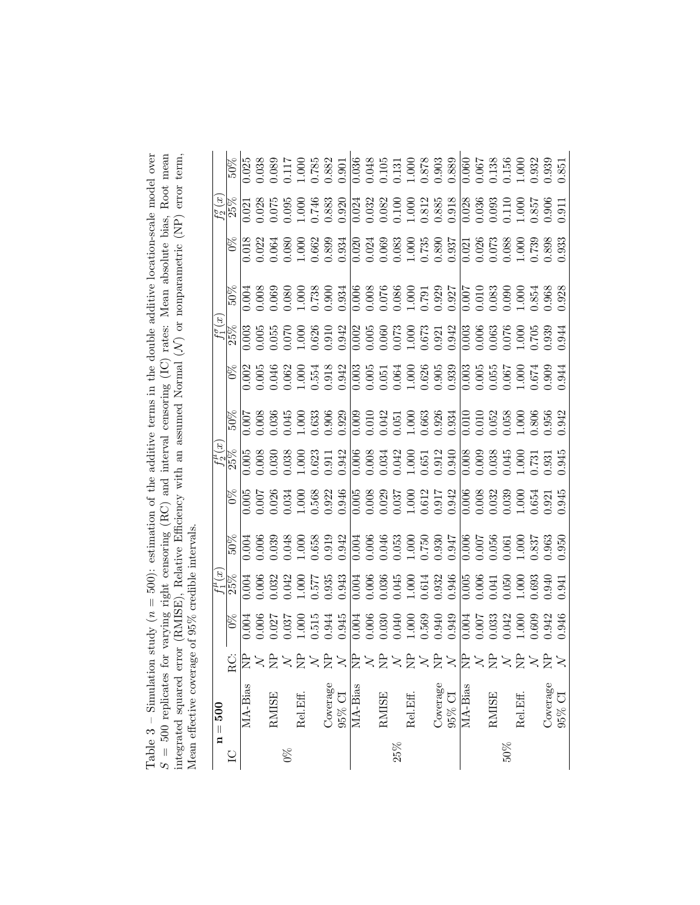Table 3 – Simulation study ($n = 500$): estimation of the additive terms in the double additive location-scale model over $S = 500$ replicates for varying right censoring (RC) and interval censoring (IC) rates: Mean absolute bias, Root mean integrated squared error (RMISE), Relative Efficiency with an assumed Normal ($\mathcal{N}$) or nonparametric (NP) error term, Mean effective coverage of 95% credible intervals.

| $\mathbf{n = 500}$ | | | $f_1^\mu(x)$ | | | $f_2^\mu(x)$ | | | $f_1^\sigma(x)$ | | | $f_2^\sigma(x)$ | | |
|---|---|---|---|---|---|---|---|---|---|---|---|---|---|---|
| IC | | RC: | 0% | 25% | 50% | 0% | 25% | 50% | 0% | 25% | 50% | 0% | 25% | 50% |
| 0% | MA-Bias | NP | 0.004 | 0.004 | 0.004 | 0.005 | 0.005 | 0.007 | 0.002 | 0.003 | 0.004 | 0.018 | 0.021 | 0.025 |
| | | $\mathcal{N}$ | 0.006 | 0.006 | 0.006 | 0.007 | 0.008 | 0.008 | 0.005 | 0.005 | 0.008 | 0.022 | 0.028 | 0.038 |
| | RMISE | NP | 0.027 | 0.032 | 0.039 | 0.026 | 0.030 | 0.036 | 0.046 | 0.055 | 0.069 | 0.064 | 0.075 | 0.089 |
| | | $\mathcal{N}$ | 0.037 | 0.042 | 0.048 | 0.034 | 0.038 | 0.045 | 0.062 | 0.070 | 0.080 | 0.080 | 0.095 | 0.117 |
| | Rel.Eff. | NP | 1.000 | 1.000 | 1.000 | 1.000 | 1.000 | 1.000 | 1.000 | 1.000 | 1.000 | 1.000 | 1.000 | 1.000 |
| | | $\mathcal{N}$ | 0.515 | 0.577 | 0.658 | 0.568 | 0.623 | 0.633 | 0.554 | 0.626 | 0.738 | 0.662 | 0.746 | 0.785 |
| | Coverage | NP | 0.944 | 0.935 | 0.919 | 0.922 | 0.911 | 0.906 | 0.918 | 0.910 | 0.900 | 0.899 | 0.883 | 0.882 |
| | 95% CI | $\mathcal{N}$ | 0.945 | 0.943 | 0.942 | 0.946 | 0.942 | 0.929 | 0.942 | 0.942 | 0.934 | 0.934 | 0.920 | 0.901 |
| 25% | MA-Bias | NP | 0.004 | 0.004 | 0.004 | 0.005 | 0.006 | 0.009 | 0.003 | 0.002 | 0.006 | 0.020 | 0.024 | 0.036 |
| | | $\mathcal{N}$ | 0.006 | 0.006 | 0.006 | 0.008 | 0.008 | 0.010 | 0.005 | 0.005 | 0.008 | 0.024 | 0.032 | 0.048 |
| | RMISE | NP | 0.030 | 0.036 | 0.046 | 0.029 | 0.034 | 0.042 | 0.051 | 0.060 | 0.076 | 0.069 | 0.082 | 0.105 |
| | | $\mathcal{N}$ | 0.040 | 0.045 | 0.053 | 0.037 | 0.042 | 0.051 | 0.064 | 0.073 | 0.086 | 0.083 | 0.100 | 0.131 |
| | Rel.Eff. | NP | 1.000 | 1.000 | 1.000 | 1.000 | 1.000 | 1.000 | 1.000 | 1.000 | 1.000 | 1.000 | 1.000 | 1.000 |
| | | $\mathcal{N}$ | 0.569 | 0.614 | 0.750 | 0.612 | 0.651 | 0.663 | 0.626 | 0.673 | 0.791 | 0.735 | 0.812 | 0.878 |
| | Coverage | NP | 0.940 | 0.932 | 0.930 | 0.917 | 0.912 | 0.926 | 0.905 | 0.921 | 0.929 | 0.890 | 0.885 | 0.903 |
| | 95% CI | $\mathcal{N}$ | 0.949 | 0.946 | 0.947 | 0.942 | 0.940 | 0.934 | 0.939 | 0.942 | 0.927 | 0.937 | 0.918 | 0.889 |
| 50% | MA-Bias | NP | 0.004 | 0.005 | 0.006 | 0.006 | 0.008 | 0.010 | 0.003 | 0.003 | 0.007 | 0.021 | 0.028 | 0.060 |
| | | $\mathcal{N}$ | 0.007 | 0.006 | 0.007 | 0.008 | 0.009 | 0.010 | 0.005 | 0.006 | 0.010 | 0.026 | 0.036 | 0.067 |
| | RMISE | NP | 0.033 | 0.041 | 0.056 | 0.032 | 0.038 | 0.052 | 0.055 | 0.063 | 0.083 | 0.073 | 0.093 | 0.138 |
| | | $\mathcal{N}$ | 0.042 | 0.050 | 0.061 | 0.039 | 0.045 | 0.058 | 0.067 | 0.076 | 0.090 | 0.088 | 0.110 | 0.156 |
| | Rel.Eff. | NP | 1.000 | 1.000 | 1.000 | 1.000 | 1.000 | 1.000 | 1.000 | 1.000 | 1.000 | 1.000 | 1.000 | 1.000 |
| | | $\mathcal{N}$ | 0.609 | 0.693 | 0.837 | 0.654 | 0.731 | 0.806 | 0.674 | 0.705 | 0.854 | 0.739 | 0.857 | 0.932 |
| | Coverage | NP | 0.942 | 0.940 | 0.963 | 0.921 | 0.931 | 0.956 | 0.909 | 0.939 | 0.968 | 0.898 | 0.906 | 0.939 |
| | 95% CI | $\mathcal{N}$ | 0.946 | 0.941 | 0.950 | 0.945 | 0.945 | 0.942 | 0.944 | 0.944 | 0.928 | 0.933 | 0.911 | 0.851 |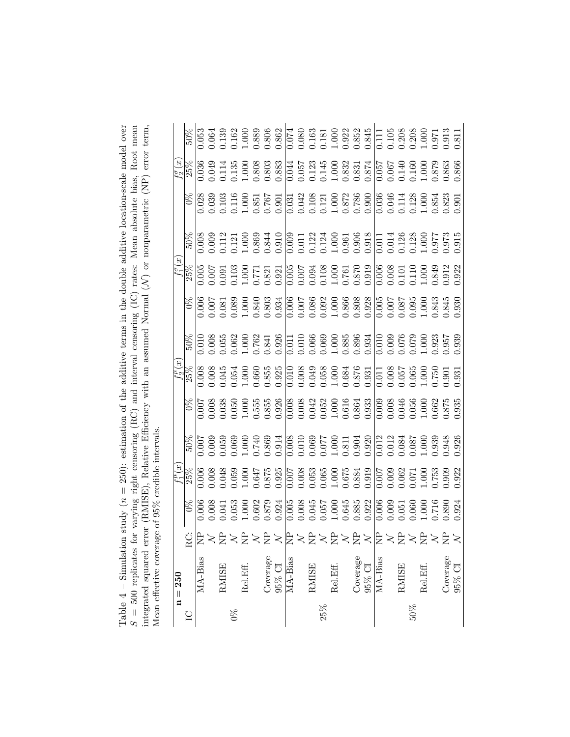Table 4 – Simulation study ($n = 250$): estimation of the additive terms in the double additive location-scale model over $S = 500$ replicates for varying right censoring (RC) and interval censoring (IC) rates: Mean absolute bias, Root mean integrated squared error (RMISE), Relative Efficiency with an assumed Normal ($\mathcal{N}$) or nonparametric (NP) error term, Mean effective coverage of 95% credible intervals.

| $\mathbf{n = 250}$ | | | $f_1^\mu(x)$ | | | $f_2^\mu(x)$ | | | $f_1^\sigma(x)$ | | | $f_2^\sigma(x)$ | |
|---|---|---|---|---|---|---|---|---|---|---|---|---|---|
| IC | | RC: | 0% | 25% | 50% | 0% | 25% | 50% | 0% | 25% | 50% | 0% | 25% | 50% |
| 0% | MA-Bias | NP | 0.006 | 0.006 | 0.007 | 0.007 | 0.008 | 0.010 | 0.006 | 0.005 | 0.008 | 0.028 | 0.036 | 0.053 |
| | | $\mathcal{N}$ | 0.008 | 0.008 | 0.009 | 0.008 | 0.008 | 0.008 | 0.007 | 0.007 | 0.009 | 0.039 | 0.049 | 0.064 |
| | RMISE | NP | 0.041 | 0.048 | 0.059 | 0.038 | 0.045 | 0.055 | 0.081 | 0.091 | 0.112 | 0.103 | 0.114 | 0.139 |
| | | $\mathcal{N}$ | 0.053 | 0.059 | 0.069 | 0.050 | 0.054 | 0.062 | 0.089 | 0.103 | 0.121 | 0.116 | 0.135 | 0.162 |
| | Rel.Eff. | NP | 1.000 | 1.000 | 1.000 | 1.000 | 1.000 | 1.000 | 1.000 | 1.000 | 1.000 | 1.000 | 1.000 | 1.000 |
| | | $\mathcal{N}$ | 0.602 | 0.647 | 0.740 | 0.555 | 0.660 | 0.762 | 0.840 | 0.771 | 0.869 | 0.851 | 0.808 | 0.889 |
| | Coverage | NP | 0.879 | 0.875 | 0.869 | 0.855 | 0.855 | 0.841 | 0.803 | 0.821 | 0.844 | 0.767 | 0.803 | 0.806 |
| | 95% CI | $\mathcal{N}$ | 0.924 | 0.925 | 0.914 | 0.926 | 0.925 | 0.926 | 0.934 | 0.921 | 0.910 | 0.901 | 0.883 | 0.862 |
| 25% | MA-Bias | NP | 0.005 | 0.007 | 0.008 | 0.008 | 0.010 | 0.011 | 0.006 | 0.005 | 0.009 | 0.031 | 0.044 | 0.074 |
| | | $\mathcal{N}$ | 0.008 | 0.008 | 0.010 | 0.008 | 0.008 | 0.010 | 0.007 | 0.007 | 0.011 | 0.042 | 0.057 | 0.080 |
| | RMISE | NP | 0.045 | 0.053 | 0.069 | 0.042 | 0.049 | 0.066 | 0.086 | 0.094 | 0.122 | 0.108 | 0.123 | 0.163 |
| | | $\mathcal{N}$ | 0.057 | 0.065 | 0.077 | 0.052 | 0.058 | 0.069 | 0.092 | 0.108 | 0.124 | 0.121 | 0.145 | 0.181 |
| | Rel.Eff. | NP | 1.000 | 1.000 | 1.000 | 1.000 | 1.000 | 1.000 | 1.000 | 1.000 | 1.000 | 1.000 | 1.000 | 1.000 |
| | | $\mathcal{N}$ | 0.645 | 0.675 | 0.811 | 0.616 | 0.684 | 0.885 | 0.866 | 0.761 | 0.961 | 0.872 | 0.832 | 0.922 |
| | Coverage | NP | 0.885 | 0.884 | 0.904 | 0.864 | 0.876 | 0.896 | 0.808 | 0.870 | 0.906 | 0.786 | 0.831 | 0.852 |
| | 95% CI | $\mathcal{N}$ | 0.922 | 0.919 | 0.920 | 0.933 | 0.931 | 0.934 | 0.928 | 0.919 | 0.918 | 0.900 | 0.874 | 0.845 |
| 50% | MA-Bias | NP | 0.006 | 0.007 | 0.012 | 0.009 | 0.011 | 0.010 | 0.005 | 0.006 | 0.011 | 0.036 | 0.057 | 0.111 |
| | | $\mathcal{N}$ | 0.009 | 0.009 | 0.012 | 0.008 | 0.008 | 0.009 | 0.007 | 0.008 | 0.014 | 0.046 | 0.067 | 0.105 |
| | RMISE | NP | 0.051 | 0.062 | 0.084 | 0.046 | 0.057 | 0.076 | 0.087 | 0.101 | 0.126 | 0.114 | 0.140 | 0.208 |
| | | $\mathcal{N}$ | 0.060 | 0.071 | 0.087 | 0.056 | 0.065 | 0.079 | 0.095 | 0.110 | 0.128 | 0.128 | 0.160 | 0.208 |
| | Rel.Eff. | NP | 1.000 | 1.000 | 1.000 | 1.000 | 1.000 | 1.000 | 1.000 | 1.000 | 1.000 | 1.000 | 1.000 | 1.000 |
| | | $\mathcal{N}$ | 0.716 | 0.753 | 0.939 | 0.662 | 0.750 | 0.923 | 0.843 | 0.849 | 0.977 | 0.854 | 0.879 | 0.971 |
| | Coverage | NP | 0.890 | 0.909 | 0.948 | 0.875 | 0.901 | 0.957 | 0.845 | 0.912 | 0.973 | 0.823 | 0.863 | 0.913 |
| | 95% CI | $\mathcal{N}$ | 0.924 | 0.922 | 0.926 | 0.935 | 0.931 | 0.939 | 0.930 | 0.922 | 0.915 | 0.901 | 0.866 | 0.811 |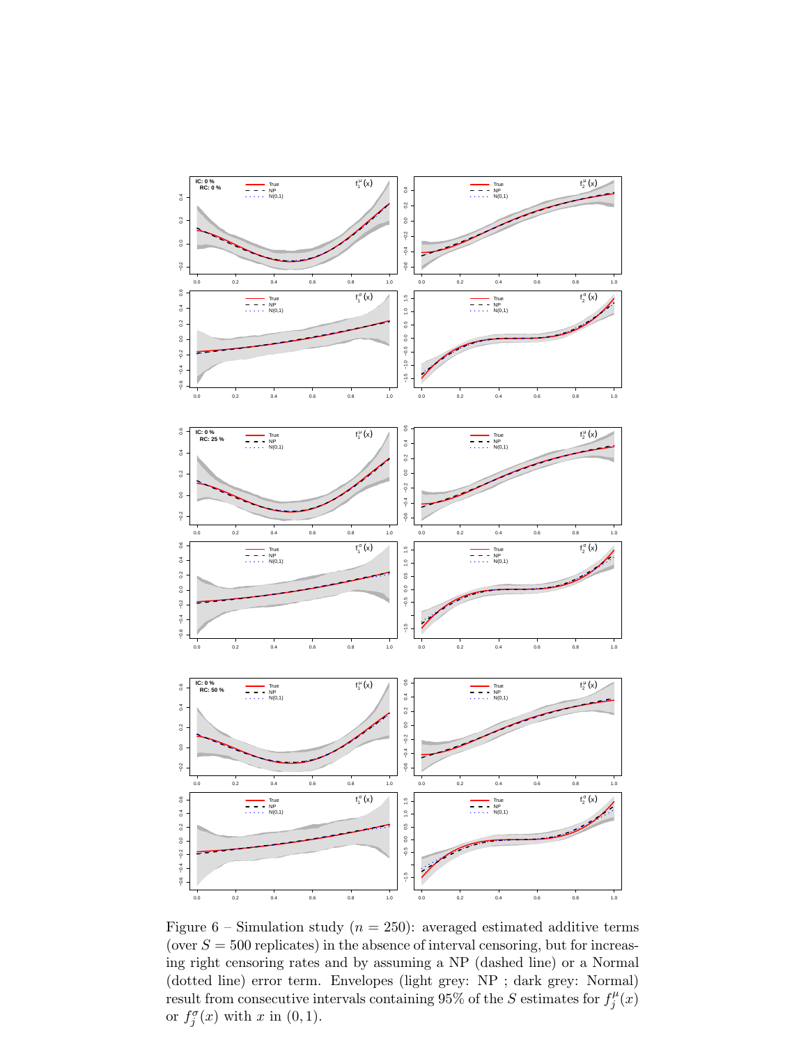Figure 6 – Simulation study ($n = 250$): averaged estimated additive terms (over $S = 500$ replicates) in the absence of interval censoring, but for increasing right censoring rates and by assuming a NP (dashed line) or a Normal (dotted line) error term. Envelopes (light grey: NP ; dark grey: Normal) result from consecutive intervals containing 95% of the $S$ estimates for $f_j^\mu(x)$ or $f_j^\sigma(x)$ with $x$ in $(0, 1)$.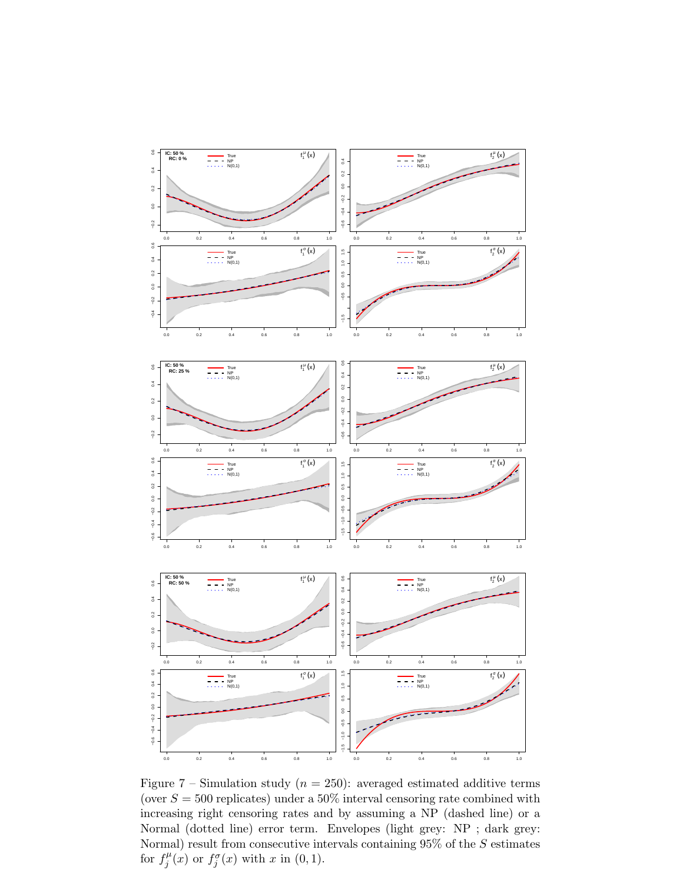Figure 7 – Simulation study ($n = 250$): averaged estimated additive terms (over $S = 500$ replicates) under a 50% interval censoring rate combined with increasing right censoring rates and by assuming a NP (dashed line) or a Normal (dotted line) error term. Envelopes (light grey: NP ; dark grey: Normal) result from consecutive intervals containing 95% of the $S$ estimates for $f_j^\mu(x)$ or $f_j^\sigma(x)$ with $x$ in $(0, 1)$.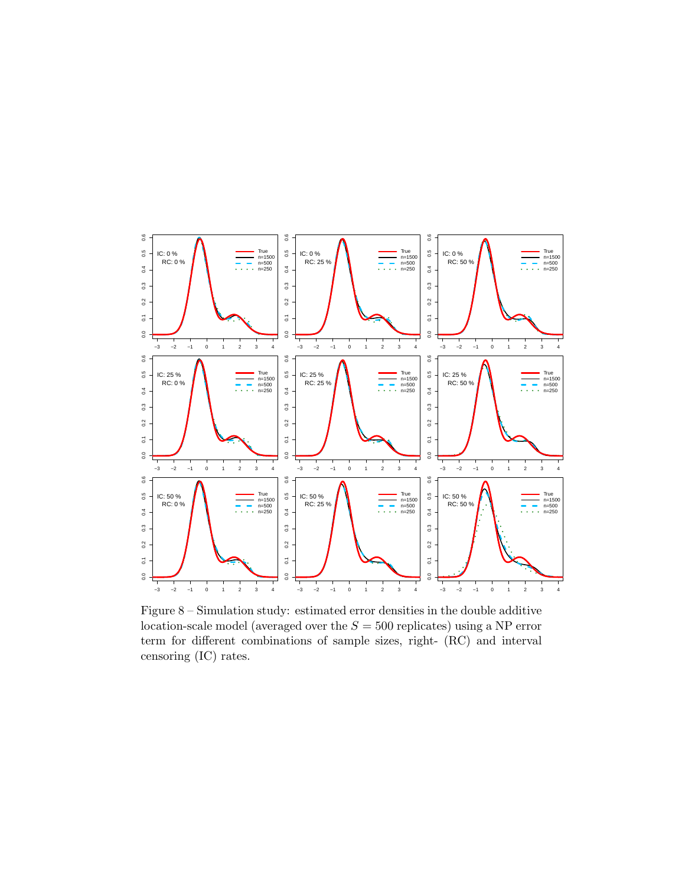IC: 0 %
RC: 0 %

IC: 0 %
RC: 25 %

IC: 0 %
RC: 50 %

IC: 25 %
RC: 0 %

IC: 25 %
RC: 25 %

IC: 25 %
RC: 50 %

IC: 50 %
RC: 0 %

IC: 50 %
RC: 25 %

IC: 50 %
RC: 50 %

True
n=1500
n=500
n=250

Figure 8 – Simulation study: estimated error densities in the double additive location-scale model (averaged over the $S = 500$ replicates) using a NP error term for different combinations of sample sizes, right- (RC) and interval censoring (IC) rates.